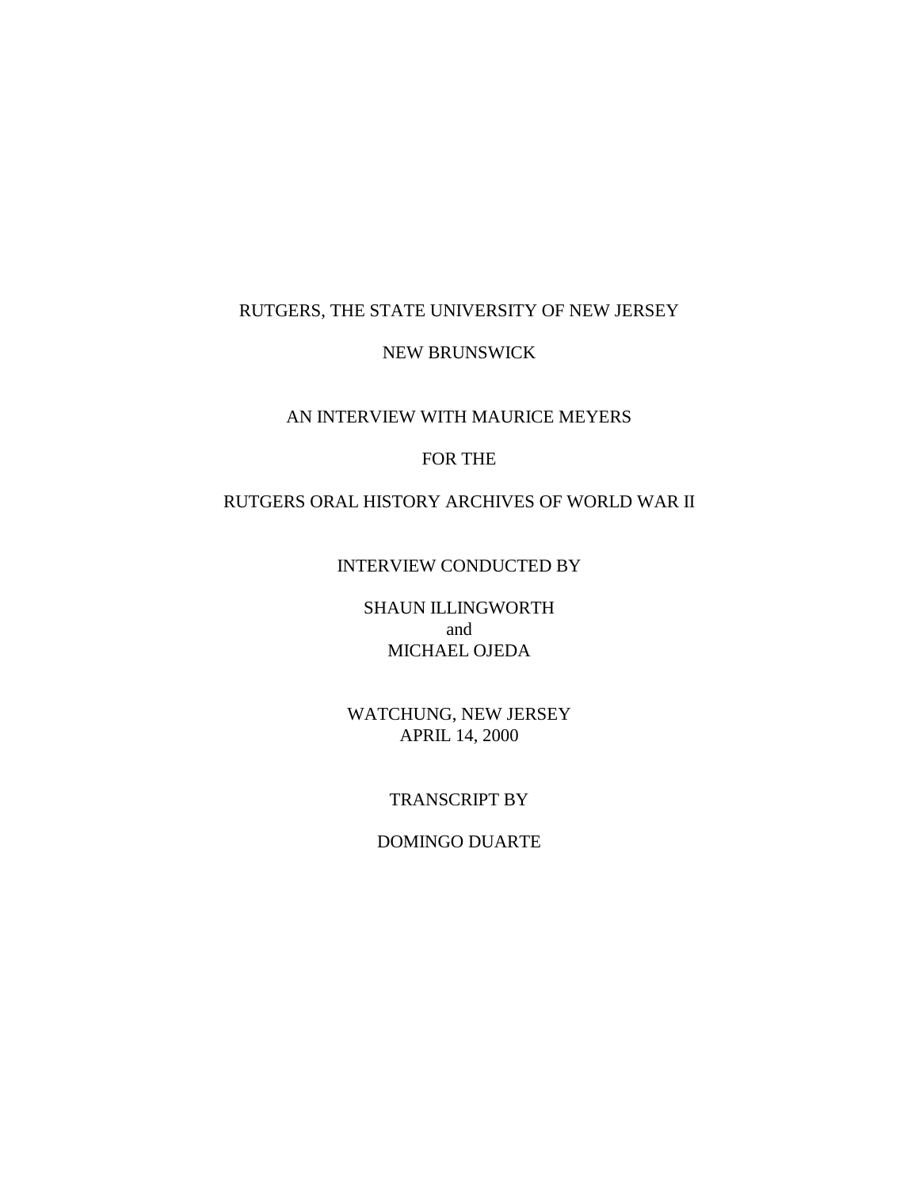RUTGERS, THE STATE UNIVERSITY OF NEW JERSEY

NEW BRUNSWICK

AN INTERVIEW WITH MAURICE MEYERS

FOR THE

RUTGERS ORAL HISTORY ARCHIVES OF WORLD WAR II

INTERVIEW CONDUCTED BY

SHAUN ILLINGWORTH
and
MICHAEL OJEDA

WATCHUNG, NEW JERSEY
APRIL 14, 2000

TRANSCRIPT BY

DOMINGO DUARTE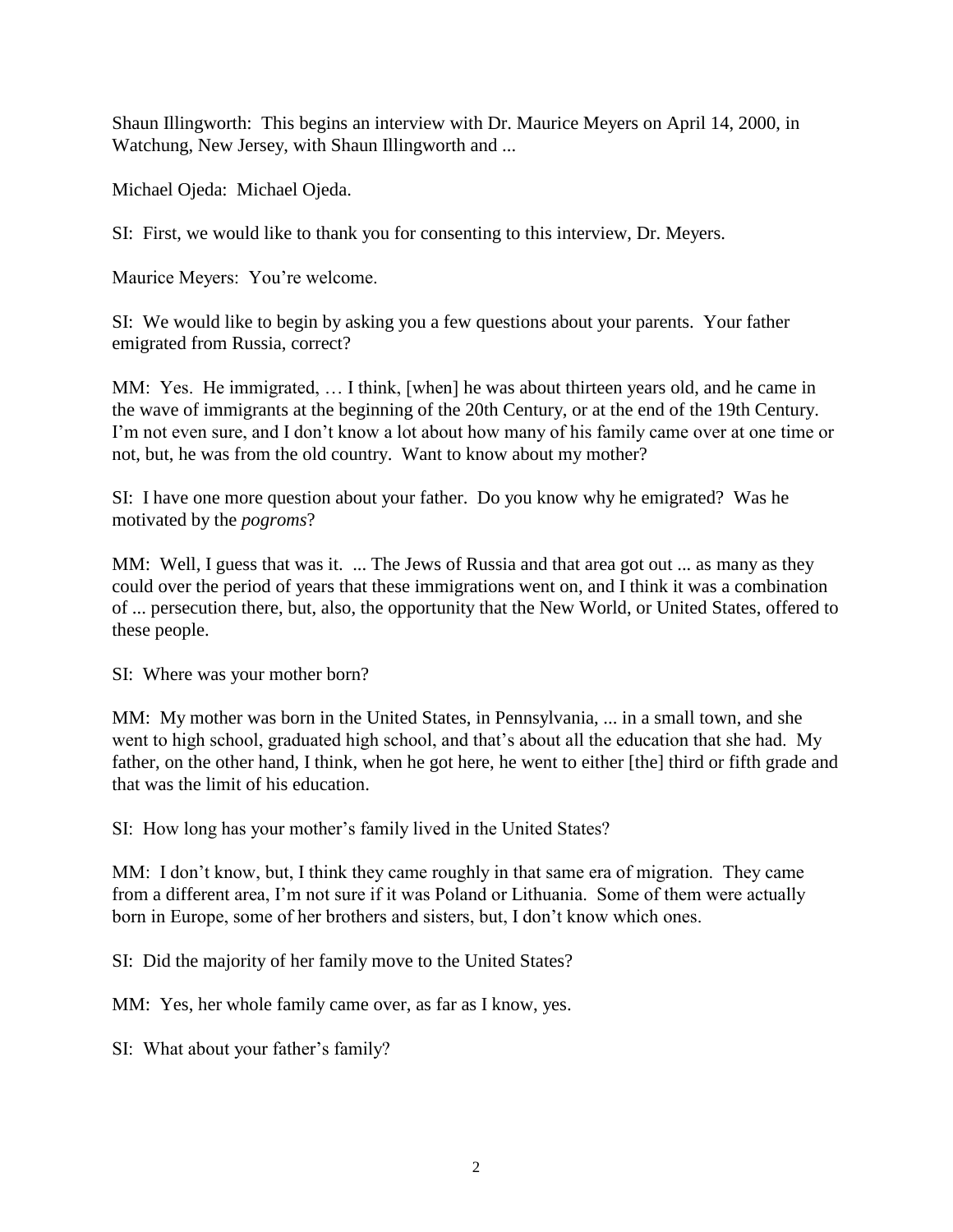Shaun Illingworth: This begins an interview with Dr. Maurice Meyers on April 14, 2000, in Watchung, New Jersey, with Shaun Illingworth and ...

Michael Ojeda: Michael Ojeda.

SI: First, we would like to thank you for consenting to this interview, Dr. Meyers.

Maurice Meyers: You're welcome.

SI: We would like to begin by asking you a few questions about your parents. Your father emigrated from Russia, correct?

MM: Yes. He immigrated, … I think, [when] he was about thirteen years old, and he came in the wave of immigrants at the beginning of the 20th Century, or at the end of the 19th Century. I'm not even sure, and I don't know a lot about how many of his family came over at one time or not, but, he was from the old country. Want to know about my mother?

SI: I have one more question about your father. Do you know why he emigrated? Was he motivated by the *pogroms*?

MM: Well, I guess that was it. ... The Jews of Russia and that area got out ... as many as they could over the period of years that these immigrations went on, and I think it was a combination of ... persecution there, but, also, the opportunity that the New World, or United States, offered to these people.

SI: Where was your mother born?

MM: My mother was born in the United States, in Pennsylvania, ... in a small town, and she went to high school, graduated high school, and that's about all the education that she had. My father, on the other hand, I think, when he got here, he went to either [the] third or fifth grade and that was the limit of his education.

SI: How long has your mother's family lived in the United States?

MM: I don't know, but, I think they came roughly in that same era of migration. They came from a different area, I'm not sure if it was Poland or Lithuania. Some of them were actually born in Europe, some of her brothers and sisters, but, I don't know which ones.

SI: Did the majority of her family move to the United States?

MM: Yes, her whole family came over, as far as I know, yes.

SI: What about your father's family?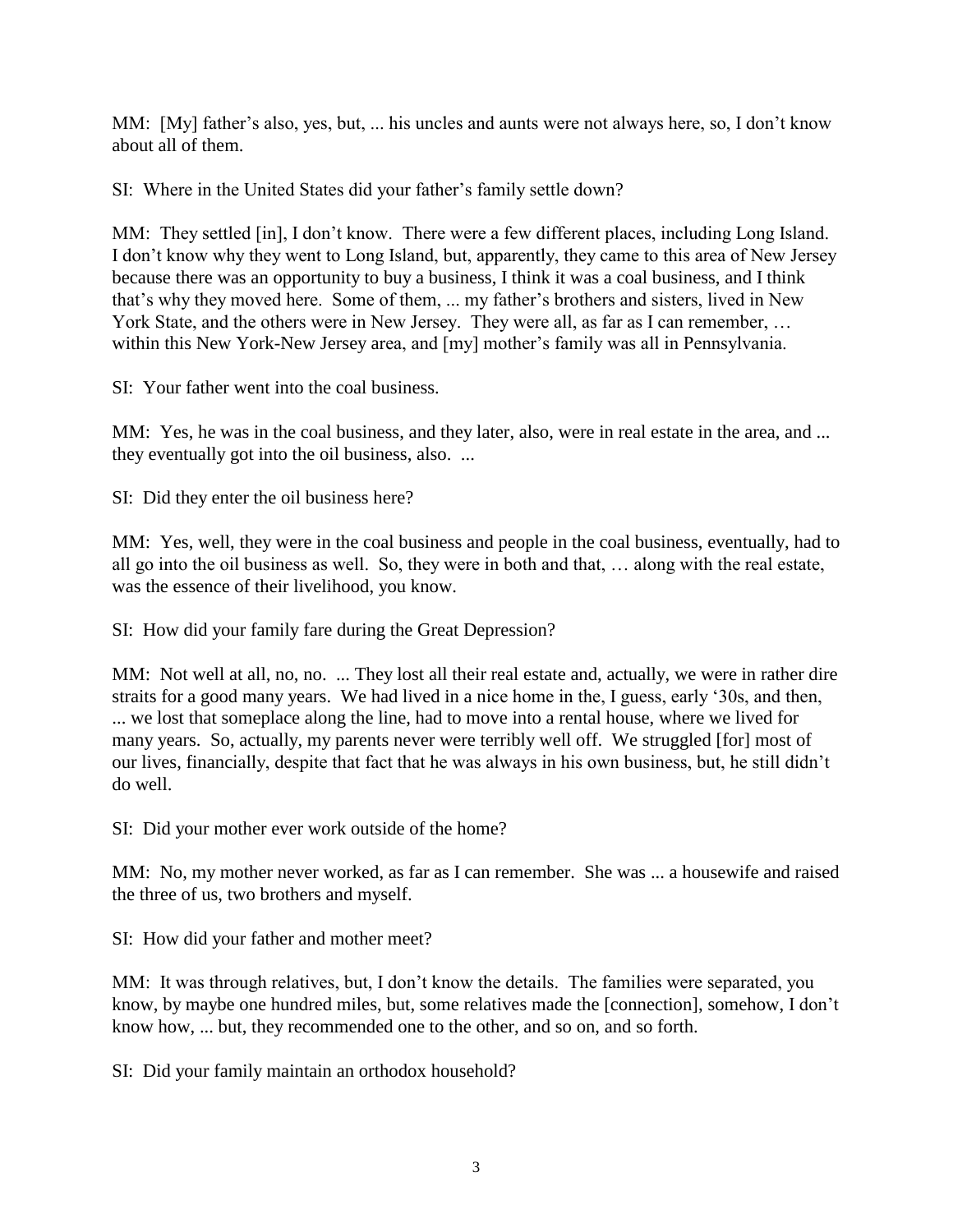MM: [My] father's also, yes, but, ... his uncles and aunts were not always here, so, I don't know about all of them.

SI: Where in the United States did your father's family settle down?

MM: They settled [in], I don't know. There were a few different places, including Long Island. I don't know why they went to Long Island, but, apparently, they came to this area of New Jersey because there was an opportunity to buy a business, I think it was a coal business, and I think that's why they moved here. Some of them, ... my father's brothers and sisters, lived in New York State, and the others were in New Jersey. They were all, as far as I can remember, … within this New York-New Jersey area, and [my] mother's family was all in Pennsylvania.

SI: Your father went into the coal business.

MM: Yes, he was in the coal business, and they later, also, were in real estate in the area, and ... they eventually got into the oil business, also. ...

SI: Did they enter the oil business here?

MM: Yes, well, they were in the coal business and people in the coal business, eventually, had to all go into the oil business as well. So, they were in both and that, … along with the real estate, was the essence of their livelihood, you know.

SI: How did your family fare during the Great Depression?

MM: Not well at all, no, no. ... They lost all their real estate and, actually, we were in rather dire straits for a good many years. We had lived in a nice home in the, I guess, early '30s, and then, ... we lost that someplace along the line, had to move into a rental house, where we lived for many years. So, actually, my parents never were terribly well off. We struggled [for] most of our lives, financially, despite that fact that he was always in his own business, but, he still didn't do well.

SI: Did your mother ever work outside of the home?

MM: No, my mother never worked, as far as I can remember. She was ... a housewife and raised the three of us, two brothers and myself.

SI: How did your father and mother meet?

MM: It was through relatives, but, I don't know the details. The families were separated, you know, by maybe one hundred miles, but, some relatives made the [connection], somehow, I don't know how, ... but, they recommended one to the other, and so on, and so forth.

SI: Did your family maintain an orthodox household?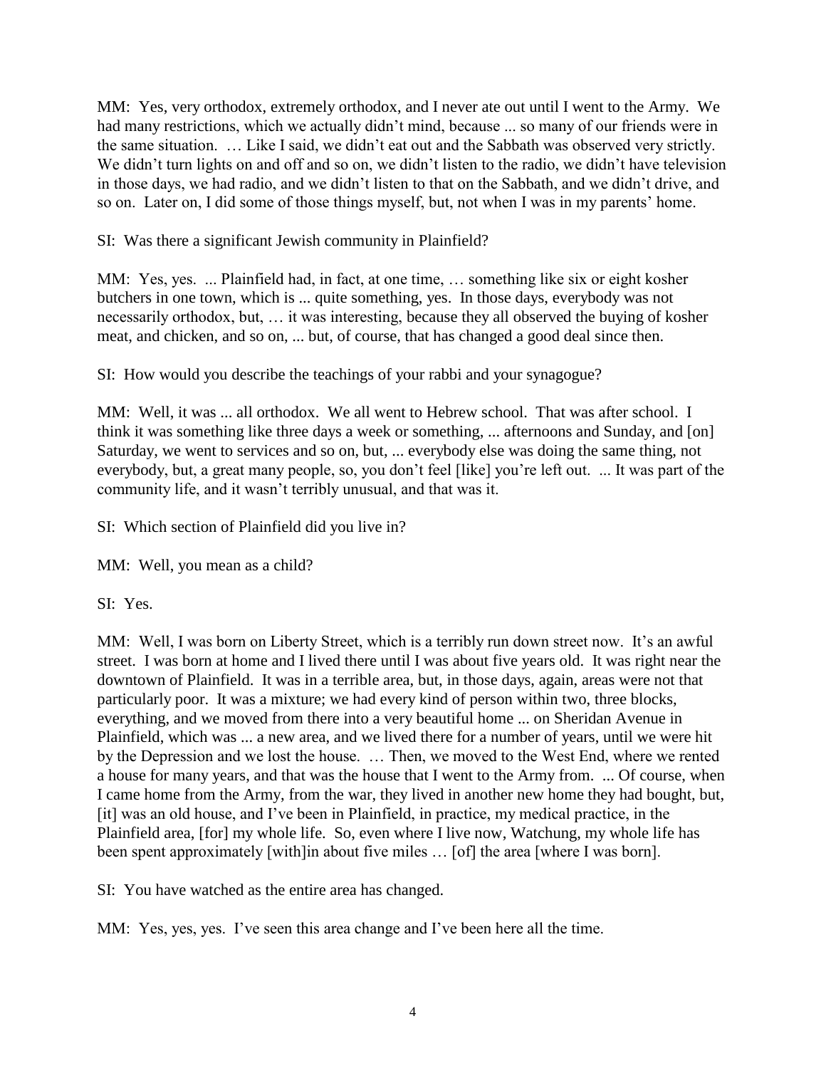MM: Yes, very orthodox, extremely orthodox, and I never ate out until I went to the Army. We had many restrictions, which we actually didn't mind, because ... so many of our friends were in the same situation. … Like I said, we didn't eat out and the Sabbath was observed very strictly. We didn't turn lights on and off and so on, we didn't listen to the radio, we didn't have television in those days, we had radio, and we didn't listen to that on the Sabbath, and we didn't drive, and so on. Later on, I did some of those things myself, but, not when I was in my parents' home.

SI: Was there a significant Jewish community in Plainfield?

MM: Yes, yes. ... Plainfield had, in fact, at one time, … something like six or eight kosher butchers in one town, which is ... quite something, yes. In those days, everybody was not necessarily orthodox, but, … it was interesting, because they all observed the buying of kosher meat, and chicken, and so on, ... but, of course, that has changed a good deal since then.

SI: How would you describe the teachings of your rabbi and your synagogue?

MM: Well, it was ... all orthodox. We all went to Hebrew school. That was after school. I think it was something like three days a week or something, ... afternoons and Sunday, and [on] Saturday, we went to services and so on, but, ... everybody else was doing the same thing, not everybody, but, a great many people, so, you don't feel [like] you're left out. ... It was part of the community life, and it wasn't terribly unusual, and that was it.

SI: Which section of Plainfield did you live in?

MM: Well, you mean as a child?

SI: Yes.

MM: Well, I was born on Liberty Street, which is a terribly run down street now. It's an awful street. I was born at home and I lived there until I was about five years old. It was right near the downtown of Plainfield. It was in a terrible area, but, in those days, again, areas were not that particularly poor. It was a mixture; we had every kind of person within two, three blocks, everything, and we moved from there into a very beautiful home ... on Sheridan Avenue in Plainfield, which was ... a new area, and we lived there for a number of years, until we were hit by the Depression and we lost the house. … Then, we moved to the West End, where we rented a house for many years, and that was the house that I went to the Army from. ... Of course, when I came home from the Army, from the war, they lived in another new home they had bought, but, [it] was an old house, and I've been in Plainfield, in practice, my medical practice, in the Plainfield area, [for] my whole life. So, even where I live now, Watchung, my whole life has been spent approximately [with]in about five miles … [of] the area [where I was born].

SI: You have watched as the entire area has changed.

MM: Yes, yes, yes. I've seen this area change and I've been here all the time.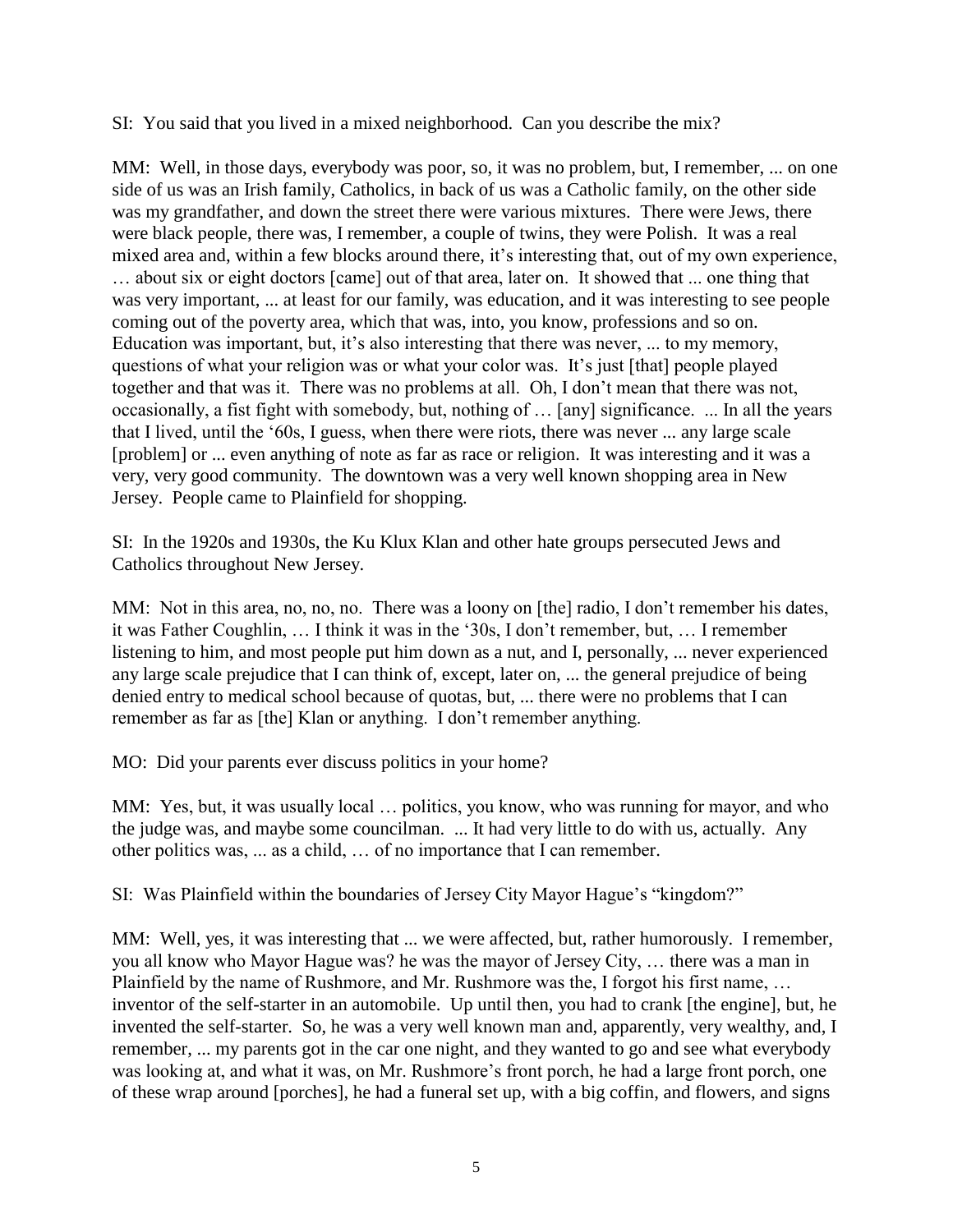SI: You said that you lived in a mixed neighborhood. Can you describe the mix?

MM: Well, in those days, everybody was poor, so, it was no problem, but, I remember, ... on one side of us was an Irish family, Catholics, in back of us was a Catholic family, on the other side was my grandfather, and down the street there were various mixtures. There were Jews, there were black people, there was, I remember, a couple of twins, they were Polish. It was a real mixed area and, within a few blocks around there, it's interesting that, out of my own experience, … about six or eight doctors [came] out of that area, later on. It showed that ... one thing that was very important, ... at least for our family, was education, and it was interesting to see people coming out of the poverty area, which that was, into, you know, professions and so on. Education was important, but, it's also interesting that there was never, ... to my memory, questions of what your religion was or what your color was. It's just [that] people played together and that was it. There was no problems at all. Oh, I don't mean that there was not, occasionally, a fist fight with somebody, but, nothing of … [any] significance. ... In all the years that I lived, until the '60s, I guess, when there were riots, there was never ... any large scale [problem] or ... even anything of note as far as race or religion. It was interesting and it was a very, very good community. The downtown was a very well known shopping area in New Jersey. People came to Plainfield for shopping.

SI: In the 1920s and 1930s, the Ku Klux Klan and other hate groups persecuted Jews and Catholics throughout New Jersey.

MM: Not in this area, no, no, no. There was a loony on [the] radio, I don't remember his dates, it was Father Coughlin, … I think it was in the '30s, I don't remember, but, … I remember listening to him, and most people put him down as a nut, and I, personally, ... never experienced any large scale prejudice that I can think of, except, later on, ... the general prejudice of being denied entry to medical school because of quotas, but, ... there were no problems that I can remember as far as [the] Klan or anything. I don't remember anything.

MO: Did your parents ever discuss politics in your home?

MM: Yes, but, it was usually local … politics, you know, who was running for mayor, and who the judge was, and maybe some councilman. ... It had very little to do with us, actually. Any other politics was, ... as a child, … of no importance that I can remember.

SI: Was Plainfield within the boundaries of Jersey City Mayor Hague's "kingdom?"

MM: Well, yes, it was interesting that ... we were affected, but, rather humorously. I remember, you all know who Mayor Hague was? he was the mayor of Jersey City, … there was a man in Plainfield by the name of Rushmore, and Mr. Rushmore was the, I forgot his first name, … inventor of the self-starter in an automobile. Up until then, you had to crank [the engine], but, he invented the self-starter. So, he was a very well known man and, apparently, very wealthy, and, I remember, ... my parents got in the car one night, and they wanted to go and see what everybody was looking at, and what it was, on Mr. Rushmore's front porch, he had a large front porch, one of these wrap around [porches], he had a funeral set up, with a big coffin, and flowers, and signs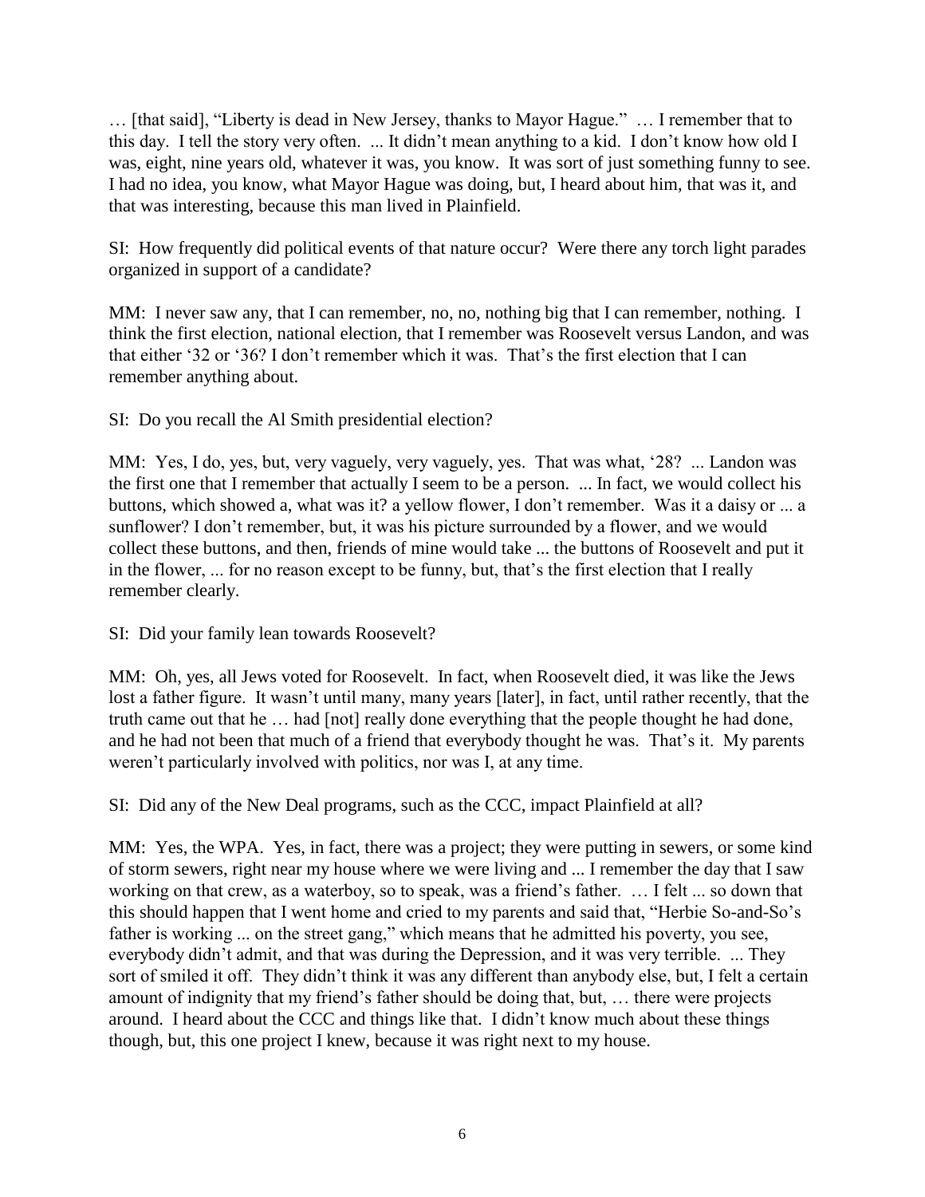… [that said], "Liberty is dead in New Jersey, thanks to Mayor Hague." … I remember that to this day. I tell the story very often. ... It didn't mean anything to a kid. I don't know how old I was, eight, nine years old, whatever it was, you know. It was sort of just something funny to see. I had no idea, you know, what Mayor Hague was doing, but, I heard about him, that was it, and that was interesting, because this man lived in Plainfield.

SI: How frequently did political events of that nature occur? Were there any torch light parades organized in support of a candidate?

MM: I never saw any, that I can remember, no, no, nothing big that I can remember, nothing. I think the first election, national election, that I remember was Roosevelt versus Landon, and was that either '32 or '36? I don't remember which it was. That's the first election that I can remember anything about.

SI: Do you recall the Al Smith presidential election?

MM: Yes, I do, yes, but, very vaguely, very vaguely, yes. That was what, '28? ... Landon was the first one that I remember that actually I seem to be a person. ... In fact, we would collect his buttons, which showed a, what was it? a yellow flower, I don't remember. Was it a daisy or ... a sunflower? I don't remember, but, it was his picture surrounded by a flower, and we would collect these buttons, and then, friends of mine would take ... the buttons of Roosevelt and put it in the flower, ... for no reason except to be funny, but, that's the first election that I really remember clearly.

SI: Did your family lean towards Roosevelt?

MM: Oh, yes, all Jews voted for Roosevelt. In fact, when Roosevelt died, it was like the Jews lost a father figure. It wasn't until many, many years [later], in fact, until rather recently, that the truth came out that he … had [not] really done everything that the people thought he had done, and he had not been that much of a friend that everybody thought he was. That's it. My parents weren't particularly involved with politics, nor was I, at any time.

SI: Did any of the New Deal programs, such as the CCC, impact Plainfield at all?

MM: Yes, the WPA. Yes, in fact, there was a project; they were putting in sewers, or some kind of storm sewers, right near my house where we were living and ... I remember the day that I saw working on that crew, as a waterboy, so to speak, was a friend's father. … I felt ... so down that this should happen that I went home and cried to my parents and said that, "Herbie So-and-So's father is working ... on the street gang," which means that he admitted his poverty, you see, everybody didn't admit, and that was during the Depression, and it was very terrible. ... They sort of smiled it off. They didn't think it was any different than anybody else, but, I felt a certain amount of indignity that my friend's father should be doing that, but, … there were projects around. I heard about the CCC and things like that. I didn't know much about these things though, but, this one project I knew, because it was right next to my house.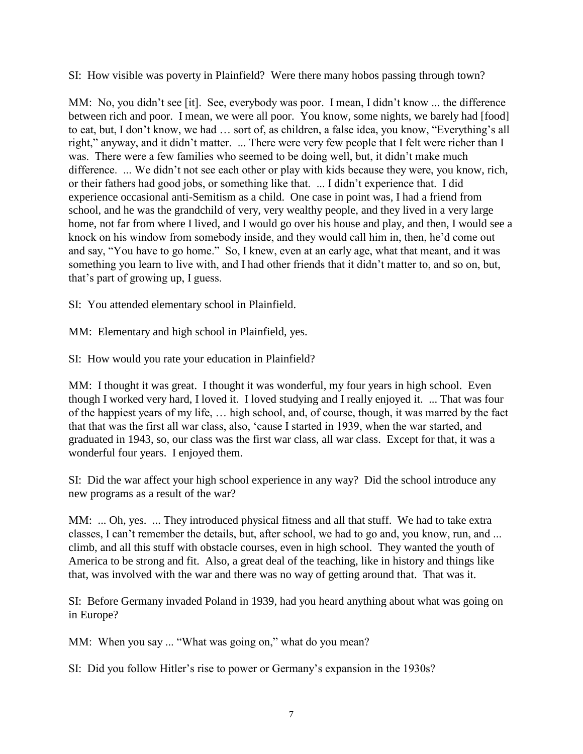SI: How visible was poverty in Plainfield? Were there many hobos passing through town?

MM: No, you didn't see [it]. See, everybody was poor. I mean, I didn't know ... the difference between rich and poor. I mean, we were all poor. You know, some nights, we barely had [food] to eat, but, I don't know, we had … sort of, as children, a false idea, you know, "Everything's all right," anyway, and it didn't matter. ... There were very few people that I felt were richer than I was. There were a few families who seemed to be doing well, but, it didn't make much difference. ... We didn't not see each other or play with kids because they were, you know, rich, or their fathers had good jobs, or something like that. ... I didn't experience that. I did experience occasional anti-Semitism as a child. One case in point was, I had a friend from school, and he was the grandchild of very, very wealthy people, and they lived in a very large home, not far from where I lived, and I would go over his house and play, and then, I would see a knock on his window from somebody inside, and they would call him in, then, he'd come out and say, "You have to go home." So, I knew, even at an early age, what that meant, and it was something you learn to live with, and I had other friends that it didn't matter to, and so on, but, that's part of growing up, I guess.

SI: You attended elementary school in Plainfield.

MM: Elementary and high school in Plainfield, yes.

SI: How would you rate your education in Plainfield?

MM: I thought it was great. I thought it was wonderful, my four years in high school. Even though I worked very hard, I loved it. I loved studying and I really enjoyed it. ... That was four of the happiest years of my life, … high school, and, of course, though, it was marred by the fact that that was the first all war class, also, 'cause I started in 1939, when the war started, and graduated in 1943, so, our class was the first war class, all war class. Except for that, it was a wonderful four years. I enjoyed them.

SI: Did the war affect your high school experience in any way? Did the school introduce any new programs as a result of the war?

MM: ... Oh, yes. ... They introduced physical fitness and all that stuff. We had to take extra classes, I can't remember the details, but, after school, we had to go and, you know, run, and ... climb, and all this stuff with obstacle courses, even in high school. They wanted the youth of America to be strong and fit. Also, a great deal of the teaching, like in history and things like that, was involved with the war and there was no way of getting around that. That was it.

SI: Before Germany invaded Poland in 1939, had you heard anything about what was going on in Europe?

MM: When you say ... "What was going on," what do you mean?

SI: Did you follow Hitler's rise to power or Germany's expansion in the 1930s?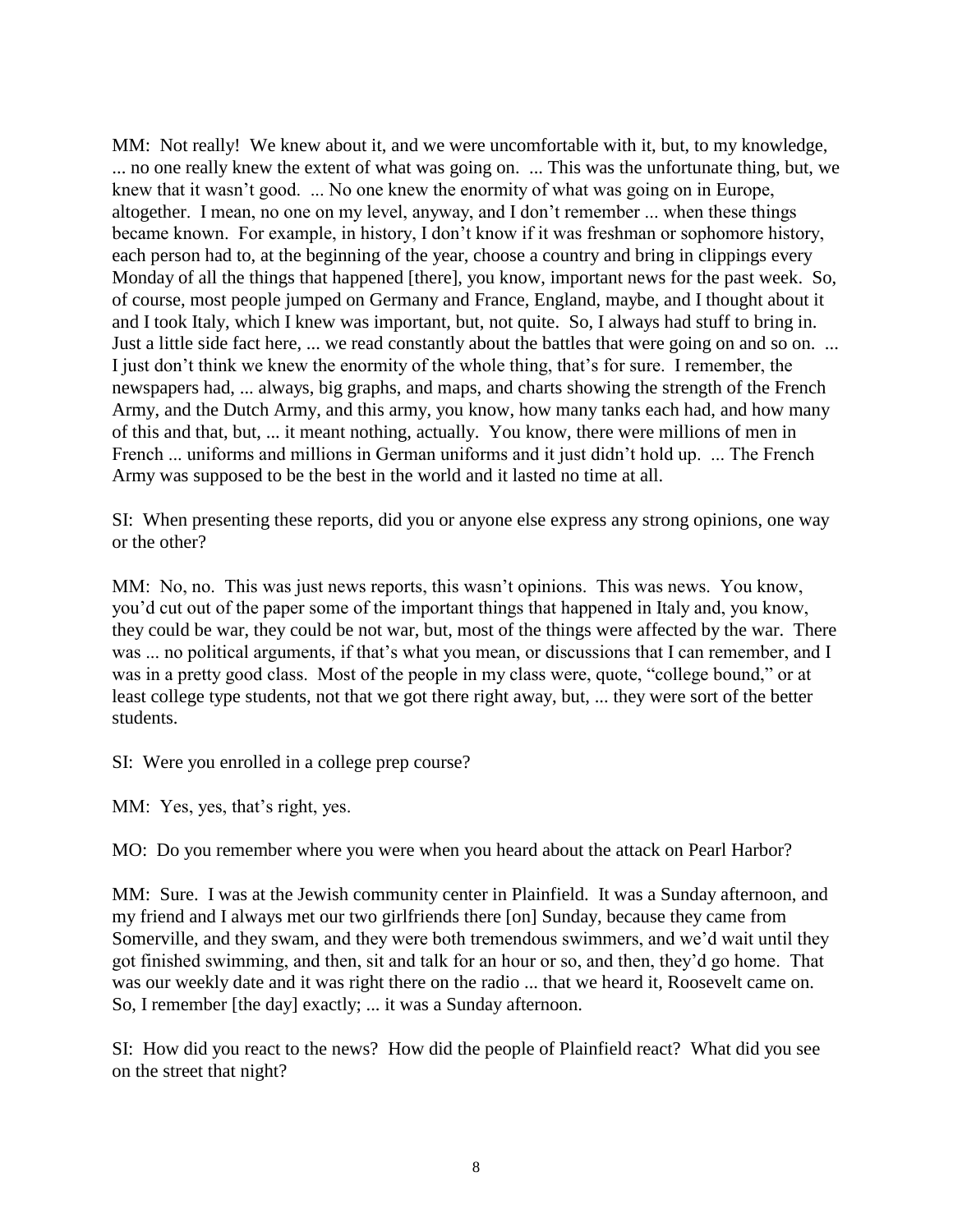MM: Not really! We knew about it, and we were uncomfortable with it, but, to my knowledge, ... no one really knew the extent of what was going on. ... This was the unfortunate thing, but, we knew that it wasn't good. ... No one knew the enormity of what was going on in Europe, altogether. I mean, no one on my level, anyway, and I don't remember ... when these things became known. For example, in history, I don't know if it was freshman or sophomore history, each person had to, at the beginning of the year, choose a country and bring in clippings every Monday of all the things that happened [there], you know, important news for the past week. So, of course, most people jumped on Germany and France, England, maybe, and I thought about it and I took Italy, which I knew was important, but, not quite. So, I always had stuff to bring in. Just a little side fact here, ... we read constantly about the battles that were going on and so on. ... I just don't think we knew the enormity of the whole thing, that's for sure. I remember, the newspapers had, ... always, big graphs, and maps, and charts showing the strength of the French Army, and the Dutch Army, and this army, you know, how many tanks each had, and how many of this and that, but, ... it meant nothing, actually. You know, there were millions of men in French ... uniforms and millions in German uniforms and it just didn't hold up. ... The French Army was supposed to be the best in the world and it lasted no time at all.

SI: When presenting these reports, did you or anyone else express any strong opinions, one way or the other?

MM: No, no. This was just news reports, this wasn't opinions. This was news. You know, you'd cut out of the paper some of the important things that happened in Italy and, you know, they could be war, they could be not war, but, most of the things were affected by the war. There was ... no political arguments, if that's what you mean, or discussions that I can remember, and I was in a pretty good class. Most of the people in my class were, quote, "college bound," or at least college type students, not that we got there right away, but, ... they were sort of the better students.

SI: Were you enrolled in a college prep course?

MM: Yes, yes, that's right, yes.

MO: Do you remember where you were when you heard about the attack on Pearl Harbor?

MM: Sure. I was at the Jewish community center in Plainfield. It was a Sunday afternoon, and my friend and I always met our two girlfriends there [on] Sunday, because they came from Somerville, and they swam, and they were both tremendous swimmers, and we'd wait until they got finished swimming, and then, sit and talk for an hour or so, and then, they'd go home. That was our weekly date and it was right there on the radio ... that we heard it, Roosevelt came on. So, I remember [the day] exactly; ... it was a Sunday afternoon.

SI: How did you react to the news? How did the people of Plainfield react? What did you see on the street that night?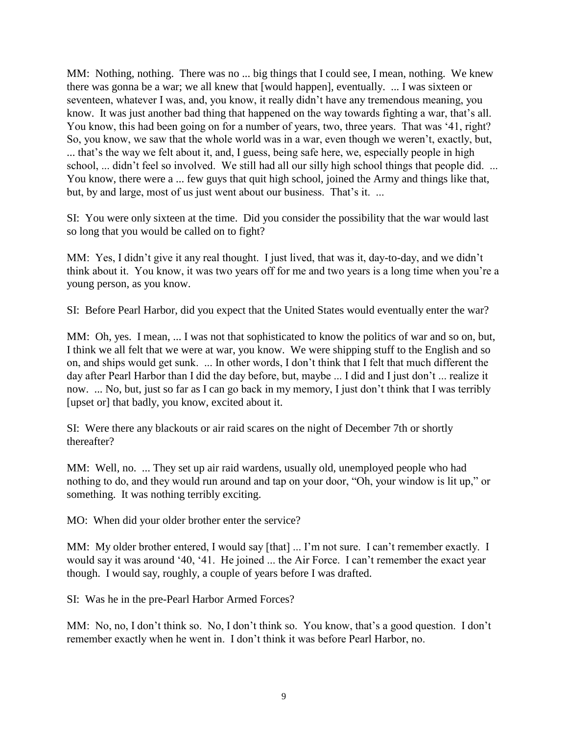MM: Nothing, nothing. There was no ... big things that I could see, I mean, nothing. We knew there was gonna be a war; we all knew that [would happen], eventually. ... I was sixteen or seventeen, whatever I was, and, you know, it really didn't have any tremendous meaning, you know. It was just another bad thing that happened on the way towards fighting a war, that's all. You know, this had been going on for a number of years, two, three years. That was '41, right? So, you know, we saw that the whole world was in a war, even though we weren't, exactly, but, ... that's the way we felt about it, and, I guess, being safe here, we, especially people in high school, ... didn't feel so involved. We still had all our silly high school things that people did. ... You know, there were a ... few guys that quit high school, joined the Army and things like that, but, by and large, most of us just went about our business. That's it. ...

SI: You were only sixteen at the time. Did you consider the possibility that the war would last so long that you would be called on to fight?

MM: Yes, I didn't give it any real thought. I just lived, that was it, day-to-day, and we didn't think about it. You know, it was two years off for me and two years is a long time when you're a young person, as you know.

SI: Before Pearl Harbor, did you expect that the United States would eventually enter the war?

MM: Oh, yes. I mean, ... I was not that sophisticated to know the politics of war and so on, but, I think we all felt that we were at war, you know. We were shipping stuff to the English and so on, and ships would get sunk. ... In other words, I don't think that I felt that much different the day after Pearl Harbor than I did the day before, but, maybe ... I did and I just don't ... realize it now. ... No, but, just so far as I can go back in my memory, I just don't think that I was terribly [upset or] that badly, you know, excited about it.

SI: Were there any blackouts or air raid scares on the night of December 7th or shortly thereafter?

MM: Well, no. ... They set up air raid wardens, usually old, unemployed people who had nothing to do, and they would run around and tap on your door, "Oh, your window is lit up," or something. It was nothing terribly exciting.

MO: When did your older brother enter the service?

MM: My older brother entered, I would say [that] ... I'm not sure. I can't remember exactly. I would say it was around '40, '41. He joined ... the Air Force. I can't remember the exact year though. I would say, roughly, a couple of years before I was drafted.

SI: Was he in the pre-Pearl Harbor Armed Forces?

MM: No, no, I don't think so. No, I don't think so. You know, that's a good question. I don't remember exactly when he went in. I don't think it was before Pearl Harbor, no.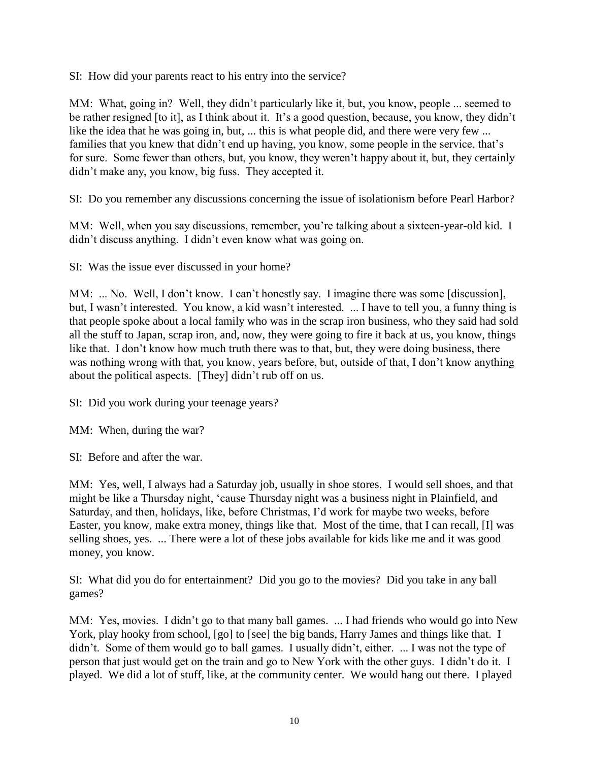SI: How did your parents react to his entry into the service?

MM: What, going in? Well, they didn't particularly like it, but, you know, people ... seemed to be rather resigned [to it], as I think about it. It's a good question, because, you know, they didn't like the idea that he was going in, but, ... this is what people did, and there were very few ... families that you knew that didn't end up having, you know, some people in the service, that's for sure. Some fewer than others, but, you know, they weren't happy about it, but, they certainly didn't make any, you know, big fuss. They accepted it.

SI: Do you remember any discussions concerning the issue of isolationism before Pearl Harbor?

MM: Well, when you say discussions, remember, you're talking about a sixteen-year-old kid. I didn't discuss anything. I didn't even know what was going on.

SI: Was the issue ever discussed in your home?

MM: ... No. Well, I don't know. I can't honestly say. I imagine there was some [discussion], but, I wasn't interested. You know, a kid wasn't interested. ... I have to tell you, a funny thing is that people spoke about a local family who was in the scrap iron business, who they said had sold all the stuff to Japan, scrap iron, and, now, they were going to fire it back at us, you know, things like that. I don't know how much truth there was to that, but, they were doing business, there was nothing wrong with that, you know, years before, but, outside of that, I don't know anything about the political aspects. [They] didn't rub off on us.

SI: Did you work during your teenage years?

MM: When, during the war?

SI: Before and after the war.

MM: Yes, well, I always had a Saturday job, usually in shoe stores. I would sell shoes, and that might be like a Thursday night, 'cause Thursday night was a business night in Plainfield, and Saturday, and then, holidays, like, before Christmas, I'd work for maybe two weeks, before Easter, you know, make extra money, things like that. Most of the time, that I can recall, [I] was selling shoes, yes. ... There were a lot of these jobs available for kids like me and it was good money, you know.

SI: What did you do for entertainment? Did you go to the movies? Did you take in any ball games?

MM: Yes, movies. I didn't go to that many ball games. ... I had friends who would go into New York, play hooky from school, [go] to [see] the big bands, Harry James and things like that. I didn't. Some of them would go to ball games. I usually didn't, either. ... I was not the type of person that just would get on the train and go to New York with the other guys. I didn't do it. I played. We did a lot of stuff, like, at the community center. We would hang out there. I played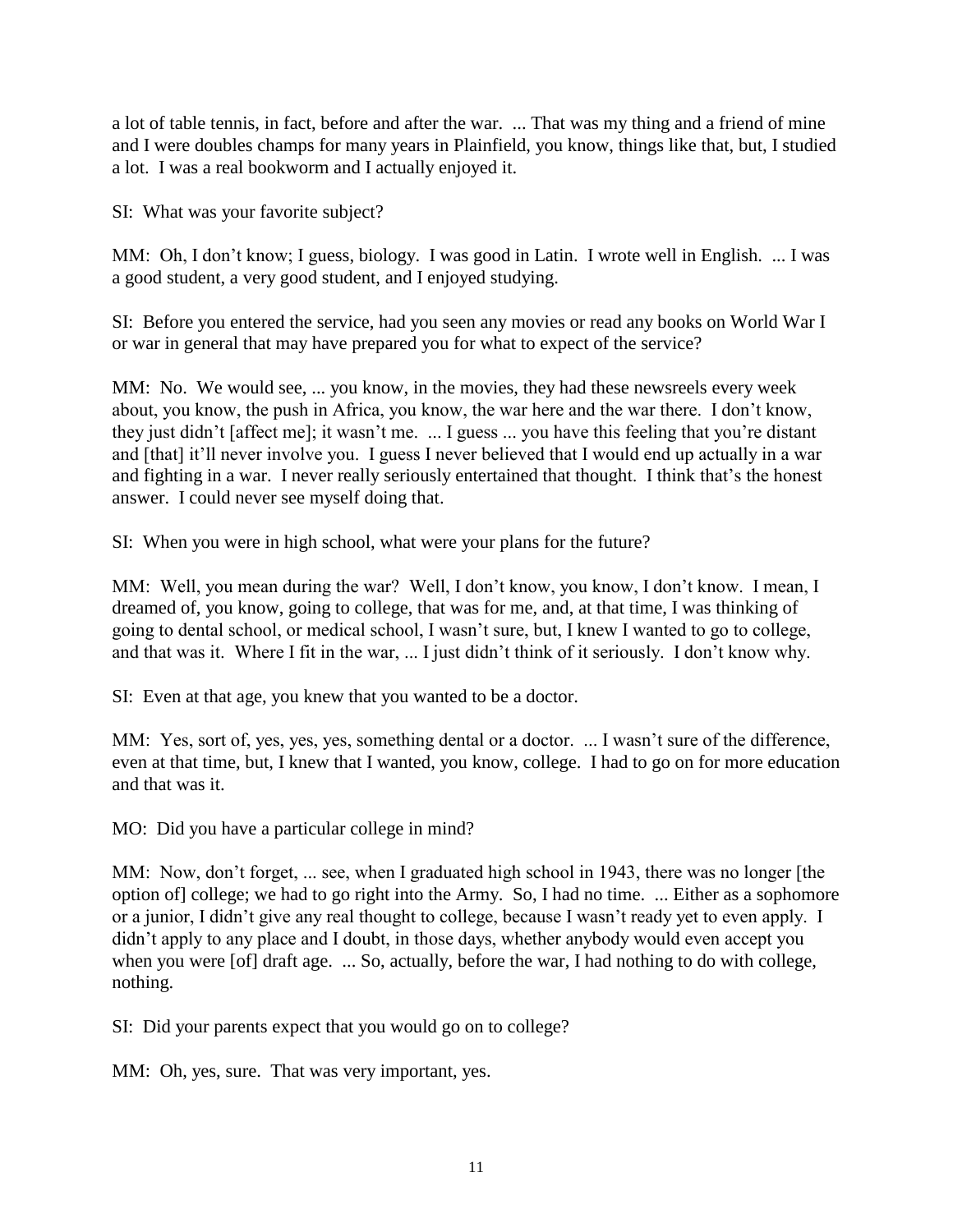a lot of table tennis, in fact, before and after the war. ... That was my thing and a friend of mine and I were doubles champs for many years in Plainfield, you know, things like that, but, I studied a lot. I was a real bookworm and I actually enjoyed it.

SI: What was your favorite subject?

MM: Oh, I don't know; I guess, biology. I was good in Latin. I wrote well in English. ... I was a good student, a very good student, and I enjoyed studying.

SI: Before you entered the service, had you seen any movies or read any books on World War I or war in general that may have prepared you for what to expect of the service?

MM: No. We would see, ... you know, in the movies, they had these newsreels every week about, you know, the push in Africa, you know, the war here and the war there. I don't know, they just didn't [affect me]; it wasn't me. ... I guess ... you have this feeling that you're distant and [that] it'll never involve you. I guess I never believed that I would end up actually in a war and fighting in a war. I never really seriously entertained that thought. I think that's the honest answer. I could never see myself doing that.

SI: When you were in high school, what were your plans for the future?

MM: Well, you mean during the war? Well, I don't know, you know, I don't know. I mean, I dreamed of, you know, going to college, that was for me, and, at that time, I was thinking of going to dental school, or medical school, I wasn't sure, but, I knew I wanted to go to college, and that was it. Where I fit in the war, ... I just didn't think of it seriously. I don't know why.

SI: Even at that age, you knew that you wanted to be a doctor.

MM: Yes, sort of, yes, yes, yes, something dental or a doctor. ... I wasn't sure of the difference, even at that time, but, I knew that I wanted, you know, college. I had to go on for more education and that was it.

MO: Did you have a particular college in mind?

MM: Now, don't forget, ... see, when I graduated high school in 1943, there was no longer [the option of] college; we had to go right into the Army. So, I had no time. ... Either as a sophomore or a junior, I didn't give any real thought to college, because I wasn't ready yet to even apply. I didn't apply to any place and I doubt, in those days, whether anybody would even accept you when you were [of] draft age. ... So, actually, before the war, I had nothing to do with college, nothing.

SI: Did your parents expect that you would go on to college?

MM: Oh, yes, sure. That was very important, yes.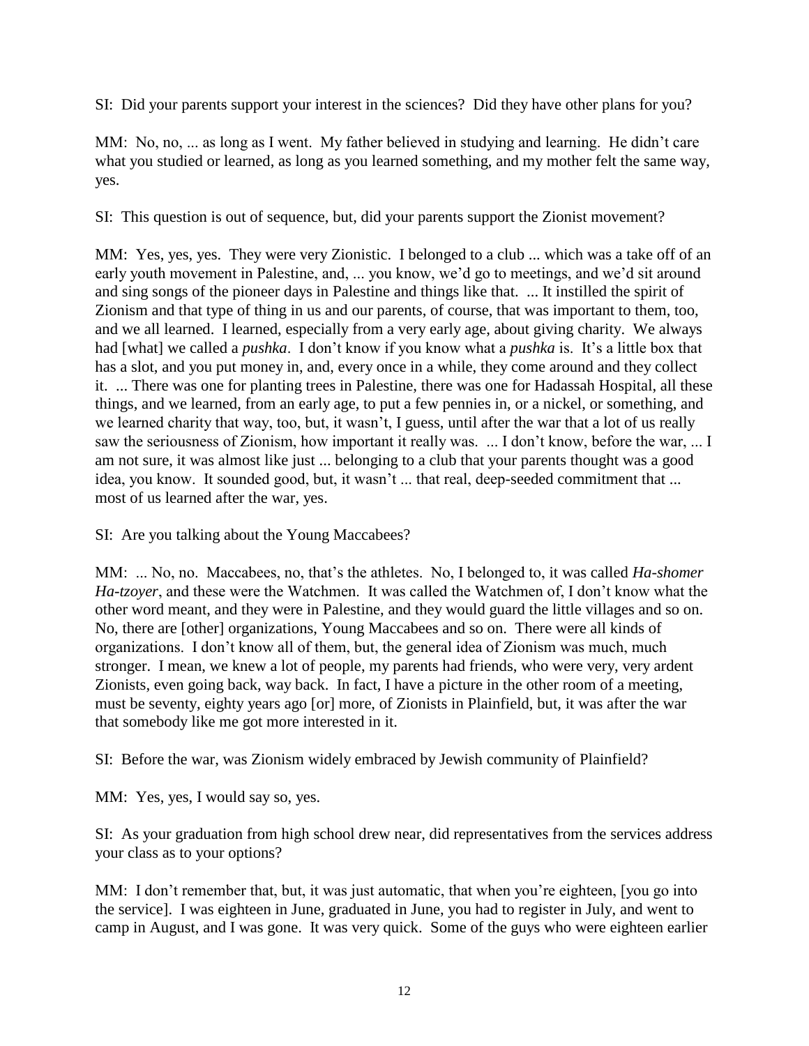SI: Did your parents support your interest in the sciences? Did they have other plans for you?

MM: No, no, ... as long as I went. My father believed in studying and learning. He didn't care what you studied or learned, as long as you learned something, and my mother felt the same way, yes.

SI: This question is out of sequence, but, did your parents support the Zionist movement?

MM: Yes, yes, yes. They were very Zionistic. I belonged to a club ... which was a take off of an early youth movement in Palestine, and, ... you know, we'd go to meetings, and we'd sit around and sing songs of the pioneer days in Palestine and things like that. ... It instilled the spirit of Zionism and that type of thing in us and our parents, of course, that was important to them, too, and we all learned. I learned, especially from a very early age, about giving charity. We always had [what] we called a *pushka*. I don't know if you know what a *pushka* is. It's a little box that has a slot, and you put money in, and, every once in a while, they come around and they collect it. ... There was one for planting trees in Palestine, there was one for Hadassah Hospital, all these things, and we learned, from an early age, to put a few pennies in, or a nickel, or something, and we learned charity that way, too, but, it wasn't, I guess, until after the war that a lot of us really saw the seriousness of Zionism, how important it really was. ... I don't know, before the war, ... I am not sure, it was almost like just ... belonging to a club that your parents thought was a good idea, you know. It sounded good, but, it wasn't ... that real, deep-seeded commitment that ... most of us learned after the war, yes.

SI: Are you talking about the Young Maccabees?

MM: ... No, no. Maccabees, no, that's the athletes. No, I belonged to, it was called *Ha-shomer Ha-tzoyer*, and these were the Watchmen. It was called the Watchmen of, I don't know what the other word meant, and they were in Palestine, and they would guard the little villages and so on. No, there are [other] organizations, Young Maccabees and so on. There were all kinds of organizations. I don't know all of them, but, the general idea of Zionism was much, much stronger. I mean, we knew a lot of people, my parents had friends, who were very, very ardent Zionists, even going back, way back. In fact, I have a picture in the other room of a meeting, must be seventy, eighty years ago [or] more, of Zionists in Plainfield, but, it was after the war that somebody like me got more interested in it.

SI: Before the war, was Zionism widely embraced by Jewish community of Plainfield?

MM: Yes, yes, I would say so, yes.

SI: As your graduation from high school drew near, did representatives from the services address your class as to your options?

MM: I don't remember that, but, it was just automatic, that when you're eighteen, [you go into the service]. I was eighteen in June, graduated in June, you had to register in July, and went to camp in August, and I was gone. It was very quick. Some of the guys who were eighteen earlier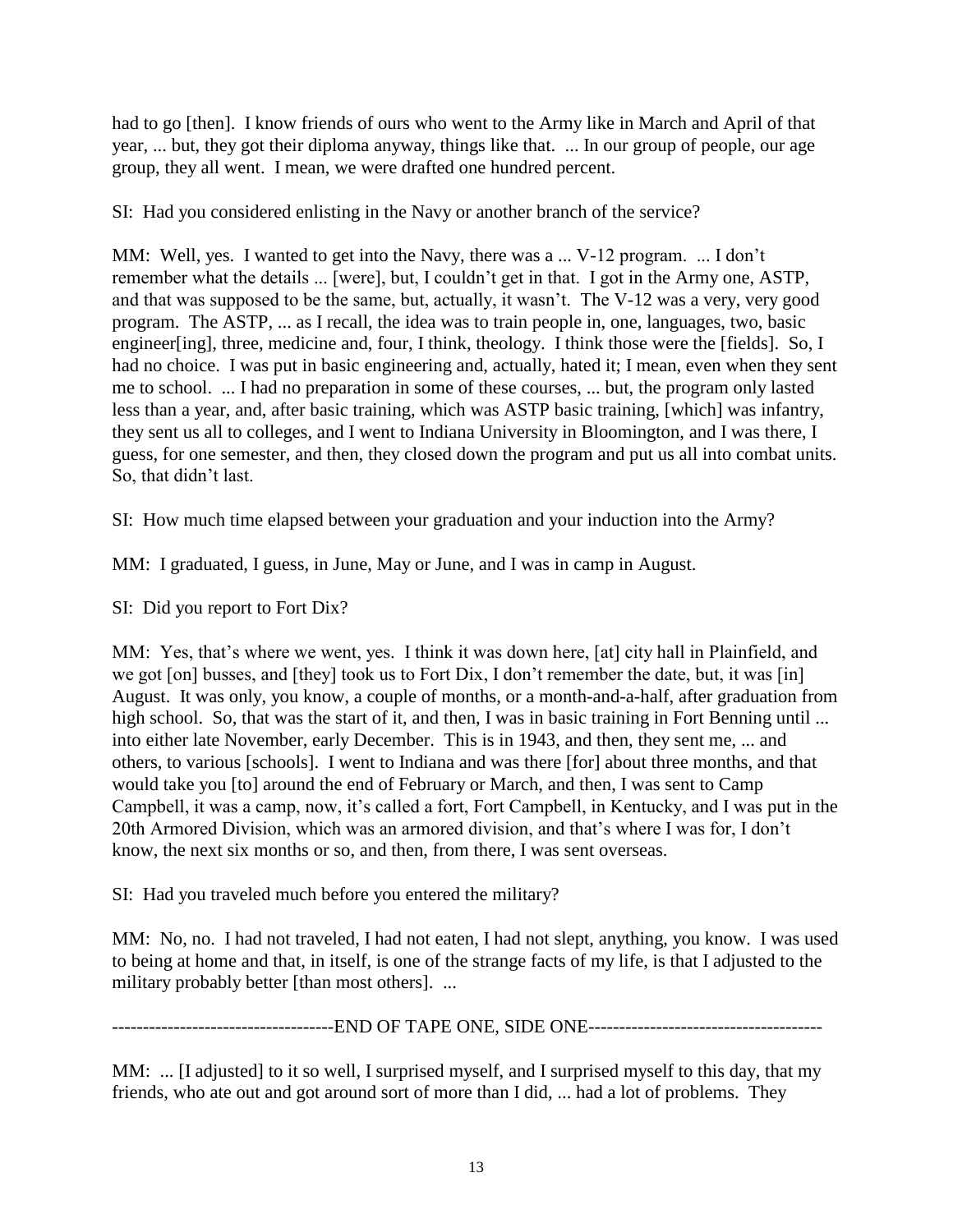had to go [then]. I know friends of ours who went to the Army like in March and April of that year, ... but, they got their diploma anyway, things like that. ... In our group of people, our age group, they all went. I mean, we were drafted one hundred percent.

SI: Had you considered enlisting in the Navy or another branch of the service?

MM: Well, yes. I wanted to get into the Navy, there was a ... V-12 program. ... I don't remember what the details ... [were], but, I couldn't get in that. I got in the Army one, ASTP, and that was supposed to be the same, but, actually, it wasn't. The V-12 was a very, very good program. The ASTP, ... as I recall, the idea was to train people in, one, languages, two, basic engineer[ing], three, medicine and, four, I think, theology. I think those were the [fields]. So, I had no choice. I was put in basic engineering and, actually, hated it; I mean, even when they sent me to school. ... I had no preparation in some of these courses, ... but, the program only lasted less than a year, and, after basic training, which was ASTP basic training, [which] was infantry, they sent us all to colleges, and I went to Indiana University in Bloomington, and I was there, I guess, for one semester, and then, they closed down the program and put us all into combat units. So, that didn't last.

SI: How much time elapsed between your graduation and your induction into the Army?

MM: I graduated, I guess, in June, May or June, and I was in camp in August.

SI: Did you report to Fort Dix?

MM: Yes, that's where we went, yes. I think it was down here, [at] city hall in Plainfield, and we got [on] busses, and [they] took us to Fort Dix, I don't remember the date, but, it was [in] August. It was only, you know, a couple of months, or a month-and-a-half, after graduation from high school. So, that was the start of it, and then, I was in basic training in Fort Benning until ... into either late November, early December. This is in 1943, and then, they sent me, ... and others, to various [schools]. I went to Indiana and was there [for] about three months, and that would take you [to] around the end of February or March, and then, I was sent to Camp Campbell, it was a camp, now, it's called a fort, Fort Campbell, in Kentucky, and I was put in the 20th Armored Division, which was an armored division, and that's where I was for, I don't know, the next six months or so, and then, from there, I was sent overseas.

SI: Had you traveled much before you entered the military?

MM: No, no. I had not traveled, I had not eaten, I had not slept, anything, you know. I was used to being at home and that, in itself, is one of the strange facts of my life, is that I adjusted to the military probably better [than most others]. ...

------------------------------------END OF TAPE ONE, SIDE ONE--------------------------------------

MM: ... [I adjusted] to it so well, I surprised myself, and I surprised myself to this day, that my friends, who ate out and got around sort of more than I did, ... had a lot of problems. They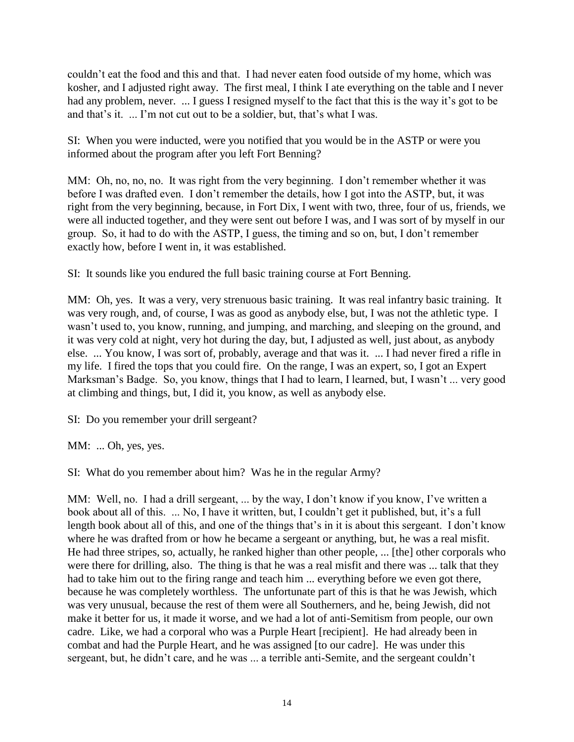couldn't eat the food and this and that. I had never eaten food outside of my home, which was kosher, and I adjusted right away. The first meal, I think I ate everything on the table and I never had any problem, never. ... I guess I resigned myself to the fact that this is the way it's got to be and that's it. ... I'm not cut out to be a soldier, but, that's what I was.

SI: When you were inducted, were you notified that you would be in the ASTP or were you informed about the program after you left Fort Benning?

MM: Oh, no, no, no. It was right from the very beginning. I don't remember whether it was before I was drafted even. I don't remember the details, how I got into the ASTP, but, it was right from the very beginning, because, in Fort Dix, I went with two, three, four of us, friends, we were all inducted together, and they were sent out before I was, and I was sort of by myself in our group. So, it had to do with the ASTP, I guess, the timing and so on, but, I don't remember exactly how, before I went in, it was established.

SI: It sounds like you endured the full basic training course at Fort Benning.

MM: Oh, yes. It was a very, very strenuous basic training. It was real infantry basic training. It was very rough, and, of course, I was as good as anybody else, but, I was not the athletic type. I wasn't used to, you know, running, and jumping, and marching, and sleeping on the ground, and it was very cold at night, very hot during the day, but, I adjusted as well, just about, as anybody else. ... You know, I was sort of, probably, average and that was it. ... I had never fired a rifle in my life. I fired the tops that you could fire. On the range, I was an expert, so, I got an Expert Marksman's Badge. So, you know, things that I had to learn, I learned, but, I wasn't ... very good at climbing and things, but, I did it, you know, as well as anybody else.

SI: Do you remember your drill sergeant?

MM: ... Oh, yes, yes.

SI: What do you remember about him? Was he in the regular Army?

MM: Well, no. I had a drill sergeant, ... by the way, I don't know if you know, I've written a book about all of this. ... No, I have it written, but, I couldn't get it published, but, it's a full length book about all of this, and one of the things that's in it is about this sergeant. I don't know where he was drafted from or how he became a sergeant or anything, but, he was a real misfit. He had three stripes, so, actually, he ranked higher than other people, ... [the] other corporals who were there for drilling, also. The thing is that he was a real misfit and there was ... talk that they had to take him out to the firing range and teach him ... everything before we even got there, because he was completely worthless. The unfortunate part of this is that he was Jewish, which was very unusual, because the rest of them were all Southerners, and he, being Jewish, did not make it better for us, it made it worse, and we had a lot of anti-Semitism from people, our own cadre. Like, we had a corporal who was a Purple Heart [recipient]. He had already been in combat and had the Purple Heart, and he was assigned [to our cadre]. He was under this sergeant, but, he didn't care, and he was ... a terrible anti-Semite, and the sergeant couldn't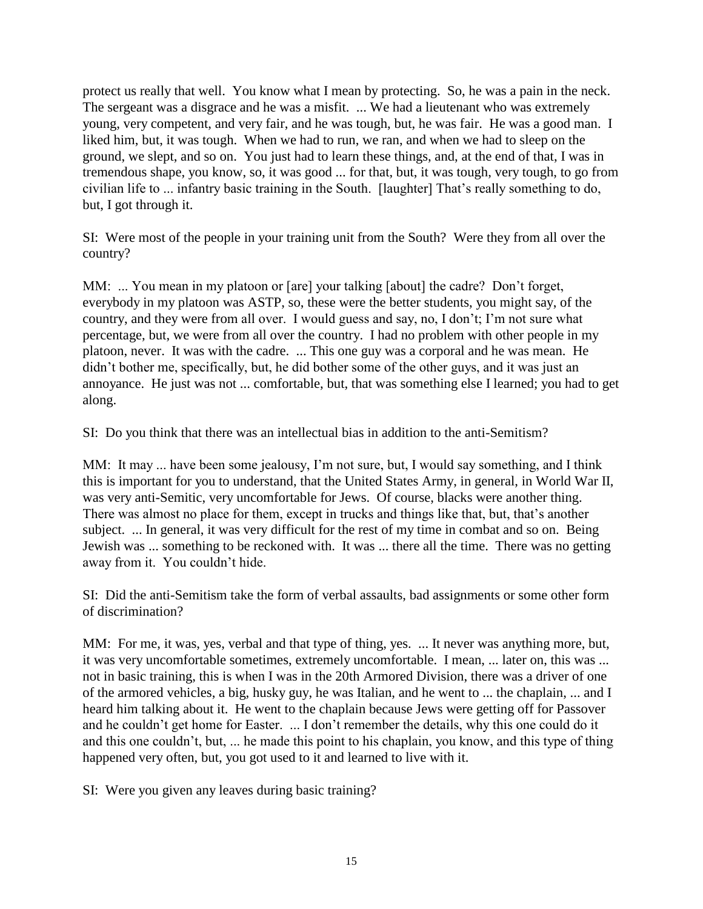protect us really that well. You know what I mean by protecting. So, he was a pain in the neck. The sergeant was a disgrace and he was a misfit. ... We had a lieutenant who was extremely young, very competent, and very fair, and he was tough, but, he was fair. He was a good man. I liked him, but, it was tough. When we had to run, we ran, and when we had to sleep on the ground, we slept, and so on. You just had to learn these things, and, at the end of that, I was in tremendous shape, you know, so, it was good ... for that, but, it was tough, very tough, to go from civilian life to ... infantry basic training in the South. [laughter] That's really something to do, but, I got through it.

SI: Were most of the people in your training unit from the South? Were they from all over the country?

MM: ... You mean in my platoon or [are] your talking [about] the cadre? Don't forget, everybody in my platoon was ASTP, so, these were the better students, you might say, of the country, and they were from all over. I would guess and say, no, I don't; I'm not sure what percentage, but, we were from all over the country. I had no problem with other people in my platoon, never. It was with the cadre. ... This one guy was a corporal and he was mean. He didn't bother me, specifically, but, he did bother some of the other guys, and it was just an annoyance. He just was not ... comfortable, but, that was something else I learned; you had to get along.

SI: Do you think that there was an intellectual bias in addition to the anti-Semitism?

MM: It may ... have been some jealousy, I'm not sure, but, I would say something, and I think this is important for you to understand, that the United States Army, in general, in World War II, was very anti-Semitic, very uncomfortable for Jews. Of course, blacks were another thing. There was almost no place for them, except in trucks and things like that, but, that's another subject. ... In general, it was very difficult for the rest of my time in combat and so on. Being Jewish was ... something to be reckoned with. It was ... there all the time. There was no getting away from it. You couldn't hide.

SI: Did the anti-Semitism take the form of verbal assaults, bad assignments or some other form of discrimination?

MM: For me, it was, yes, verbal and that type of thing, yes. ... It never was anything more, but, it was very uncomfortable sometimes, extremely uncomfortable. I mean, ... later on, this was ... not in basic training, this is when I was in the 20th Armored Division, there was a driver of one of the armored vehicles, a big, husky guy, he was Italian, and he went to ... the chaplain, ... and I heard him talking about it. He went to the chaplain because Jews were getting off for Passover and he couldn't get home for Easter. ... I don't remember the details, why this one could do it and this one couldn't, but, ... he made this point to his chaplain, you know, and this type of thing happened very often, but, you got used to it and learned to live with it.

SI: Were you given any leaves during basic training?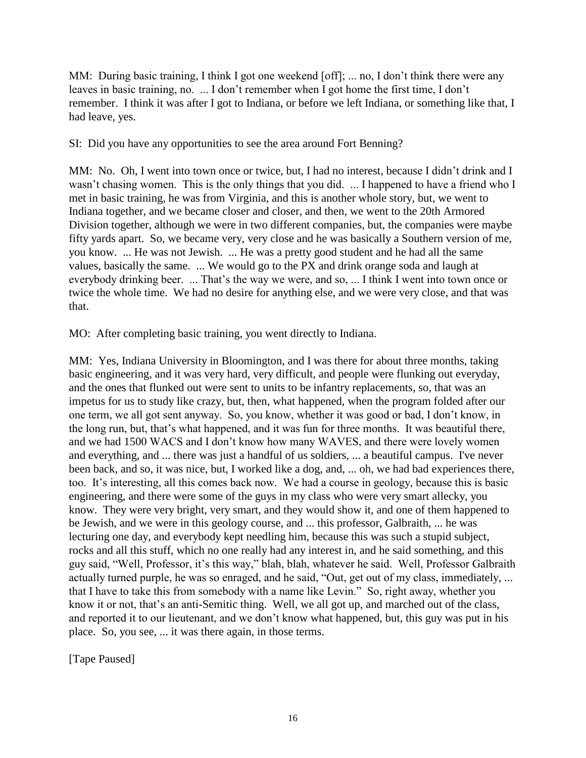MM: During basic training, I think I got one weekend [off]; ... no, I don't think there were any leaves in basic training, no. ... I don't remember when I got home the first time, I don't remember. I think it was after I got to Indiana, or before we left Indiana, or something like that, I had leave, yes.

SI: Did you have any opportunities to see the area around Fort Benning?

MM: No. Oh, I went into town once or twice, but, I had no interest, because I didn't drink and I wasn't chasing women. This is the only things that you did. ... I happened to have a friend who I met in basic training, he was from Virginia, and this is another whole story, but, we went to Indiana together, and we became closer and closer, and then, we went to the 20th Armored Division together, although we were in two different companies, but, the companies were maybe fifty yards apart. So, we became very, very close and he was basically a Southern version of me, you know. ... He was not Jewish. ... He was a pretty good student and he had all the same values, basically the same. ... We would go to the PX and drink orange soda and laugh at everybody drinking beer. ... That's the way we were, and so, ... I think I went into town once or twice the whole time. We had no desire for anything else, and we were very close, and that was that.

MO: After completing basic training, you went directly to Indiana.

MM: Yes, Indiana University in Bloomington, and I was there for about three months, taking basic engineering, and it was very hard, very difficult, and people were flunking out everyday, and the ones that flunked out were sent to units to be infantry replacements, so, that was an impetus for us to study like crazy, but, then, what happened, when the program folded after our one term, we all got sent anyway. So, you know, whether it was good or bad, I don't know, in the long run, but, that's what happened, and it was fun for three months. It was beautiful there, and we had 1500 WACS and I don't know how many WAVES, and there were lovely women and everything, and ... there was just a handful of us soldiers, ... a beautiful campus. I've never been back, and so, it was nice, but, I worked like a dog, and, ... oh, we had bad experiences there, too. It's interesting, all this comes back now. We had a course in geology, because this is basic engineering, and there were some of the guys in my class who were very smart allecky, you know. They were very bright, very smart, and they would show it, and one of them happened to be Jewish, and we were in this geology course, and ... this professor, Galbraith, ... he was lecturing one day, and everybody kept needling him, because this was such a stupid subject, rocks and all this stuff, which no one really had any interest in, and he said something, and this guy said, "Well, Professor, it's this way," blah, blah, whatever he said. Well, Professor Galbraith actually turned purple, he was so enraged, and he said, "Out, get out of my class, immediately, ... that I have to take this from somebody with a name like Levin." So, right away, whether you know it or not, that's an anti-Semitic thing. Well, we all got up, and marched out of the class, and reported it to our lieutenant, and we don't know what happened, but, this guy was put in his place. So, you see, ... it was there again, in those terms.

[Tape Paused]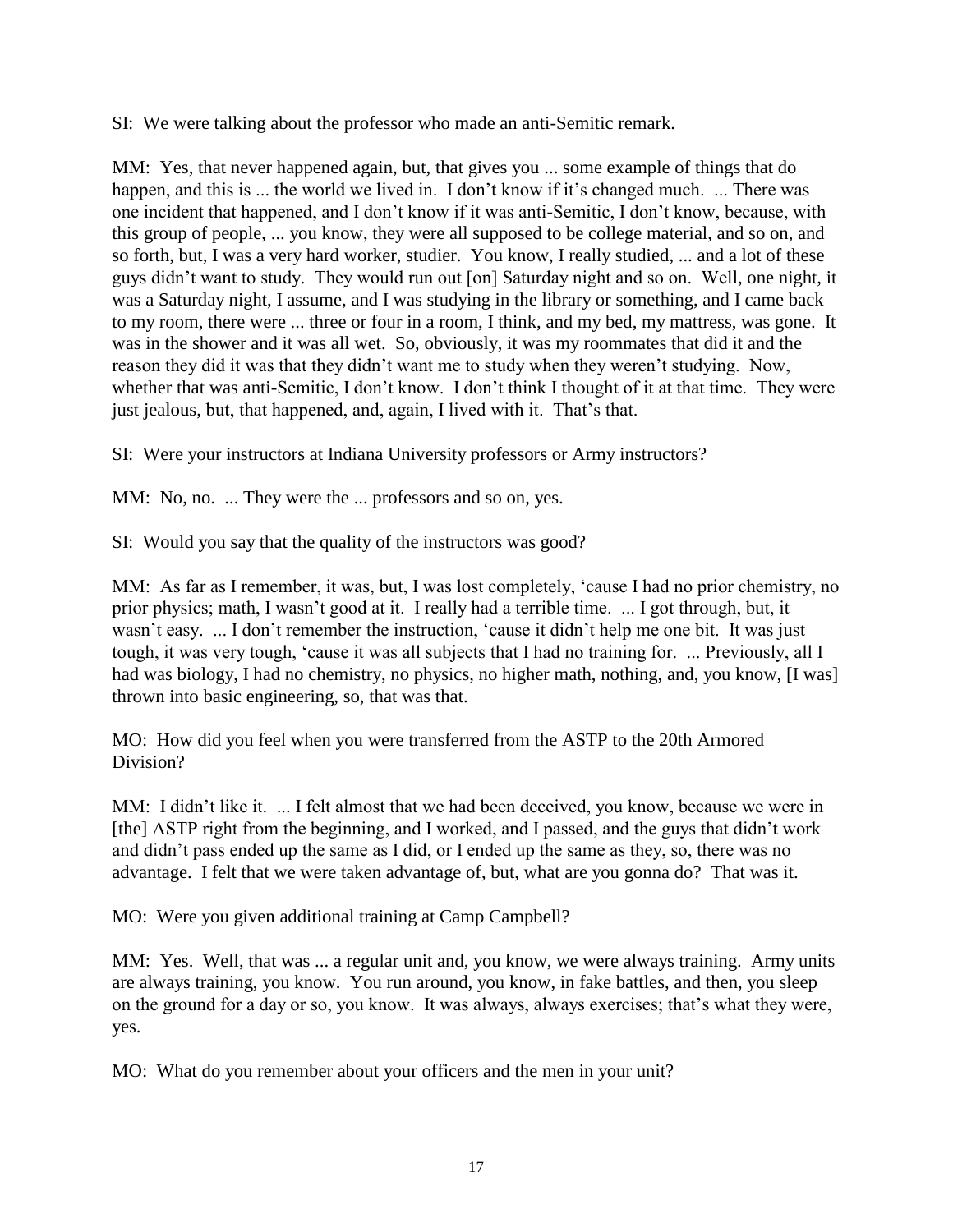SI: We were talking about the professor who made an anti-Semitic remark.

MM: Yes, that never happened again, but, that gives you ... some example of things that do happen, and this is ... the world we lived in. I don't know if it's changed much. ... There was one incident that happened, and I don't know if it was anti-Semitic, I don't know, because, with this group of people, ... you know, they were all supposed to be college material, and so on, and so forth, but, I was a very hard worker, studier. You know, I really studied, ... and a lot of these guys didn't want to study. They would run out [on] Saturday night and so on. Well, one night, it was a Saturday night, I assume, and I was studying in the library or something, and I came back to my room, there were ... three or four in a room, I think, and my bed, my mattress, was gone. It was in the shower and it was all wet. So, obviously, it was my roommates that did it and the reason they did it was that they didn't want me to study when they weren't studying. Now, whether that was anti-Semitic, I don't know. I don't think I thought of it at that time. They were just jealous, but, that happened, and, again, I lived with it. That's that.

SI: Were your instructors at Indiana University professors or Army instructors?

MM: No, no. ... They were the ... professors and so on, yes.

SI: Would you say that the quality of the instructors was good?

MM: As far as I remember, it was, but, I was lost completely, 'cause I had no prior chemistry, no prior physics; math, I wasn't good at it. I really had a terrible time. ... I got through, but, it wasn't easy. ... I don't remember the instruction, 'cause it didn't help me one bit. It was just tough, it was very tough, 'cause it was all subjects that I had no training for. ... Previously, all I had was biology, I had no chemistry, no physics, no higher math, nothing, and, you know, [I was] thrown into basic engineering, so, that was that.

MO: How did you feel when you were transferred from the ASTP to the 20th Armored Division?

MM: I didn't like it. ... I felt almost that we had been deceived, you know, because we were in [the] ASTP right from the beginning, and I worked, and I passed, and the guys that didn't work and didn't pass ended up the same as I did, or I ended up the same as they, so, there was no advantage. I felt that we were taken advantage of, but, what are you gonna do? That was it.

MO: Were you given additional training at Camp Campbell?

MM: Yes. Well, that was ... a regular unit and, you know, we were always training. Army units are always training, you know. You run around, you know, in fake battles, and then, you sleep on the ground for a day or so, you know. It was always, always exercises; that's what they were, yes.

MO: What do you remember about your officers and the men in your unit?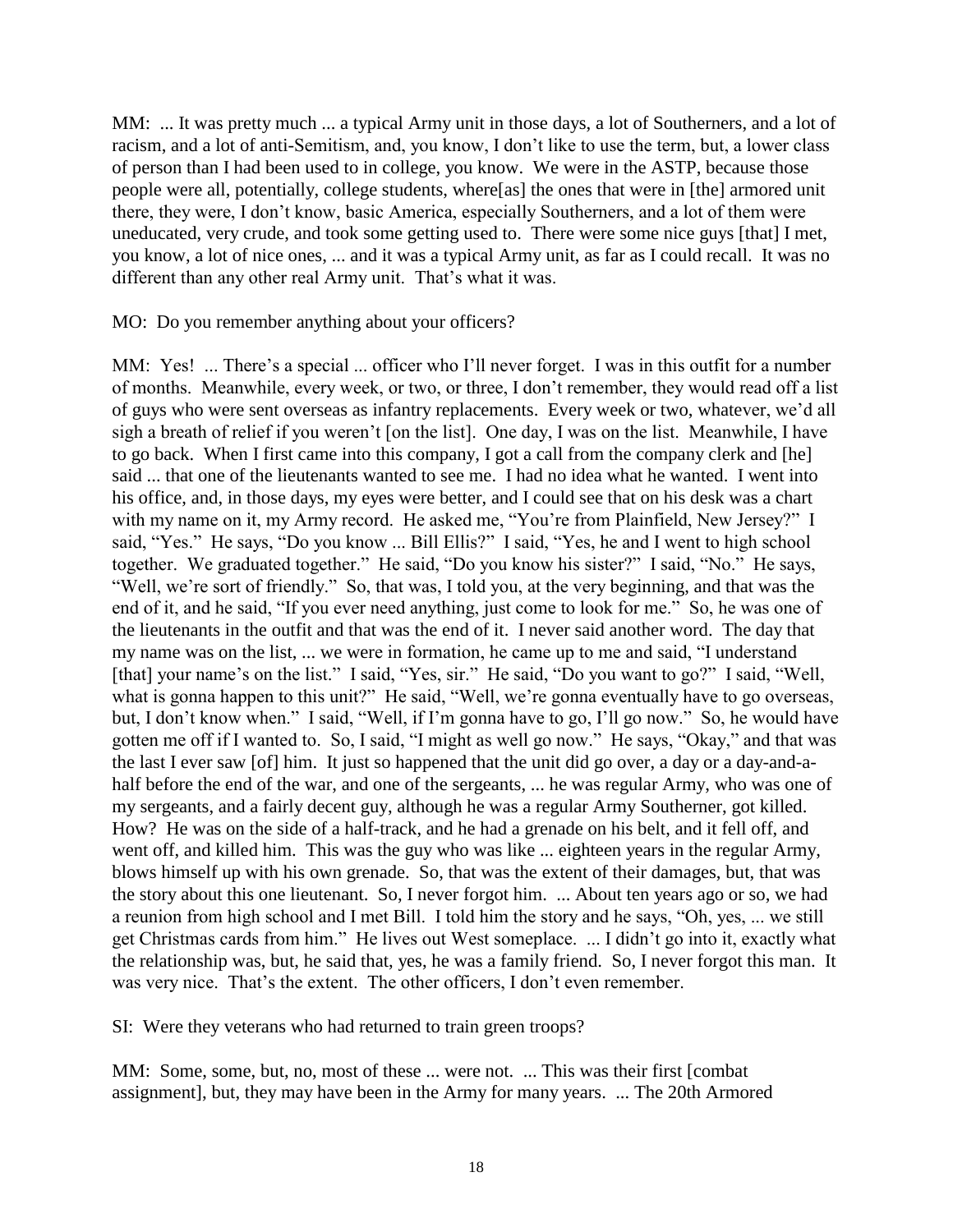MM: ... It was pretty much ... a typical Army unit in those days, a lot of Southerners, and a lot of racism, and a lot of anti-Semitism, and, you know, I don't like to use the term, but, a lower class of person than I had been used to in college, you know. We were in the ASTP, because those people were all, potentially, college students, where[as] the ones that were in [the] armored unit there, they were, I don't know, basic America, especially Southerners, and a lot of them were uneducated, very crude, and took some getting used to. There were some nice guys [that] I met, you know, a lot of nice ones, ... and it was a typical Army unit, as far as I could recall. It was no different than any other real Army unit. That's what it was.

MO: Do you remember anything about your officers?

MM: Yes! ... There's a special ... officer who I'll never forget. I was in this outfit for a number of months. Meanwhile, every week, or two, or three, I don't remember, they would read off a list of guys who were sent overseas as infantry replacements. Every week or two, whatever, we'd all sigh a breath of relief if you weren't [on the list]. One day, I was on the list. Meanwhile, I have to go back. When I first came into this company, I got a call from the company clerk and [he] said ... that one of the lieutenants wanted to see me. I had no idea what he wanted. I went into his office, and, in those days, my eyes were better, and I could see that on his desk was a chart with my name on it, my Army record. He asked me, "You're from Plainfield, New Jersey?" I said, "Yes." He says, "Do you know ... Bill Ellis?" I said, "Yes, he and I went to high school together. We graduated together." He said, "Do you know his sister?" I said, "No." He says, "Well, we're sort of friendly." So, that was, I told you, at the very beginning, and that was the end of it, and he said, "If you ever need anything, just come to look for me." So, he was one of the lieutenants in the outfit and that was the end of it. I never said another word. The day that my name was on the list, ... we were in formation, he came up to me and said, "I understand [that] your name's on the list." I said, "Yes, sir." He said, "Do you want to go?" I said, "Well, what is gonna happen to this unit?" He said, "Well, we're gonna eventually have to go overseas, but, I don't know when." I said, "Well, if I'm gonna have to go, I'll go now." So, he would have gotten me off if I wanted to. So, I said, "I might as well go now." He says, "Okay," and that was the last I ever saw [of] him. It just so happened that the unit did go over, a day or a day-and-a-half before the end of the war, and one of the sergeants, ... he was regular Army, who was one of my sergeants, and a fairly decent guy, although he was a regular Army Southerner, got killed. How? He was on the side of a half-track, and he had a grenade on his belt, and it fell off, and went off, and killed him. This was the guy who was like ... eighteen years in the regular Army, blows himself up with his own grenade. So, that was the extent of their damages, but, that was the story about this one lieutenant. So, I never forgot him. ... About ten years ago or so, we had a reunion from high school and I met Bill. I told him the story and he says, "Oh, yes, ... we still get Christmas cards from him." He lives out West someplace. ... I didn't go into it, exactly what the relationship was, but, he said that, yes, he was a family friend. So, I never forgot this man. It was very nice. That's the extent. The other officers, I don't even remember.

SI: Were they veterans who had returned to train green troops?

MM: Some, some, but, no, most of these ... were not. ... This was their first [combat assignment], but, they may have been in the Army for many years. ... The 20th Armored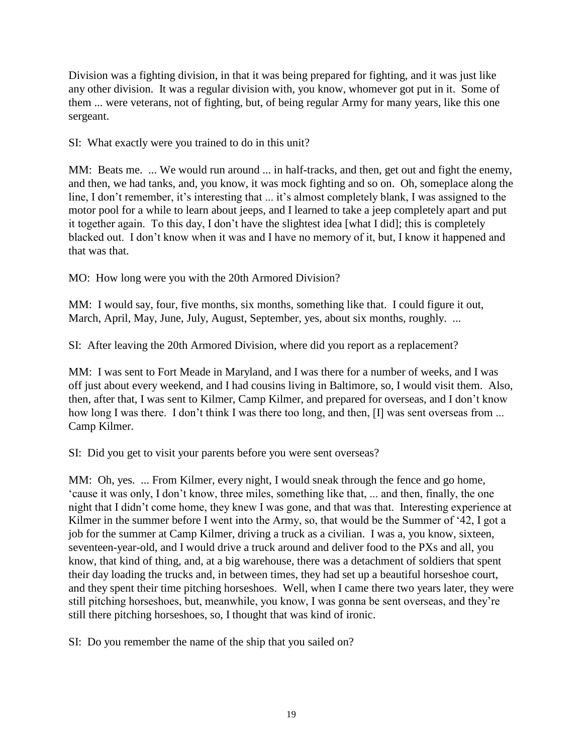Division was a fighting division, in that it was being prepared for fighting, and it was just like any other division. It was a regular division with, you know, whomever got put in it. Some of them ... were veterans, not of fighting, but, of being regular Army for many years, like this one sergeant.

SI: What exactly were you trained to do in this unit?

MM: Beats me. ... We would run around ... in half-tracks, and then, get out and fight the enemy, and then, we had tanks, and, you know, it was mock fighting and so on. Oh, someplace along the line, I don't remember, it's interesting that ... it's almost completely blank, I was assigned to the motor pool for a while to learn about jeeps, and I learned to take a jeep completely apart and put it together again. To this day, I don't have the slightest idea [what I did]; this is completely blacked out. I don't know when it was and I have no memory of it, but, I know it happened and that was that.

MO: How long were you with the 20th Armored Division?

MM: I would say, four, five months, six months, something like that. I could figure it out, March, April, May, June, July, August, September, yes, about six months, roughly. ...

SI: After leaving the 20th Armored Division, where did you report as a replacement?

MM: I was sent to Fort Meade in Maryland, and I was there for a number of weeks, and I was off just about every weekend, and I had cousins living in Baltimore, so, I would visit them. Also, then, after that, I was sent to Kilmer, Camp Kilmer, and prepared for overseas, and I don't know how long I was there. I don't think I was there too long, and then, [I] was sent overseas from ... Camp Kilmer.

SI: Did you get to visit your parents before you were sent overseas?

MM: Oh, yes. ... From Kilmer, every night, I would sneak through the fence and go home, 'cause it was only, I don't know, three miles, something like that, ... and then, finally, the one night that I didn't come home, they knew I was gone, and that was that. Interesting experience at Kilmer in the summer before I went into the Army, so, that would be the Summer of '42, I got a job for the summer at Camp Kilmer, driving a truck as a civilian. I was a, you know, sixteen, seventeen-year-old, and I would drive a truck around and deliver food to the PXs and all, you know, that kind of thing, and, at a big warehouse, there was a detachment of soldiers that spent their day loading the trucks and, in between times, they had set up a beautiful horseshoe court, and they spent their time pitching horseshoes. Well, when I came there two years later, they were still pitching horseshoes, but, meanwhile, you know, I was gonna be sent overseas, and they're still there pitching horseshoes, so, I thought that was kind of ironic.

SI: Do you remember the name of the ship that you sailed on?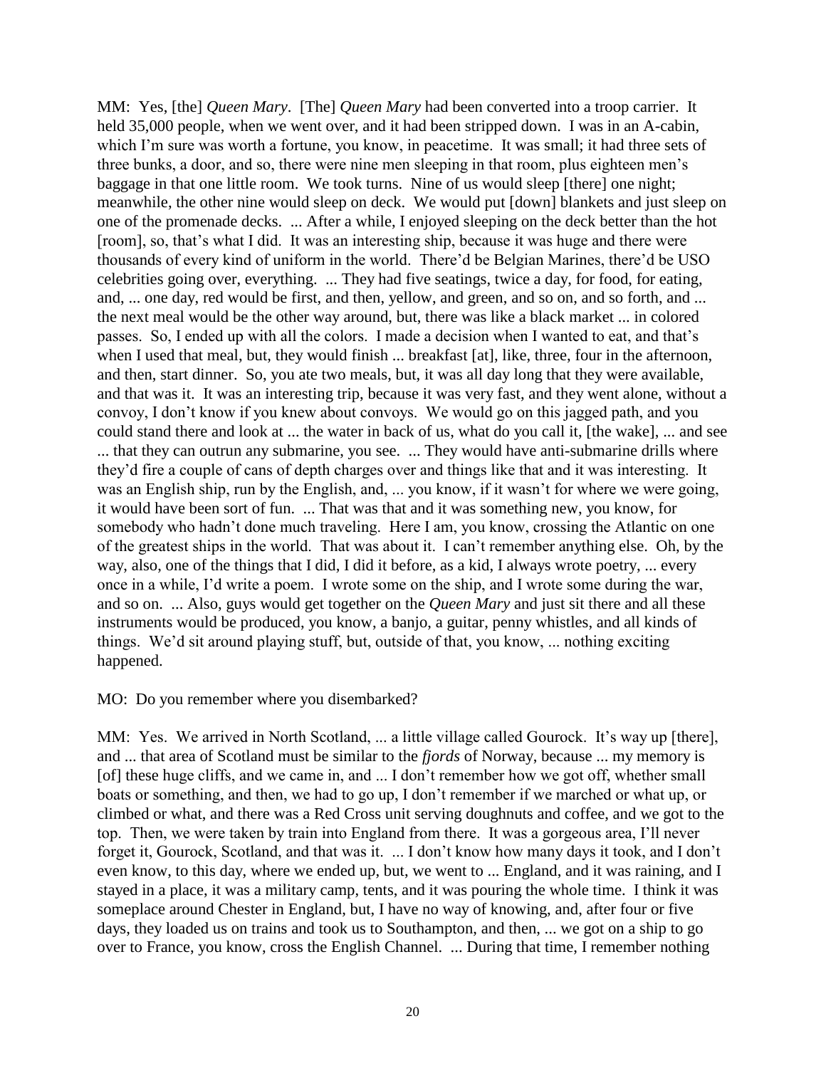MM: Yes, [the] *Queen Mary*. [The] *Queen Mary* had been converted into a troop carrier. It held 35,000 people, when we went over, and it had been stripped down. I was in an A-cabin, which I'm sure was worth a fortune, you know, in peacetime. It was small; it had three sets of three bunks, a door, and so, there were nine men sleeping in that room, plus eighteen men's baggage in that one little room. We took turns. Nine of us would sleep [there] one night; meanwhile, the other nine would sleep on deck. We would put [down] blankets and just sleep on one of the promenade decks. ... After a while, I enjoyed sleeping on the deck better than the hot [room], so, that's what I did. It was an interesting ship, because it was huge and there were thousands of every kind of uniform in the world. There'd be Belgian Marines, there'd be USO celebrities going over, everything. ... They had five seatings, twice a day, for food, for eating, and, ... one day, red would be first, and then, yellow, and green, and so on, and so forth, and ... the next meal would be the other way around, but, there was like a black market ... in colored passes. So, I ended up with all the colors. I made a decision when I wanted to eat, and that's when I used that meal, but, they would finish ... breakfast [at], like, three, four in the afternoon, and then, start dinner. So, you ate two meals, but, it was all day long that they were available, and that was it. It was an interesting trip, because it was very fast, and they went alone, without a convoy, I don't know if you knew about convoys. We would go on this jagged path, and you could stand there and look at ... the water in back of us, what do you call it, [the wake], ... and see ... that they can outrun any submarine, you see. ... They would have anti-submarine drills where they'd fire a couple of cans of depth charges over and things like that and it was interesting. It was an English ship, run by the English, and, ... you know, if it wasn't for where we were going, it would have been sort of fun. ... That was that and it was something new, you know, for somebody who hadn't done much traveling. Here I am, you know, crossing the Atlantic on one of the greatest ships in the world. That was about it. I can't remember anything else. Oh, by the way, also, one of the things that I did, I did it before, as a kid, I always wrote poetry, ... every once in a while, I'd write a poem. I wrote some on the ship, and I wrote some during the war, and so on. ... Also, guys would get together on the *Queen Mary* and just sit there and all these instruments would be produced, you know, a banjo, a guitar, penny whistles, and all kinds of things. We'd sit around playing stuff, but, outside of that, you know, ... nothing exciting happened.

MO: Do you remember where you disembarked?

MM: Yes. We arrived in North Scotland, ... a little village called Gourock. It's way up [there], and ... that area of Scotland must be similar to the *fjords* of Norway, because ... my memory is [of] these huge cliffs, and we came in, and ... I don't remember how we got off, whether small boats or something, and then, we had to go up, I don't remember if we marched or what up, or climbed or what, and there was a Red Cross unit serving doughnuts and coffee, and we got to the top. Then, we were taken by train into England from there. It was a gorgeous area, I'll never forget it, Gourock, Scotland, and that was it. ... I don't know how many days it took, and I don't even know, to this day, where we ended up, but, we went to ... England, and it was raining, and I stayed in a place, it was a military camp, tents, and it was pouring the whole time. I think it was someplace around Chester in England, but, I have no way of knowing, and, after four or five days, they loaded us on trains and took us to Southampton, and then, ... we got on a ship to go over to France, you know, cross the English Channel. ... During that time, I remember nothing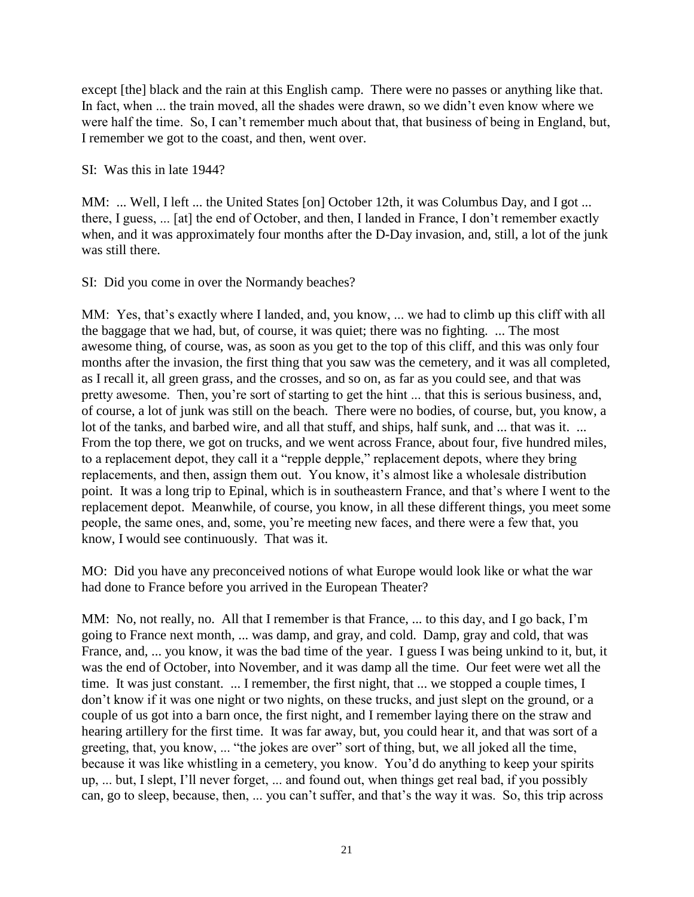except [the] black and the rain at this English camp. There were no passes or anything like that. In fact, when ... the train moved, all the shades were drawn, so we didn't even know where we were half the time. So, I can't remember much about that, that business of being in England, but, I remember we got to the coast, and then, went over.

SI: Was this in late 1944?

MM: ... Well, I left ... the United States [on] October 12th, it was Columbus Day, and I got ... there, I guess, ... [at] the end of October, and then, I landed in France, I don't remember exactly when, and it was approximately four months after the D-Day invasion, and, still, a lot of the junk was still there.

SI: Did you come in over the Normandy beaches?

MM: Yes, that's exactly where I landed, and, you know, ... we had to climb up this cliff with all the baggage that we had, but, of course, it was quiet; there was no fighting. ... The most awesome thing, of course, was, as soon as you get to the top of this cliff, and this was only four months after the invasion, the first thing that you saw was the cemetery, and it was all completed, as I recall it, all green grass, and the crosses, and so on, as far as you could see, and that was pretty awesome. Then, you're sort of starting to get the hint ... that this is serious business, and, of course, a lot of junk was still on the beach. There were no bodies, of course, but, you know, a lot of the tanks, and barbed wire, and all that stuff, and ships, half sunk, and ... that was it. ... From the top there, we got on trucks, and we went across France, about four, five hundred miles, to a replacement depot, they call it a "repple depple," replacement depots, where they bring replacements, and then, assign them out. You know, it's almost like a wholesale distribution point. It was a long trip to Epinal, which is in southeastern France, and that's where I went to the replacement depot. Meanwhile, of course, you know, in all these different things, you meet some people, the same ones, and, some, you're meeting new faces, and there were a few that, you know, I would see continuously. That was it.

MO: Did you have any preconceived notions of what Europe would look like or what the war had done to France before you arrived in the European Theater?

MM: No, not really, no. All that I remember is that France, ... to this day, and I go back, I'm going to France next month, ... was damp, and gray, and cold. Damp, gray and cold, that was France, and, ... you know, it was the bad time of the year. I guess I was being unkind to it, but, it was the end of October, into November, and it was damp all the time. Our feet were wet all the time. It was just constant. ... I remember, the first night, that ... we stopped a couple times, I don't know if it was one night or two nights, on these trucks, and just slept on the ground, or a couple of us got into a barn once, the first night, and I remember laying there on the straw and hearing artillery for the first time. It was far away, but, you could hear it, and that was sort of a greeting, that, you know, ... "the jokes are over" sort of thing, but, we all joked all the time, because it was like whistling in a cemetery, you know. You'd do anything to keep your spirits up, ... but, I slept, I'll never forget, ... and found out, when things get real bad, if you possibly can, go to sleep, because, then, ... you can't suffer, and that's the way it was. So, this trip across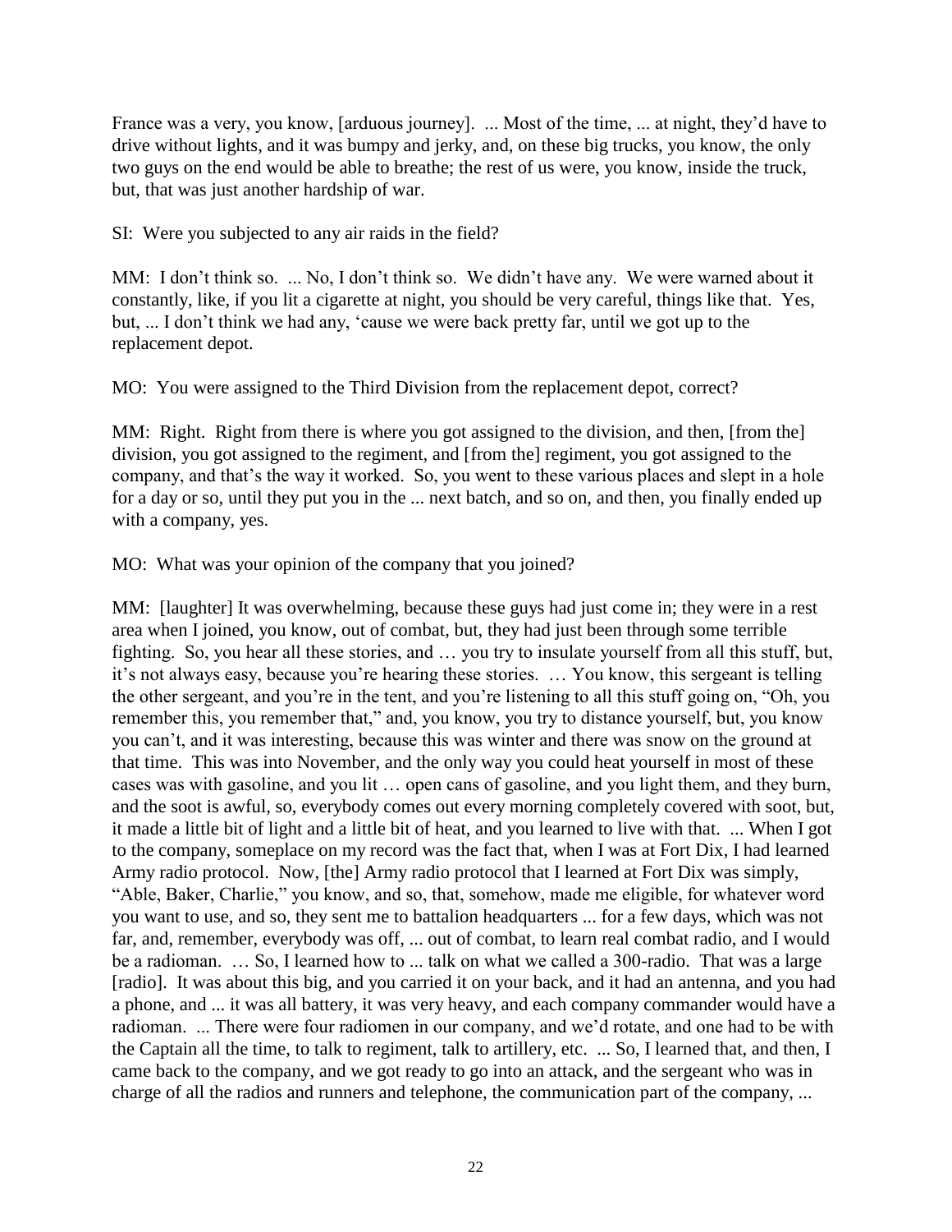France was a very, you know, [arduous journey]. ... Most of the time, ... at night, they'd have to drive without lights, and it was bumpy and jerky, and, on these big trucks, you know, the only two guys on the end would be able to breathe; the rest of us were, you know, inside the truck, but, that was just another hardship of war.

SI: Were you subjected to any air raids in the field?

MM: I don't think so. ... No, I don't think so. We didn't have any. We were warned about it constantly, like, if you lit a cigarette at night, you should be very careful, things like that. Yes, but, ... I don't think we had any, 'cause we were back pretty far, until we got up to the replacement depot.

MO: You were assigned to the Third Division from the replacement depot, correct?

MM: Right. Right from there is where you got assigned to the division, and then, [from the] division, you got assigned to the regiment, and [from the] regiment, you got assigned to the company, and that's the way it worked. So, you went to these various places and slept in a hole for a day or so, until they put you in the ... next batch, and so on, and then, you finally ended up with a company, yes.

MO: What was your opinion of the company that you joined?

MM: [laughter] It was overwhelming, because these guys had just come in; they were in a rest area when I joined, you know, out of combat, but, they had just been through some terrible fighting. So, you hear all these stories, and … you try to insulate yourself from all this stuff, but, it's not always easy, because you're hearing these stories. … You know, this sergeant is telling the other sergeant, and you're in the tent, and you're listening to all this stuff going on, "Oh, you remember this, you remember that," and, you know, you try to distance yourself, but, you know you can't, and it was interesting, because this was winter and there was snow on the ground at that time. This was into November, and the only way you could heat yourself in most of these cases was with gasoline, and you lit … open cans of gasoline, and you light them, and they burn, and the soot is awful, so, everybody comes out every morning completely covered with soot, but, it made a little bit of light and a little bit of heat, and you learned to live with that. ... When I got to the company, someplace on my record was the fact that, when I was at Fort Dix, I had learned Army radio protocol. Now, [the] Army radio protocol that I learned at Fort Dix was simply, "Able, Baker, Charlie," you know, and so, that, somehow, made me eligible, for whatever word you want to use, and so, they sent me to battalion headquarters ... for a few days, which was not far, and, remember, everybody was off, ... out of combat, to learn real combat radio, and I would be a radioman. … So, I learned how to ... talk on what we called a 300-radio. That was a large [radio]. It was about this big, and you carried it on your back, and it had an antenna, and you had a phone, and ... it was all battery, it was very heavy, and each company commander would have a radioman. ... There were four radiomen in our company, and we'd rotate, and one had to be with the Captain all the time, to talk to regiment, talk to artillery, etc. ... So, I learned that, and then, I came back to the company, and we got ready to go into an attack, and the sergeant who was in charge of all the radios and runners and telephone, the communication part of the company, ...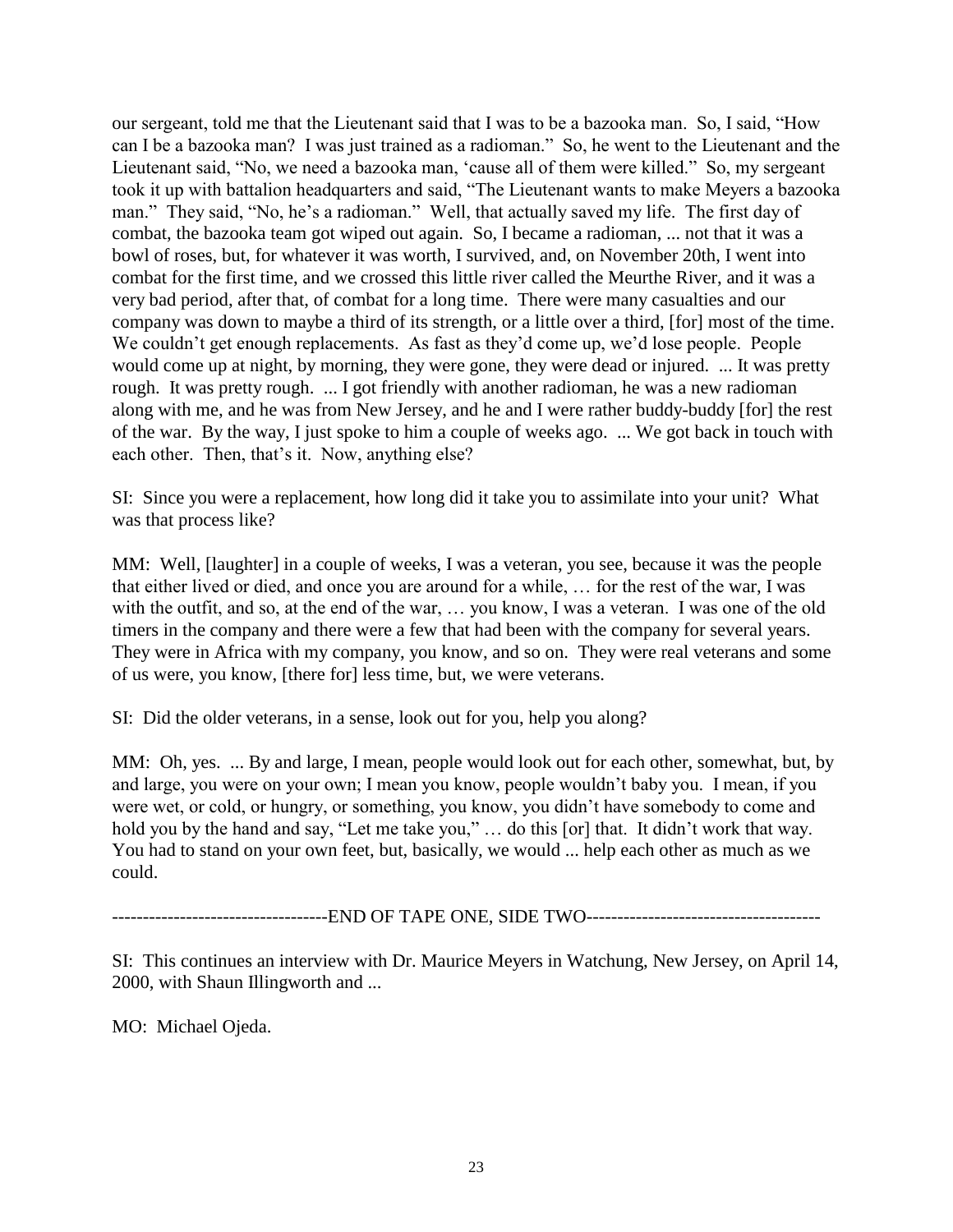our sergeant, told me that the Lieutenant said that I was to be a bazooka man. So, I said, "How can I be a bazooka man? I was just trained as a radioman." So, he went to the Lieutenant and the Lieutenant said, "No, we need a bazooka man, 'cause all of them were killed." So, my sergeant took it up with battalion headquarters and said, "The Lieutenant wants to make Meyers a bazooka man." They said, "No, he's a radioman." Well, that actually saved my life. The first day of combat, the bazooka team got wiped out again. So, I became a radioman, ... not that it was a bowl of roses, but, for whatever it was worth, I survived, and, on November 20th, I went into combat for the first time, and we crossed this little river called the Meurthe River, and it was a very bad period, after that, of combat for a long time. There were many casualties and our company was down to maybe a third of its strength, or a little over a third, [for] most of the time. We couldn't get enough replacements. As fast as they'd come up, we'd lose people. People would come up at night, by morning, they were gone, they were dead or injured. ... It was pretty rough. It was pretty rough. ... I got friendly with another radioman, he was a new radioman along with me, and he was from New Jersey, and he and I were rather buddy-buddy [for] the rest of the war. By the way, I just spoke to him a couple of weeks ago. ... We got back in touch with each other. Then, that's it. Now, anything else?

SI: Since you were a replacement, how long did it take you to assimilate into your unit? What was that process like?

MM: Well, [laughter] in a couple of weeks, I was a veteran, you see, because it was the people that either lived or died, and once you are around for a while, … for the rest of the war, I was with the outfit, and so, at the end of the war, … you know, I was a veteran. I was one of the old timers in the company and there were a few that had been with the company for several years. They were in Africa with my company, you know, and so on. They were real veterans and some of us were, you know, [there for] less time, but, we were veterans.

SI: Did the older veterans, in a sense, look out for you, help you along?

MM: Oh, yes. ... By and large, I mean, people would look out for each other, somewhat, but, by and large, you were on your own; I mean you know, people wouldn't baby you. I mean, if you were wet, or cold, or hungry, or something, you know, you didn't have somebody to come and hold you by the hand and say, "Let me take you," … do this [or] that. It didn't work that way. You had to stand on your own feet, but, basically, we would ... help each other as much as we could.

----------------------------------END OF TAPE ONE, SIDE TWO-------------------------------------

SI: This continues an interview with Dr. Maurice Meyers in Watchung, New Jersey, on April 14, 2000, with Shaun Illingworth and ...

MO: Michael Ojeda.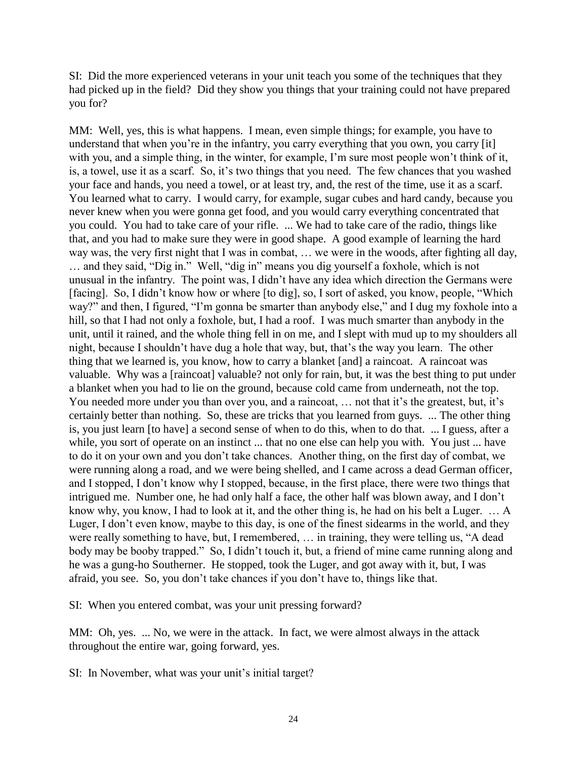SI: Did the more experienced veterans in your unit teach you some of the techniques that they had picked up in the field? Did they show you things that your training could not have prepared you for?

MM: Well, yes, this is what happens. I mean, even simple things; for example, you have to understand that when you're in the infantry, you carry everything that you own, you carry [it] with you, and a simple thing, in the winter, for example, I'm sure most people won't think of it, is, a towel, use it as a scarf. So, it's two things that you need. The few chances that you washed your face and hands, you need a towel, or at least try, and, the rest of the time, use it as a scarf. You learned what to carry. I would carry, for example, sugar cubes and hard candy, because you never knew when you were gonna get food, and you would carry everything concentrated that you could. You had to take care of your rifle. ... We had to take care of the radio, things like that, and you had to make sure they were in good shape. A good example of learning the hard way was, the very first night that I was in combat, … we were in the woods, after fighting all day, … and they said, "Dig in." Well, "dig in" means you dig yourself a foxhole, which is not unusual in the infantry. The point was, I didn't have any idea which direction the Germans were [facing]. So, I didn't know how or where [to dig], so, I sort of asked, you know, people, "Which way?" and then, I figured, "I'm gonna be smarter than anybody else," and I dug my foxhole into a hill, so that I had not only a foxhole, but, I had a roof. I was much smarter than anybody in the unit, until it rained, and the whole thing fell in on me, and I slept with mud up to my shoulders all night, because I shouldn't have dug a hole that way, but, that's the way you learn. The other thing that we learned is, you know, how to carry a blanket [and] a raincoat. A raincoat was valuable. Why was a [raincoat] valuable? not only for rain, but, it was the best thing to put under a blanket when you had to lie on the ground, because cold came from underneath, not the top. You needed more under you than over you, and a raincoat, … not that it's the greatest, but, it's certainly better than nothing. So, these are tricks that you learned from guys. ... The other thing is, you just learn [to have] a second sense of when to do this, when to do that. ... I guess, after a while, you sort of operate on an instinct ... that no one else can help you with. You just ... have to do it on your own and you don't take chances. Another thing, on the first day of combat, we were running along a road, and we were being shelled, and I came across a dead German officer, and I stopped, I don't know why I stopped, because, in the first place, there were two things that intrigued me. Number one, he had only half a face, the other half was blown away, and I don't know why, you know, I had to look at it, and the other thing is, he had on his belt a Luger. … A Luger, I don't even know, maybe to this day, is one of the finest sidearms in the world, and they were really something to have, but, I remembered, … in training, they were telling us, "A dead body may be booby trapped." So, I didn't touch it, but, a friend of mine came running along and he was a gung-ho Southerner. He stopped, took the Luger, and got away with it, but, I was afraid, you see. So, you don't take chances if you don't have to, things like that.

SI: When you entered combat, was your unit pressing forward?

MM: Oh, yes. ... No, we were in the attack. In fact, we were almost always in the attack throughout the entire war, going forward, yes.

SI: In November, what was your unit's initial target?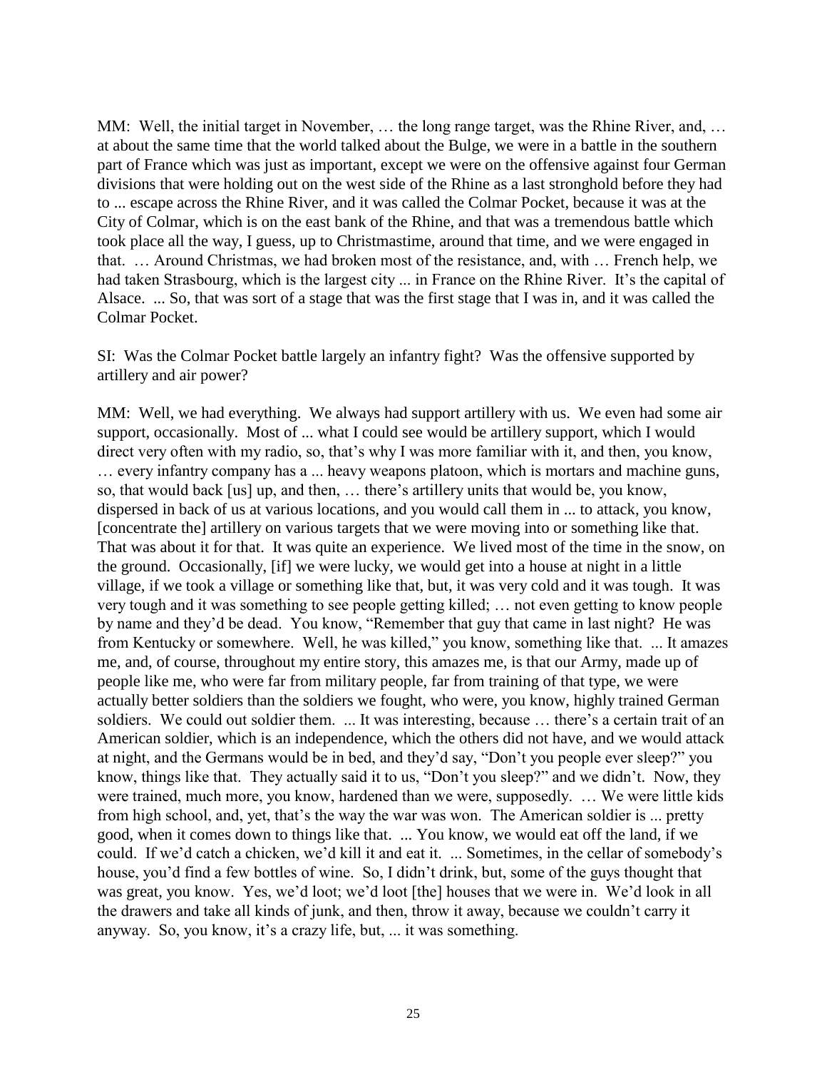MM: Well, the initial target in November, … the long range target, was the Rhine River, and, … at about the same time that the world talked about the Bulge, we were in a battle in the southern part of France which was just as important, except we were on the offensive against four German divisions that were holding out on the west side of the Rhine as a last stronghold before they had to ... escape across the Rhine River, and it was called the Colmar Pocket, because it was at the City of Colmar, which is on the east bank of the Rhine, and that was a tremendous battle which took place all the way, I guess, up to Christmastime, around that time, and we were engaged in that. … Around Christmas, we had broken most of the resistance, and, with … French help, we had taken Strasbourg, which is the largest city ... in France on the Rhine River. It's the capital of Alsace. ... So, that was sort of a stage that was the first stage that I was in, and it was called the Colmar Pocket.

SI: Was the Colmar Pocket battle largely an infantry fight? Was the offensive supported by artillery and air power?

MM: Well, we had everything. We always had support artillery with us. We even had some air support, occasionally. Most of ... what I could see would be artillery support, which I would direct very often with my radio, so, that's why I was more familiar with it, and then, you know, … every infantry company has a ... heavy weapons platoon, which is mortars and machine guns, so, that would back [us] up, and then, … there's artillery units that would be, you know, dispersed in back of us at various locations, and you would call them in ... to attack, you know, [concentrate the] artillery on various targets that we were moving into or something like that. That was about it for that. It was quite an experience. We lived most of the time in the snow, on the ground. Occasionally, [if] we were lucky, we would get into a house at night in a little village, if we took a village or something like that, but, it was very cold and it was tough. It was very tough and it was something to see people getting killed; … not even getting to know people by name and they'd be dead. You know, "Remember that guy that came in last night? He was from Kentucky or somewhere. Well, he was killed," you know, something like that. ... It amazes me, and, of course, throughout my entire story, this amazes me, is that our Army, made up of people like me, who were far from military people, far from training of that type, we were actually better soldiers than the soldiers we fought, who were, you know, highly trained German soldiers. We could out soldier them. ... It was interesting, because … there's a certain trait of an American soldier, which is an independence, which the others did not have, and we would attack at night, and the Germans would be in bed, and they'd say, "Don't you people ever sleep?" you know, things like that. They actually said it to us, "Don't you sleep?" and we didn't. Now, they were trained, much more, you know, hardened than we were, supposedly. … We were little kids from high school, and, yet, that's the way the war was won. The American soldier is ... pretty good, when it comes down to things like that. ... You know, we would eat off the land, if we could. If we'd catch a chicken, we'd kill it and eat it. ... Sometimes, in the cellar of somebody's house, you'd find a few bottles of wine. So, I didn't drink, but, some of the guys thought that was great, you know. Yes, we'd loot; we'd loot [the] houses that we were in. We'd look in all the drawers and take all kinds of junk, and then, throw it away, because we couldn't carry it anyway. So, you know, it's a crazy life, but, ... it was something.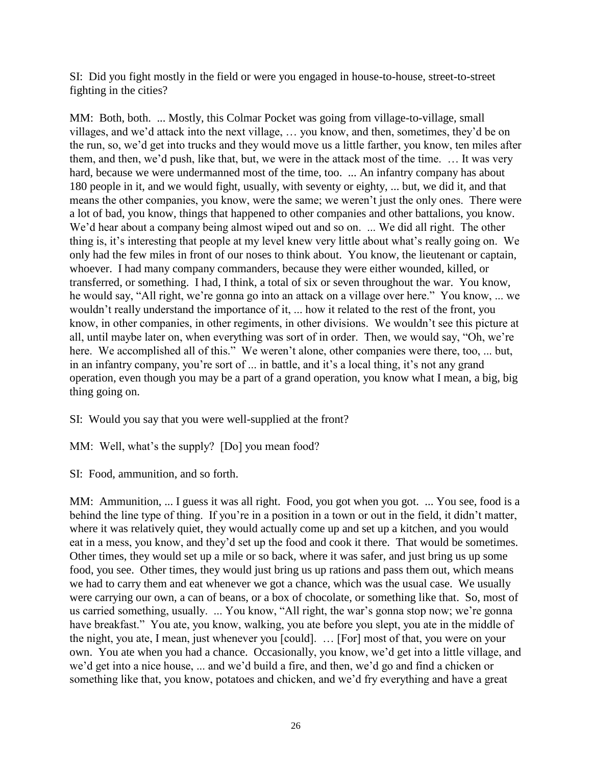SI: Did you fight mostly in the field or were you engaged in house-to-house, street-to-street fighting in the cities?

MM: Both, both. ... Mostly, this Colmar Pocket was going from village-to-village, small villages, and we'd attack into the next village, … you know, and then, sometimes, they'd be on the run, so, we'd get into trucks and they would move us a little farther, you know, ten miles after them, and then, we'd push, like that, but, we were in the attack most of the time. … It was very hard, because we were undermanned most of the time, too. ... An infantry company has about 180 people in it, and we would fight, usually, with seventy or eighty, ... but, we did it, and that means the other companies, you know, were the same; we weren't just the only ones. There were a lot of bad, you know, things that happened to other companies and other battalions, you know. We'd hear about a company being almost wiped out and so on. ... We did all right. The other thing is, it's interesting that people at my level knew very little about what's really going on. We only had the few miles in front of our noses to think about. You know, the lieutenant or captain, whoever. I had many company commanders, because they were either wounded, killed, or transferred, or something. I had, I think, a total of six or seven throughout the war. You know, he would say, "All right, we're gonna go into an attack on a village over here." You know, ... we wouldn't really understand the importance of it, ... how it related to the rest of the front, you know, in other companies, in other regiments, in other divisions. We wouldn't see this picture at all, until maybe later on, when everything was sort of in order. Then, we would say, "Oh, we're here. We accomplished all of this." We weren't alone, other companies were there, too, ... but, in an infantry company, you're sort of ... in battle, and it's a local thing, it's not any grand operation, even though you may be a part of a grand operation, you know what I mean, a big, big thing going on.

SI: Would you say that you were well-supplied at the front?

MM: Well, what's the supply? [Do] you mean food?

SI: Food, ammunition, and so forth.

MM: Ammunition, ... I guess it was all right. Food, you got when you got. ... You see, food is a behind the line type of thing. If you're in a position in a town or out in the field, it didn't matter, where it was relatively quiet, they would actually come up and set up a kitchen, and you would eat in a mess, you know, and they'd set up the food and cook it there. That would be sometimes. Other times, they would set up a mile or so back, where it was safer, and just bring us up some food, you see. Other times, they would just bring us up rations and pass them out, which means we had to carry them and eat whenever we got a chance, which was the usual case. We usually were carrying our own, a can of beans, or a box of chocolate, or something like that. So, most of us carried something, usually. ... You know, "All right, the war's gonna stop now; we're gonna have breakfast." You ate, you know, walking, you ate before you slept, you ate in the middle of the night, you ate, I mean, just whenever you [could]. … [For] most of that, you were on your own. You ate when you had a chance. Occasionally, you know, we'd get into a little village, and we'd get into a nice house, ... and we'd build a fire, and then, we'd go and find a chicken or something like that, you know, potatoes and chicken, and we'd fry everything and have a great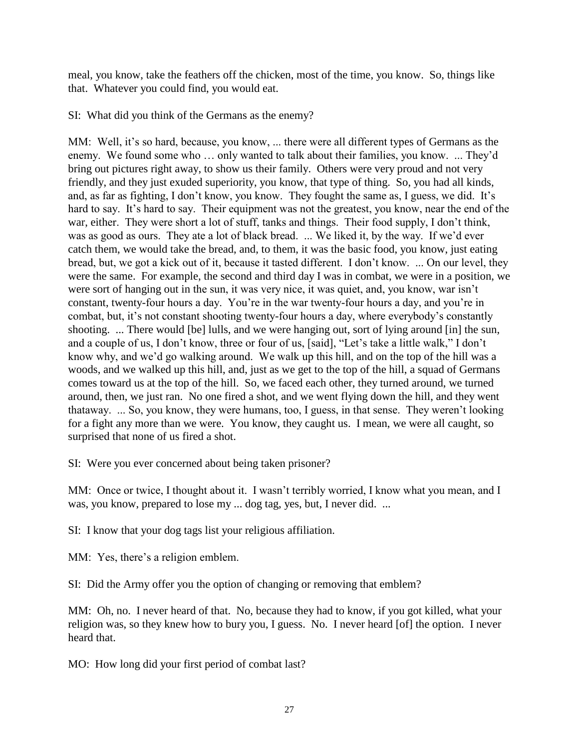meal, you know, take the feathers off the chicken, most of the time, you know. So, things like that. Whatever you could find, you would eat.

SI: What did you think of the Germans as the enemy?

MM: Well, it's so hard, because, you know, ... there were all different types of Germans as the enemy. We found some who … only wanted to talk about their families, you know. ... They'd bring out pictures right away, to show us their family. Others were very proud and not very friendly, and they just exuded superiority, you know, that type of thing. So, you had all kinds, and, as far as fighting, I don't know, you know. They fought the same as, I guess, we did. It's hard to say. It's hard to say. Their equipment was not the greatest, you know, near the end of the war, either. They were short a lot of stuff, tanks and things. Their food supply, I don't think, was as good as ours. They ate a lot of black bread. ... We liked it, by the way. If we'd ever catch them, we would take the bread, and, to them, it was the basic food, you know, just eating bread, but, we got a kick out of it, because it tasted different. I don't know. ... On our level, they were the same. For example, the second and third day I was in combat, we were in a position, we were sort of hanging out in the sun, it was very nice, it was quiet, and, you know, war isn't constant, twenty-four hours a day. You're in the war twenty-four hours a day, and you're in combat, but, it's not constant shooting twenty-four hours a day, where everybody's constantly shooting. ... There would [be] lulls, and we were hanging out, sort of lying around [in] the sun, and a couple of us, I don't know, three or four of us, [said], "Let's take a little walk," I don't know why, and we'd go walking around. We walk up this hill, and on the top of the hill was a woods, and we walked up this hill, and, just as we get to the top of the hill, a squad of Germans comes toward us at the top of the hill. So, we faced each other, they turned around, we turned around, then, we just ran. No one fired a shot, and we went flying down the hill, and they went thataway. ... So, you know, they were humans, too, I guess, in that sense. They weren't looking for a fight any more than we were. You know, they caught us. I mean, we were all caught, so surprised that none of us fired a shot.

SI: Were you ever concerned about being taken prisoner?

MM: Once or twice, I thought about it. I wasn't terribly worried, I know what you mean, and I was, you know, prepared to lose my ... dog tag, yes, but, I never did. ...

SI: I know that your dog tags list your religious affiliation.

MM: Yes, there's a religion emblem.

SI: Did the Army offer you the option of changing or removing that emblem?

MM: Oh, no. I never heard of that. No, because they had to know, if you got killed, what your religion was, so they knew how to bury you, I guess. No. I never heard [of] the option. I never heard that.

MO: How long did your first period of combat last?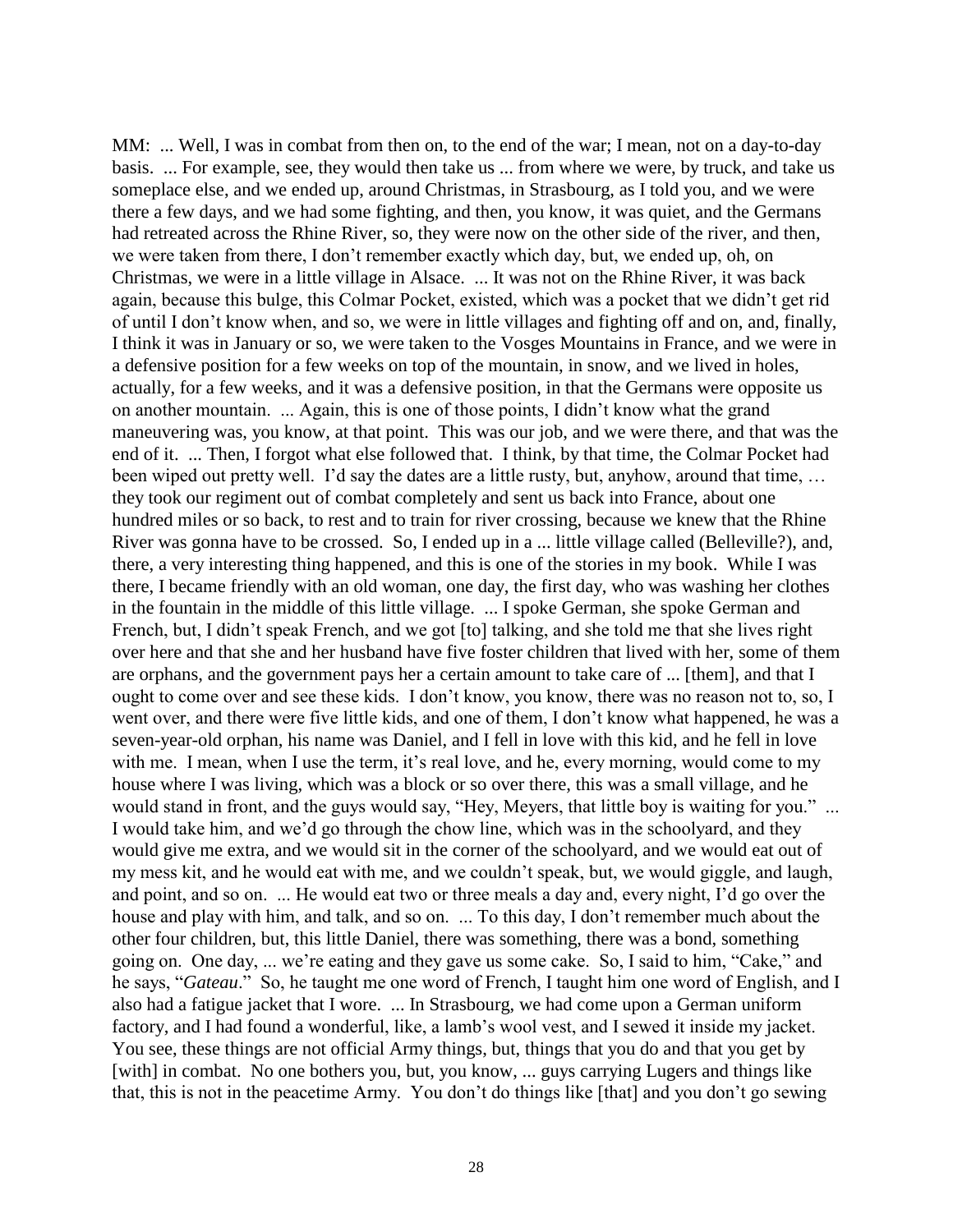MM: ... Well, I was in combat from then on, to the end of the war; I mean, not on a day-to-day basis. ... For example, see, they would then take us ... from where we were, by truck, and take us someplace else, and we ended up, around Christmas, in Strasbourg, as I told you, and we were there a few days, and we had some fighting, and then, you know, it was quiet, and the Germans had retreated across the Rhine River, so, they were now on the other side of the river, and then, we were taken from there, I don't remember exactly which day, but, we ended up, oh, on Christmas, we were in a little village in Alsace. ... It was not on the Rhine River, it was back again, because this bulge, this Colmar Pocket, existed, which was a pocket that we didn't get rid of until I don't know when, and so, we were in little villages and fighting off and on, and, finally, I think it was in January or so, we were taken to the Vosges Mountains in France, and we were in a defensive position for a few weeks on top of the mountain, in snow, and we lived in holes, actually, for a few weeks, and it was a defensive position, in that the Germans were opposite us on another mountain. ... Again, this is one of those points, I didn't know what the grand maneuvering was, you know, at that point. This was our job, and we were there, and that was the end of it. ... Then, I forgot what else followed that. I think, by that time, the Colmar Pocket had been wiped out pretty well. I'd say the dates are a little rusty, but, anyhow, around that time, … they took our regiment out of combat completely and sent us back into France, about one hundred miles or so back, to rest and to train for river crossing, because we knew that the Rhine River was gonna have to be crossed. So, I ended up in a ... little village called (Belleville?), and, there, a very interesting thing happened, and this is one of the stories in my book. While I was there, I became friendly with an old woman, one day, the first day, who was washing her clothes in the fountain in the middle of this little village. ... I spoke German, she spoke German and French, but, I didn't speak French, and we got [to] talking, and she told me that she lives right over here and that she and her husband have five foster children that lived with her, some of them are orphans, and the government pays her a certain amount to take care of ... [them], and that I ought to come over and see these kids. I don't know, you know, there was no reason not to, so, I went over, and there were five little kids, and one of them, I don't know what happened, he was a seven-year-old orphan, his name was Daniel, and I fell in love with this kid, and he fell in love with me. I mean, when I use the term, it's real love, and he, every morning, would come to my house where I was living, which was a block or so over there, this was a small village, and he would stand in front, and the guys would say, "Hey, Meyers, that little boy is waiting for you." ... I would take him, and we'd go through the chow line, which was in the schoolyard, and they would give me extra, and we would sit in the corner of the schoolyard, and we would eat out of my mess kit, and he would eat with me, and we couldn't speak, but, we would giggle, and laugh, and point, and so on. ... He would eat two or three meals a day and, every night, I'd go over the house and play with him, and talk, and so on. ... To this day, I don't remember much about the other four children, but, this little Daniel, there was something, there was a bond, something going on. One day, ... we're eating and they gave us some cake. So, I said to him, "Cake," and he says, "*Gateau*." So, he taught me one word of French, I taught him one word of English, and I also had a fatigue jacket that I wore. ... In Strasbourg, we had come upon a German uniform factory, and I had found a wonderful, like, a lamb's wool vest, and I sewed it inside my jacket. You see, these things are not official Army things, but, things that you do and that you get by [with] in combat. No one bothers you, but, you know, ... guys carrying Lugers and things like that, this is not in the peacetime Army. You don't do things like [that] and you don't go sewing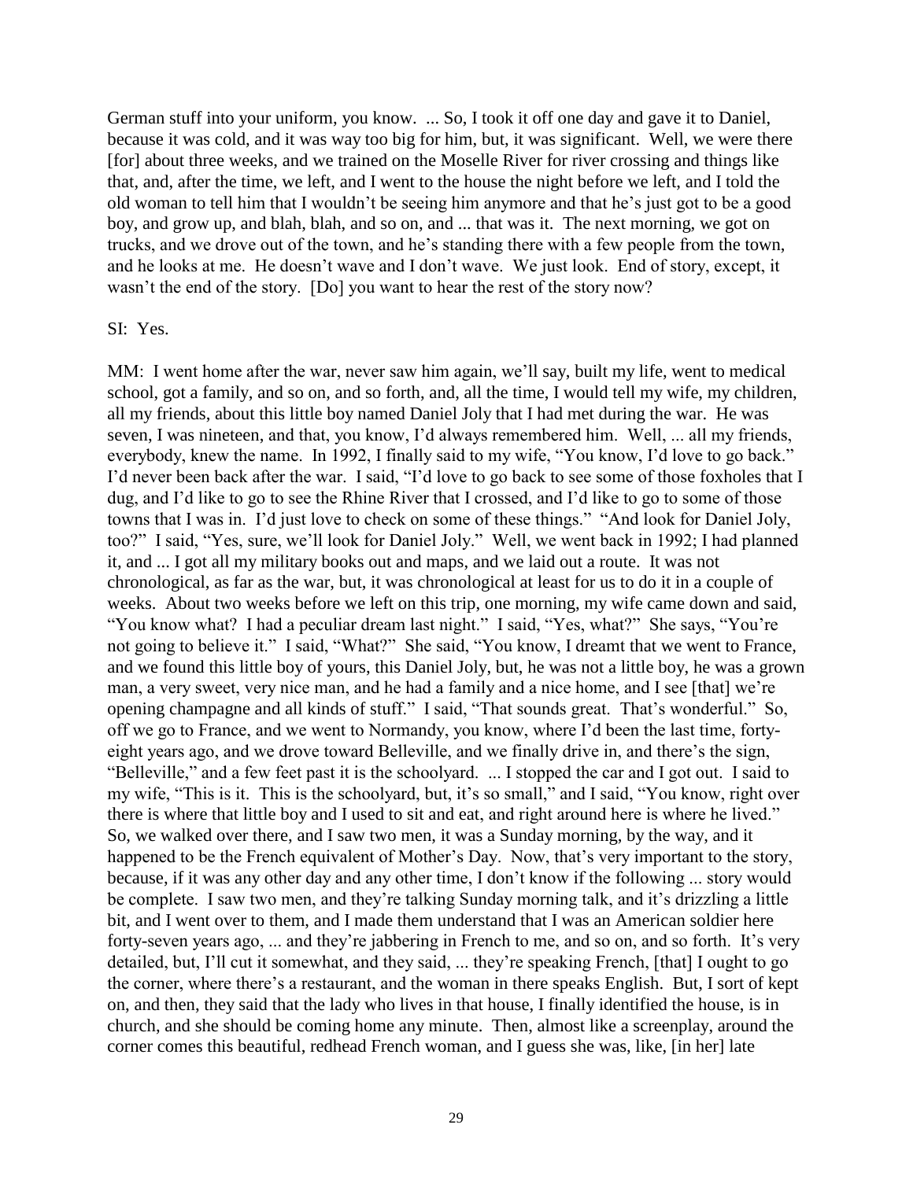German stuff into your uniform, you know. ... So, I took it off one day and gave it to Daniel, because it was cold, and it was way too big for him, but, it was significant. Well, we were there [for] about three weeks, and we trained on the Moselle River for river crossing and things like that, and, after the time, we left, and I went to the house the night before we left, and I told the old woman to tell him that I wouldn't be seeing him anymore and that he's just got to be a good boy, and grow up, and blah, blah, and so on, and ... that was it. The next morning, we got on trucks, and we drove out of the town, and he's standing there with a few people from the town, and he looks at me. He doesn't wave and I don't wave. We just look. End of story, except, it wasn't the end of the story. [Do] you want to hear the rest of the story now?

SI: Yes.

MM: I went home after the war, never saw him again, we'll say, built my life, went to medical school, got a family, and so on, and so forth, and, all the time, I would tell my wife, my children, all my friends, about this little boy named Daniel Joly that I had met during the war. He was seven, I was nineteen, and that, you know, I'd always remembered him. Well, ... all my friends, everybody, knew the name. In 1992, I finally said to my wife, "You know, I'd love to go back." I'd never been back after the war. I said, "I'd love to go back to see some of those foxholes that I dug, and I'd like to go to see the Rhine River that I crossed, and I'd like to go to some of those towns that I was in. I'd just love to check on some of these things." "And look for Daniel Joly, too?" I said, "Yes, sure, we'll look for Daniel Joly." Well, we went back in 1992; I had planned it, and ... I got all my military books out and maps, and we laid out a route. It was not chronological, as far as the war, but, it was chronological at least for us to do it in a couple of weeks. About two weeks before we left on this trip, one morning, my wife came down and said, "You know what? I had a peculiar dream last night." I said, "Yes, what?" She says, "You're not going to believe it." I said, "What?" She said, "You know, I dreamt that we went to France, and we found this little boy of yours, this Daniel Joly, but, he was not a little boy, he was a grown man, a very sweet, very nice man, and he had a family and a nice home, and I see [that] we're opening champagne and all kinds of stuff." I said, "That sounds great. That's wonderful." So, off we go to France, and we went to Normandy, you know, where I'd been the last time, forty-eight years ago, and we drove toward Belleville, and we finally drive in, and there's the sign, "Belleville," and a few feet past it is the schoolyard. ... I stopped the car and I got out. I said to my wife, "This is it. This is the schoolyard, but, it's so small," and I said, "You know, right over there is where that little boy and I used to sit and eat, and right around here is where he lived." So, we walked over there, and I saw two men, it was a Sunday morning, by the way, and it happened to be the French equivalent of Mother's Day. Now, that's very important to the story, because, if it was any other day and any other time, I don't know if the following ... story would be complete. I saw two men, and they're talking Sunday morning talk, and it's drizzling a little bit, and I went over to them, and I made them understand that I was an American soldier here forty-seven years ago, ... and they're jabbering in French to me, and so on, and so forth. It's very detailed, but, I'll cut it somewhat, and they said, ... they're speaking French, [that] I ought to go the corner, where there's a restaurant, and the woman in there speaks English. But, I sort of kept on, and then, they said that the lady who lives in that house, I finally identified the house, is in church, and she should be coming home any minute. Then, almost like a screenplay, around the corner comes this beautiful, redhead French woman, and I guess she was, like, [in her] late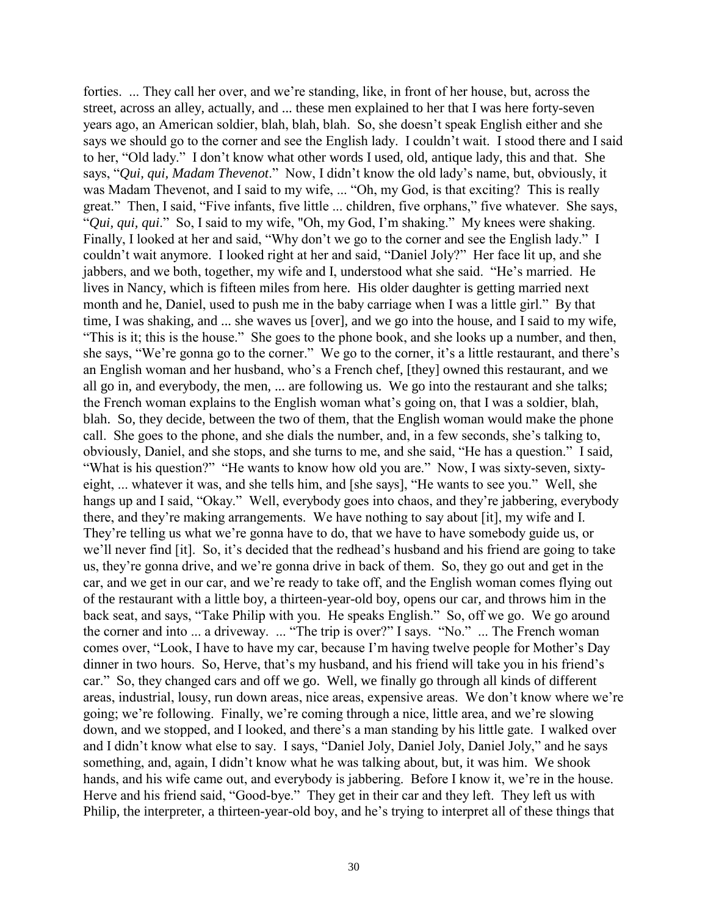forties. ... They call her over, and we're standing, like, in front of her house, but, across the street, across an alley, actually, and ... these men explained to her that I was here forty-seven years ago, an American soldier, blah, blah, blah. So, she doesn't speak English either and she says we should go to the corner and see the English lady. I couldn't wait. I stood there and I said to her, "Old lady." I don't know what other words I used, old, antique lady, this and that. She says, "*Qui, qui, Madam Thevenot*." Now, I didn't know the old lady's name, but, obviously, it was Madam Thevenot, and I said to my wife, ... "Oh, my God, is that exciting? This is really great." Then, I said, "Five infants, five little ... children, five orphans," five whatever. She says, "*Qui, qui, qui*." So, I said to my wife, "Oh, my God, I'm shaking." My knees were shaking. Finally, I looked at her and said, "Why don't we go to the corner and see the English lady." I couldn't wait anymore. I looked right at her and said, "Daniel Joly?" Her face lit up, and she jabbers, and we both, together, my wife and I, understood what she said. "He's married. He lives in Nancy, which is fifteen miles from here. His older daughter is getting married next month and he, Daniel, used to push me in the baby carriage when I was a little girl." By that time, I was shaking, and ... she waves us [over], and we go into the house, and I said to my wife, "This is it; this is the house." She goes to the phone book, and she looks up a number, and then, she says, "We're gonna go to the corner." We go to the corner, it's a little restaurant, and there's an English woman and her husband, who's a French chef, [they] owned this restaurant, and we all go in, and everybody, the men, ... are following us. We go into the restaurant and she talks; the French woman explains to the English woman what's going on, that I was a soldier, blah, blah. So, they decide, between the two of them, that the English woman would make the phone call. She goes to the phone, and she dials the number, and, in a few seconds, she's talking to, obviously, Daniel, and she stops, and she turns to me, and she said, "He has a question." I said, "What is his question?" "He wants to know how old you are." Now, I was sixty-seven, sixty-eight, ... whatever it was, and she tells him, and [she says], "He wants to see you." Well, she hangs up and I said, "Okay." Well, everybody goes into chaos, and they're jabbering, everybody there, and they're making arrangements. We have nothing to say about [it], my wife and I. They're telling us what we're gonna have to do, that we have to have somebody guide us, or we'll never find [it]. So, it's decided that the redhead's husband and his friend are going to take us, they're gonna drive, and we're gonna drive in back of them. So, they go out and get in the car, and we get in our car, and we're ready to take off, and the English woman comes flying out of the restaurant with a little boy, a thirteen-year-old boy, opens our car, and throws him in the back seat, and says, "Take Philip with you. He speaks English." So, off we go. We go around the corner and into ... a driveway. ... "The trip is over?" I says. "No." ... The French woman comes over, "Look, I have to have my car, because I'm having twelve people for Mother's Day dinner in two hours. So, Herve, that's my husband, and his friend will take you in his friend's car." So, they changed cars and off we go. Well, we finally go through all kinds of different areas, industrial, lousy, run down areas, nice areas, expensive areas. We don't know where we're going; we're following. Finally, we're coming through a nice, little area, and we're slowing down, and we stopped, and I looked, and there's a man standing by his little gate. I walked over and I didn't know what else to say. I says, "Daniel Joly, Daniel Joly, Daniel Joly," and he says something, and, again, I didn't know what he was talking about, but, it was him. We shook hands, and his wife came out, and everybody is jabbering. Before I know it, we're in the house. Herve and his friend said, "Good-bye." They get in their car and they left. They left us with Philip, the interpreter, a thirteen-year-old boy, and he's trying to interpret all of these things that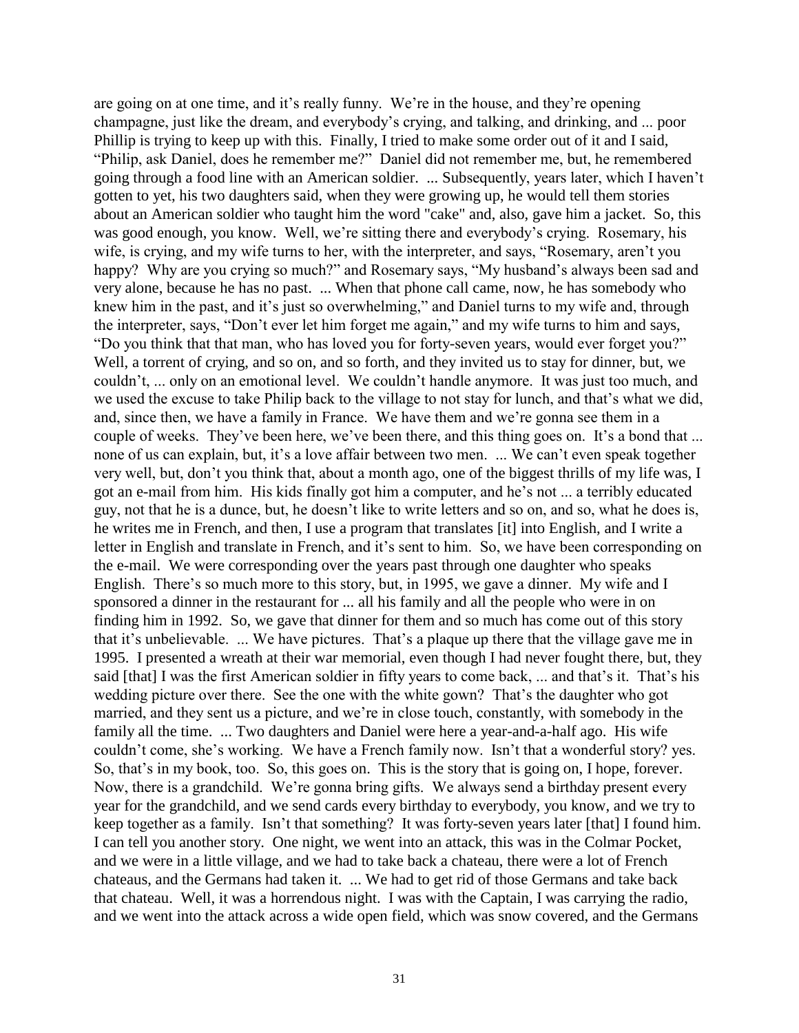are going on at one time, and it's really funny. We're in the house, and they're opening champagne, just like the dream, and everybody's crying, and talking, and drinking, and ... poor Phillip is trying to keep up with this. Finally, I tried to make some order out of it and I said, "Philip, ask Daniel, does he remember me?" Daniel did not remember me, but, he remembered going through a food line with an American soldier. ... Subsequently, years later, which I haven't gotten to yet, his two daughters said, when they were growing up, he would tell them stories about an American soldier who taught him the word "cake" and, also, gave him a jacket. So, this was good enough, you know. Well, we're sitting there and everybody's crying. Rosemary, his wife, is crying, and my wife turns to her, with the interpreter, and says, "Rosemary, aren't you happy? Why are you crying so much?" and Rosemary says, "My husband's always been sad and very alone, because he has no past. ... When that phone call came, now, he has somebody who knew him in the past, and it's just so overwhelming," and Daniel turns to my wife and, through the interpreter, says, "Don't ever let him forget me again," and my wife turns to him and says, "Do you think that that man, who has loved you for forty-seven years, would ever forget you?" Well, a torrent of crying, and so on, and so forth, and they invited us to stay for dinner, but, we couldn't, ... only on an emotional level. We couldn't handle anymore. It was just too much, and we used the excuse to take Philip back to the village to not stay for lunch, and that's what we did, and, since then, we have a family in France. We have them and we're gonna see them in a couple of weeks. They've been here, we've been there, and this thing goes on. It's a bond that ... none of us can explain, but, it's a love affair between two men. ... We can't even speak together very well, but, don't you think that, about a month ago, one of the biggest thrills of my life was, I got an e-mail from him. His kids finally got him a computer, and he's not ... a terribly educated guy, not that he is a dunce, but, he doesn't like to write letters and so on, and so, what he does is, he writes me in French, and then, I use a program that translates [it] into English, and I write a letter in English and translate in French, and it's sent to him. So, we have been corresponding on the e-mail. We were corresponding over the years past through one daughter who speaks English. There's so much more to this story, but, in 1995, we gave a dinner. My wife and I sponsored a dinner in the restaurant for ... all his family and all the people who were in on finding him in 1992. So, we gave that dinner for them and so much has come out of this story that it's unbelievable. ... We have pictures. That's a plaque up there that the village gave me in 1995. I presented a wreath at their war memorial, even though I had never fought there, but, they said [that] I was the first American soldier in fifty years to come back, ... and that's it. That's his wedding picture over there. See the one with the white gown? That's the daughter who got married, and they sent us a picture, and we're in close touch, constantly, with somebody in the family all the time. ... Two daughters and Daniel were here a year-and-a-half ago. His wife couldn't come, she's working. We have a French family now. Isn't that a wonderful story? yes. So, that's in my book, too. So, this goes on. This is the story that is going on, I hope, forever. Now, there is a grandchild. We're gonna bring gifts. We always send a birthday present every year for the grandchild, and we send cards every birthday to everybody, you know, and we try to keep together as a family. Isn't that something? It was forty-seven years later [that] I found him. I can tell you another story. One night, we went into an attack, this was in the Colmar Pocket, and we were in a little village, and we had to take back a chateau, there were a lot of French chateaus, and the Germans had taken it. ... We had to get rid of those Germans and take back that chateau. Well, it was a horrendous night. I was with the Captain, I was carrying the radio, and we went into the attack across a wide open field, which was snow covered, and the Germans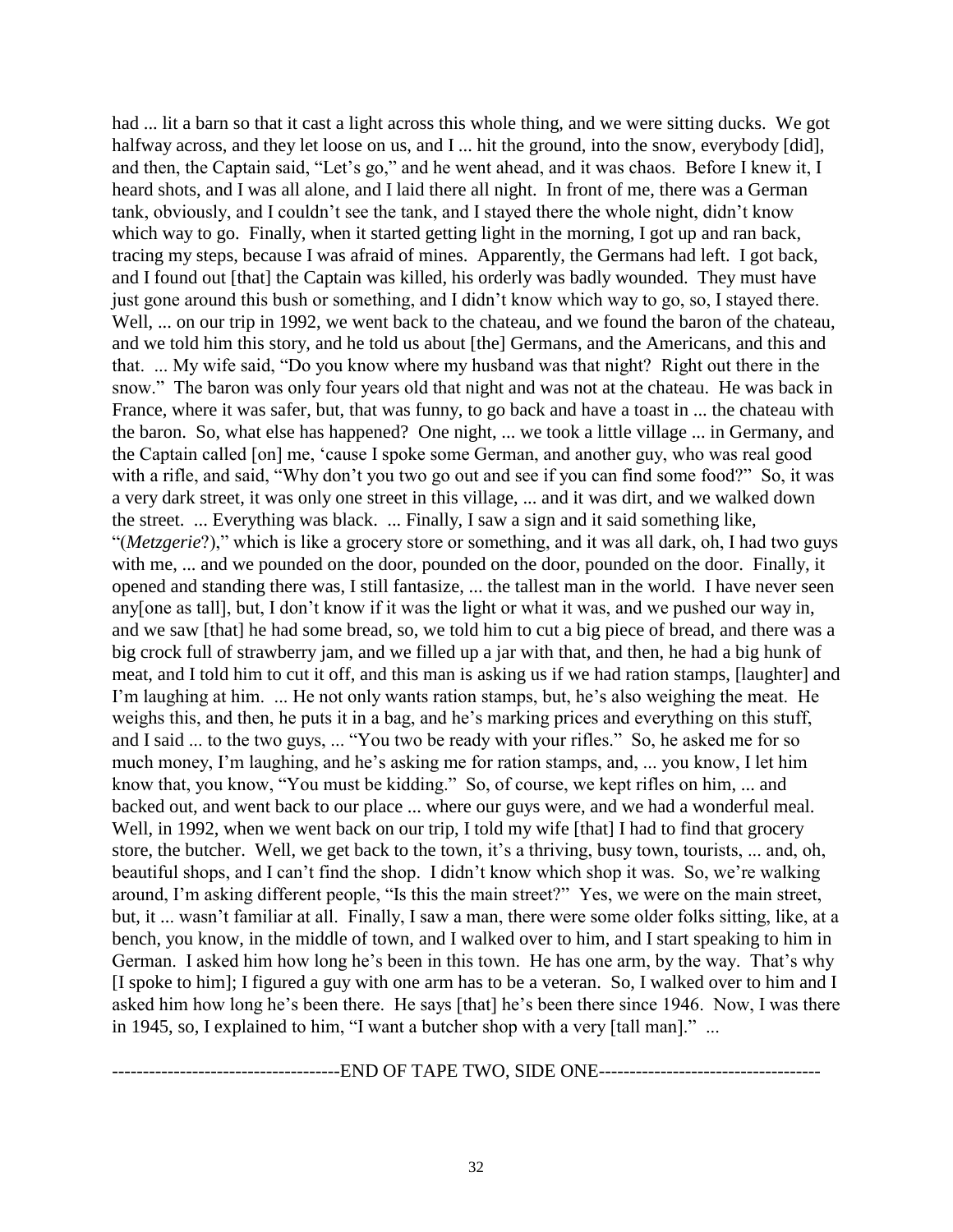had ... lit a barn so that it cast a light across this whole thing, and we were sitting ducks. We got halfway across, and they let loose on us, and I ... hit the ground, into the snow, everybody [did], and then, the Captain said, "Let's go," and he went ahead, and it was chaos. Before I knew it, I heard shots, and I was all alone, and I laid there all night. In front of me, there was a German tank, obviously, and I couldn't see the tank, and I stayed there the whole night, didn't know which way to go. Finally, when it started getting light in the morning, I got up and ran back, tracing my steps, because I was afraid of mines. Apparently, the Germans had left. I got back, and I found out [that] the Captain was killed, his orderly was badly wounded. They must have just gone around this bush or something, and I didn't know which way to go, so, I stayed there. Well, ... on our trip in 1992, we went back to the chateau, and we found the baron of the chateau, and we told him this story, and he told us about [the] Germans, and the Americans, and this and that. ... My wife said, "Do you know where my husband was that night? Right out there in the snow." The baron was only four years old that night and was not at the chateau. He was back in France, where it was safer, but, that was funny, to go back and have a toast in ... the chateau with the baron. So, what else has happened? One night, ... we took a little village ... in Germany, and the Captain called [on] me, 'cause I spoke some German, and another guy, who was real good with a rifle, and said, "Why don't you two go out and see if you can find some food?" So, it was a very dark street, it was only one street in this village, ... and it was dirt, and we walked down the street. ... Everything was black. ... Finally, I saw a sign and it said something like, "(*Metzgerie*?)," which is like a grocery store or something, and it was all dark, oh, I had two guys with me, ... and we pounded on the door, pounded on the door, pounded on the door. Finally, it opened and standing there was, I still fantasize, ... the tallest man in the world. I have never seen any[one as tall], but, I don't know if it was the light or what it was, and we pushed our way in, and we saw [that] he had some bread, so, we told him to cut a big piece of bread, and there was a big crock full of strawberry jam, and we filled up a jar with that, and then, he had a big hunk of meat, and I told him to cut it off, and this man is asking us if we had ration stamps, [laughter] and I'm laughing at him. ... He not only wants ration stamps, but, he's also weighing the meat. He weighs this, and then, he puts it in a bag, and he's marking prices and everything on this stuff, and I said ... to the two guys, ... "You two be ready with your rifles." So, he asked me for so much money, I'm laughing, and he's asking me for ration stamps, and, ... you know, I let him know that, you know, "You must be kidding." So, of course, we kept rifles on him, ... and backed out, and went back to our place ... where our guys were, and we had a wonderful meal. Well, in 1992, when we went back on our trip, I told my wife [that] I had to find that grocery store, the butcher. Well, we get back to the town, it's a thriving, busy town, tourists, ... and, oh, beautiful shops, and I can't find the shop. I didn't know which shop it was. So, we're walking around, I'm asking different people, "Is this the main street?" Yes, we were on the main street, but, it ... wasn't familiar at all. Finally, I saw a man, there were some older folks sitting, like, at a bench, you know, in the middle of town, and I walked over to him, and I start speaking to him in German. I asked him how long he's been in this town. He has one arm, by the way. That's why [I spoke to him]; I figured a guy with one arm has to be a veteran. So, I walked over to him and I asked him how long he's been there. He says [that] he's been there since 1946. Now, I was there in 1945, so, I explained to him, "I want a butcher shop with a very [tall man]." ...

------------------------------------END OF TAPE TWO, SIDE ONE------------------------------------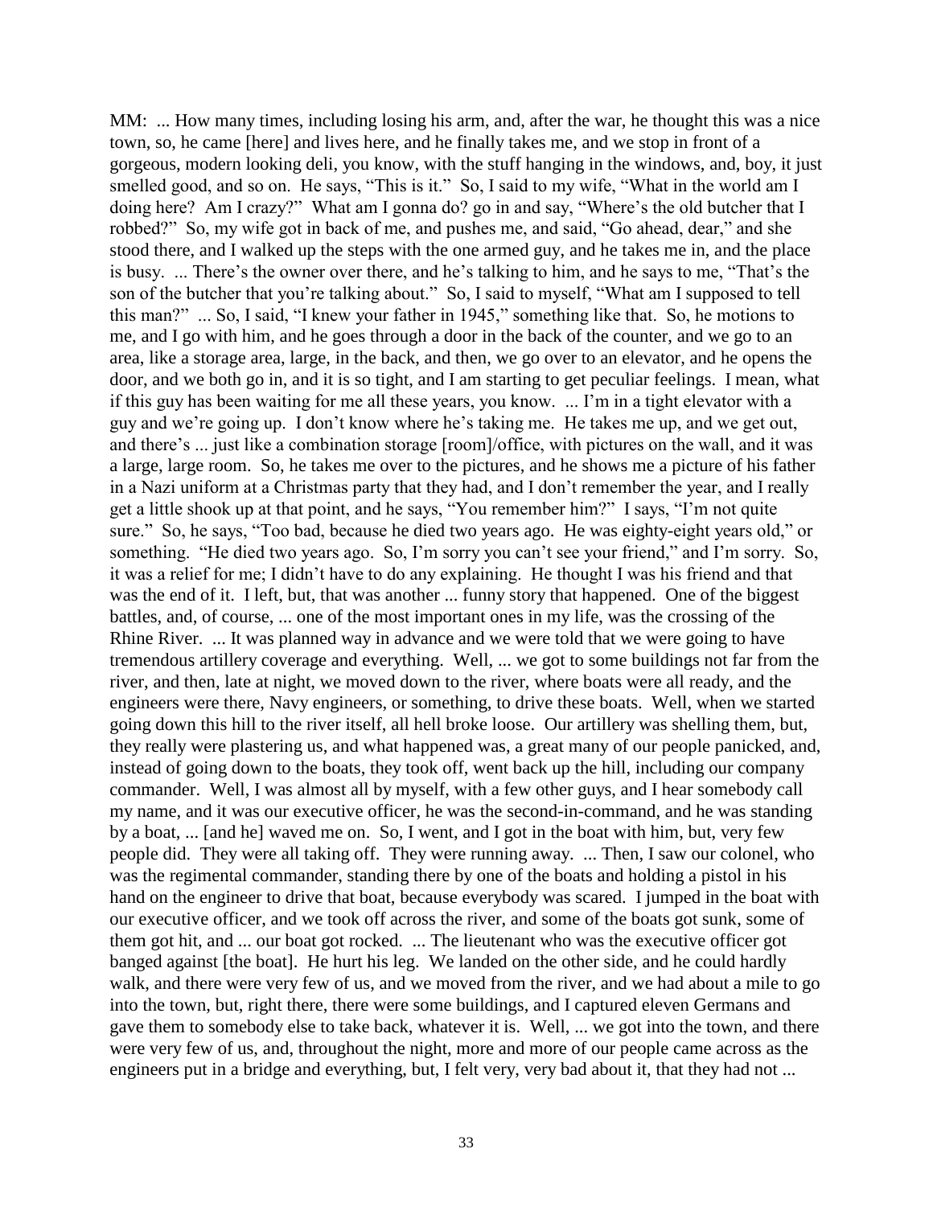MM: ... How many times, including losing his arm, and, after the war, he thought this was a nice town, so, he came [here] and lives here, and he finally takes me, and we stop in front of a gorgeous, modern looking deli, you know, with the stuff hanging in the windows, and, boy, it just smelled good, and so on. He says, "This is it." So, I said to my wife, "What in the world am I doing here? Am I crazy?" What am I gonna do? go in and say, "Where's the old butcher that I robbed?" So, my wife got in back of me, and pushes me, and said, "Go ahead, dear," and she stood there, and I walked up the steps with the one armed guy, and he takes me in, and the place is busy. ... There's the owner over there, and he's talking to him, and he says to me, "That's the son of the butcher that you're talking about." So, I said to myself, "What am I supposed to tell this man?" ... So, I said, "I knew your father in 1945," something like that. So, he motions to me, and I go with him, and he goes through a door in the back of the counter, and we go to an area, like a storage area, large, in the back, and then, we go over to an elevator, and he opens the door, and we both go in, and it is so tight, and I am starting to get peculiar feelings. I mean, what if this guy has been waiting for me all these years, you know. ... I'm in a tight elevator with a guy and we're going up. I don't know where he's taking me. He takes me up, and we get out, and there's ... just like a combination storage [room]/office, with pictures on the wall, and it was a large, large room. So, he takes me over to the pictures, and he shows me a picture of his father in a Nazi uniform at a Christmas party that they had, and I don't remember the year, and I really get a little shook up at that point, and he says, "You remember him?" I says, "I'm not quite sure." So, he says, "Too bad, because he died two years ago. He was eighty-eight years old," or something. "He died two years ago. So, I'm sorry you can't see your friend," and I'm sorry. So, it was a relief for me; I didn't have to do any explaining. He thought I was his friend and that was the end of it. I left, but, that was another ... funny story that happened. One of the biggest battles, and, of course, ... one of the most important ones in my life, was the crossing of the Rhine River. ... It was planned way in advance and we were told that we were going to have tremendous artillery coverage and everything. Well, ... we got to some buildings not far from the river, and then, late at night, we moved down to the river, where boats were all ready, and the engineers were there, Navy engineers, or something, to drive these boats. Well, when we started going down this hill to the river itself, all hell broke loose. Our artillery was shelling them, but, they really were plastering us, and what happened was, a great many of our people panicked, and, instead of going down to the boats, they took off, went back up the hill, including our company commander. Well, I was almost all by myself, with a few other guys, and I hear somebody call my name, and it was our executive officer, he was the second-in-command, and he was standing by a boat, ... [and he] waved me on. So, I went, and I got in the boat with him, but, very few people did. They were all taking off. They were running away. ... Then, I saw our colonel, who was the regimental commander, standing there by one of the boats and holding a pistol in his hand on the engineer to drive that boat, because everybody was scared. I jumped in the boat with our executive officer, and we took off across the river, and some of the boats got sunk, some of them got hit, and ... our boat got rocked. ... The lieutenant who was the executive officer got banged against [the boat]. He hurt his leg. We landed on the other side, and he could hardly walk, and there were very few of us, and we moved from the river, and we had about a mile to go into the town, but, right there, there were some buildings, and I captured eleven Germans and gave them to somebody else to take back, whatever it is. Well, ... we got into the town, and there were very few of us, and, throughout the night, more and more of our people came across as the engineers put in a bridge and everything, but, I felt very, very bad about it, that they had not ...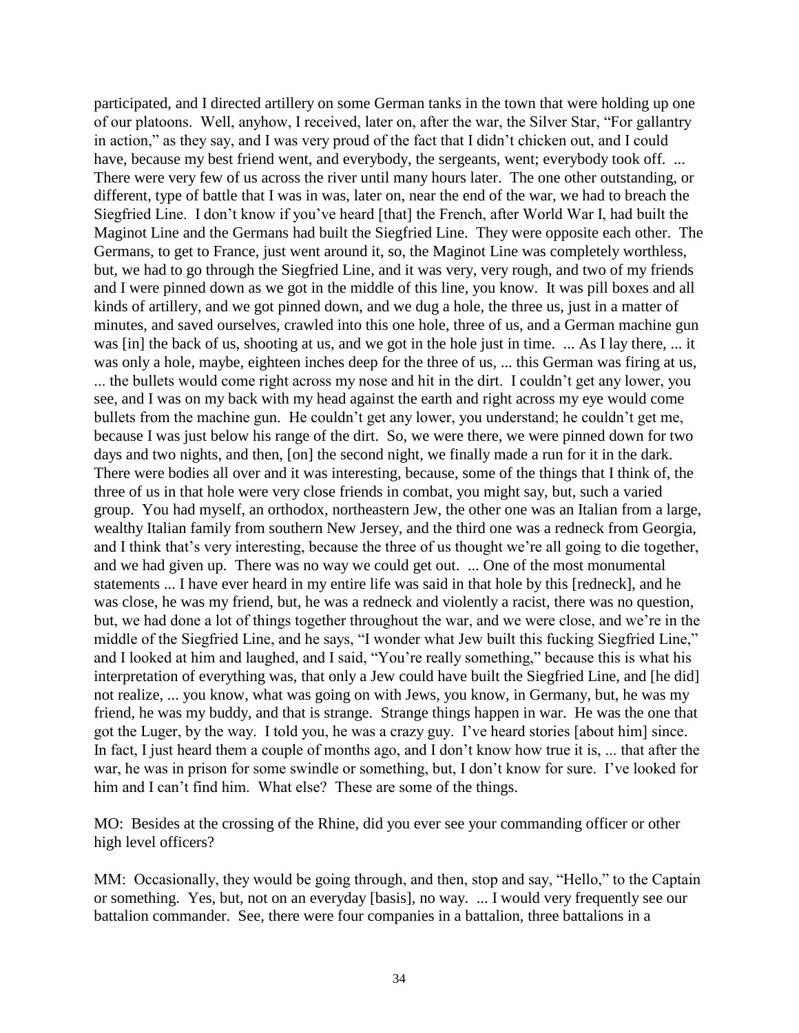participated, and I directed artillery on some German tanks in the town that were holding up one of our platoons. Well, anyhow, I received, later on, after the war, the Silver Star, "For gallantry in action," as they say, and I was very proud of the fact that I didn't chicken out, and I could have, because my best friend went, and everybody, the sergeants, went; everybody took off. ... There were very few of us across the river until many hours later. The one other outstanding, or different, type of battle that I was in was, later on, near the end of the war, we had to breach the Siegfried Line. I don't know if you've heard [that] the French, after World War I, had built the Maginot Line and the Germans had built the Siegfried Line. They were opposite each other. The Germans, to get to France, just went around it, so, the Maginot Line was completely worthless, but, we had to go through the Siegfried Line, and it was very, very rough, and two of my friends and I were pinned down as we got in the middle of this line, you know. It was pill boxes and all kinds of artillery, and we got pinned down, and we dug a hole, the three us, just in a matter of minutes, and saved ourselves, crawled into this one hole, three of us, and a German machine gun was [in] the back of us, shooting at us, and we got in the hole just in time. ... As I lay there, ... it was only a hole, maybe, eighteen inches deep for the three of us, ... this German was firing at us, ... the bullets would come right across my nose and hit in the dirt. I couldn't get any lower, you see, and I was on my back with my head against the earth and right across my eye would come bullets from the machine gun. He couldn't get any lower, you understand; he couldn't get me, because I was just below his range of the dirt. So, we were there, we were pinned down for two days and two nights, and then, [on] the second night, we finally made a run for it in the dark. There were bodies all over and it was interesting, because, some of the things that I think of, the three of us in that hole were very close friends in combat, you might say, but, such a varied group. You had myself, an orthodox, northeastern Jew, the other one was an Italian from a large, wealthy Italian family from southern New Jersey, and the third one was a redneck from Georgia, and I think that's very interesting, because the three of us thought we're all going to die together, and we had given up. There was no way we could get out. ... One of the most monumental statements ... I have ever heard in my entire life was said in that hole by this [redneck], and he was close, he was my friend, but, he was a redneck and violently a racist, there was no question, but, we had done a lot of things together throughout the war, and we were close, and we're in the middle of the Siegfried Line, and he says, "I wonder what Jew built this fucking Siegfried Line," and I looked at him and laughed, and I said, "You're really something," because this is what his interpretation of everything was, that only a Jew could have built the Siegfried Line, and [he did] not realize, ... you know, what was going on with Jews, you know, in Germany, but, he was my friend, he was my buddy, and that is strange. Strange things happen in war. He was the one that got the Luger, by the way. I told you, he was a crazy guy. I've heard stories [about him] since. In fact, I just heard them a couple of months ago, and I don't know how true it is, ... that after the war, he was in prison for some swindle or something, but, I don't know for sure. I've looked for him and I can't find him. What else? These are some of the things.

MO: Besides at the crossing of the Rhine, did you ever see your commanding officer or other high level officers?

MM: Occasionally, they would be going through, and then, stop and say, "Hello," to the Captain or something. Yes, but, not on an everyday [basis], no way. ... I would very frequently see our battalion commander. See, there were four companies in a battalion, three battalions in a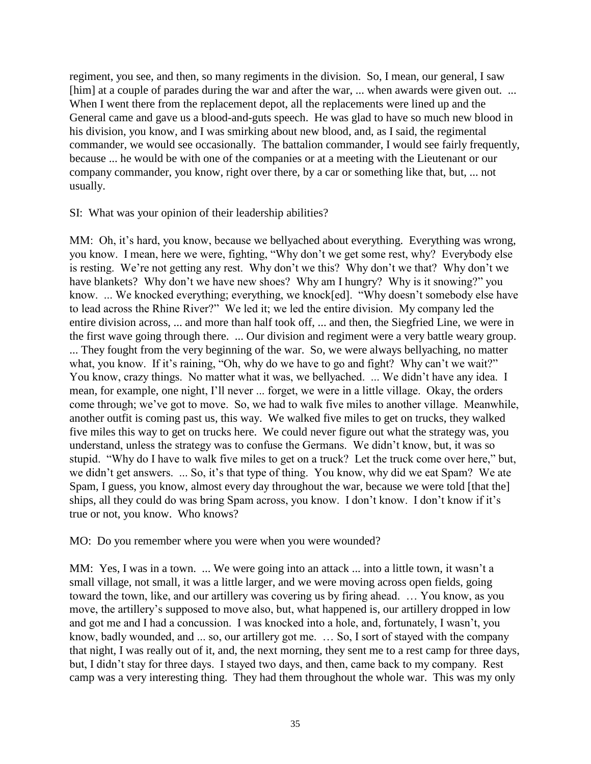regiment, you see, and then, so many regiments in the division. So, I mean, our general, I saw [him] at a couple of parades during the war and after the war, ... when awards were given out. ... When I went there from the replacement depot, all the replacements were lined up and the General came and gave us a blood-and-guts speech. He was glad to have so much new blood in his division, you know, and I was smirking about new blood, and, as I said, the regimental commander, we would see occasionally. The battalion commander, I would see fairly frequently, because ... he would be with one of the companies or at a meeting with the Lieutenant or our company commander, you know, right over there, by a car or something like that, but, ... not usually.

SI: What was your opinion of their leadership abilities?

MM: Oh, it's hard, you know, because we bellyached about everything. Everything was wrong, you know. I mean, here we were, fighting, "Why don't we get some rest, why? Everybody else is resting. We're not getting any rest. Why don't we this? Why don't we that? Why don't we have blankets? Why don't we have new shoes? Why am I hungry? Why is it snowing?" you know. ... We knocked everything; everything, we knock[ed]. "Why doesn't somebody else have to lead across the Rhine River?" We led it; we led the entire division. My company led the entire division across, ... and more than half took off, ... and then, the Siegfried Line, we were in the first wave going through there. ... Our division and regiment were a very battle weary group. ... They fought from the very beginning of the war. So, we were always bellyaching, no matter what, you know. If it's raining, "Oh, why do we have to go and fight? Why can't we wait?" You know, crazy things. No matter what it was, we bellyached. ... We didn't have any idea. I mean, for example, one night, I'll never ... forget, we were in a little village. Okay, the orders come through; we've got to move. So, we had to walk five miles to another village. Meanwhile, another outfit is coming past us, this way. We walked five miles to get on trucks, they walked five miles this way to get on trucks here. We could never figure out what the strategy was, you understand, unless the strategy was to confuse the Germans. We didn't know, but, it was so stupid. "Why do I have to walk five miles to get on a truck? Let the truck come over here," but, we didn't get answers. ... So, it's that type of thing. You know, why did we eat Spam? We ate Spam, I guess, you know, almost every day throughout the war, because we were told [that the] ships, all they could do was bring Spam across, you know. I don't know. I don't know if it's true or not, you know. Who knows?

MO: Do you remember where you were when you were wounded?

MM: Yes, I was in a town. ... We were going into an attack ... into a little town, it wasn't a small village, not small, it was a little larger, and we were moving across open fields, going toward the town, like, and our artillery was covering us by firing ahead. … You know, as you move, the artillery's supposed to move also, but, what happened is, our artillery dropped in low and got me and I had a concussion. I was knocked into a hole, and, fortunately, I wasn't, you know, badly wounded, and ... so, our artillery got me. … So, I sort of stayed with the company that night, I was really out of it, and, the next morning, they sent me to a rest camp for three days, but, I didn't stay for three days. I stayed two days, and then, came back to my company. Rest camp was a very interesting thing. They had them throughout the whole war. This was my only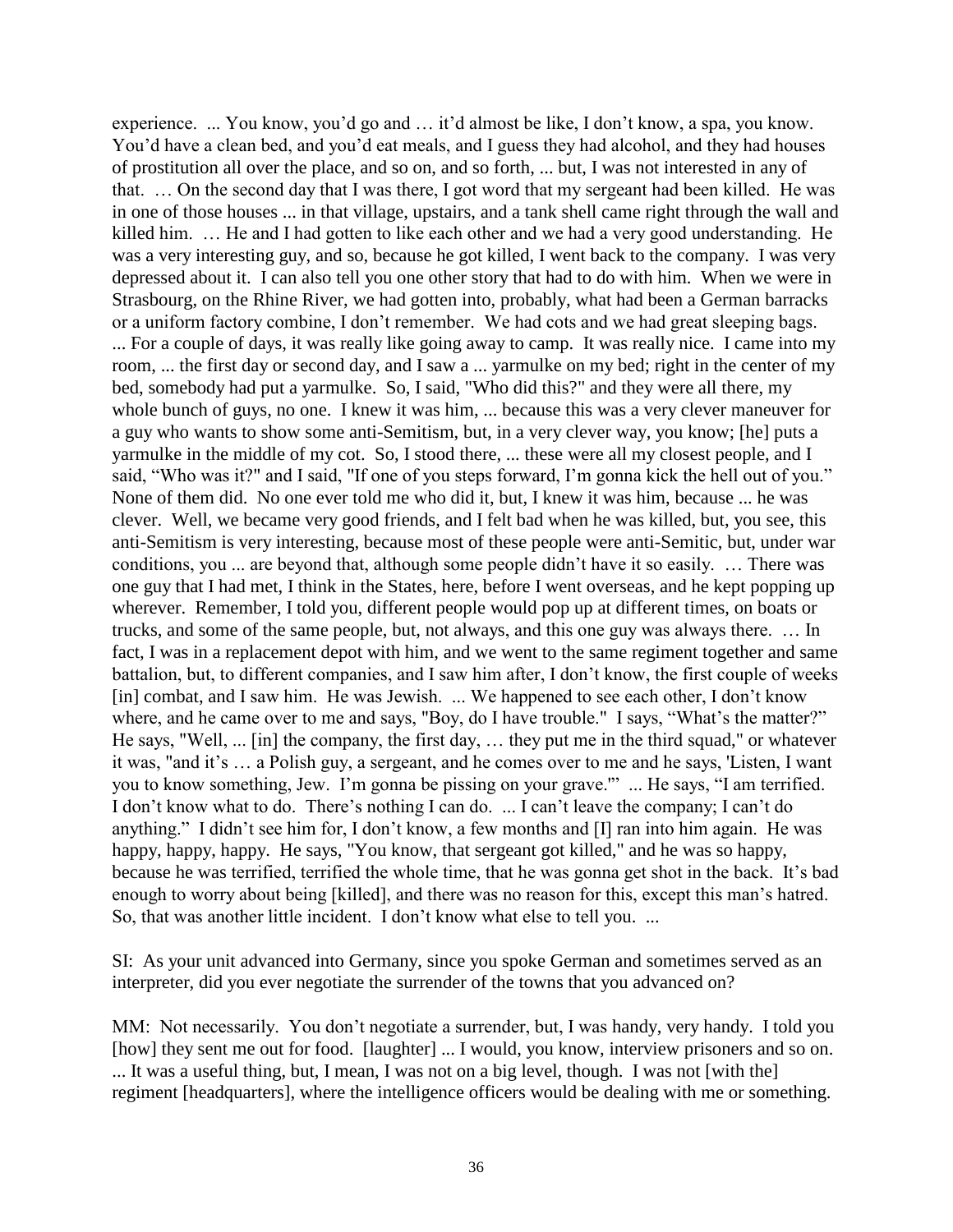experience. ... You know, you'd go and … it'd almost be like, I don't know, a spa, you know. You'd have a clean bed, and you'd eat meals, and I guess they had alcohol, and they had houses of prostitution all over the place, and so on, and so forth, ... but, I was not interested in any of that. … On the second day that I was there, I got word that my sergeant had been killed. He was in one of those houses ... in that village, upstairs, and a tank shell came right through the wall and killed him. … He and I had gotten to like each other and we had a very good understanding. He was a very interesting guy, and so, because he got killed, I went back to the company. I was very depressed about it. I can also tell you one other story that had to do with him. When we were in Strasbourg, on the Rhine River, we had gotten into, probably, what had been a German barracks or a uniform factory combine, I don't remember. We had cots and we had great sleeping bags. ... For a couple of days, it was really like going away to camp. It was really nice. I came into my room, ... the first day or second day, and I saw a ... yarmulke on my bed; right in the center of my bed, somebody had put a yarmulke. So, I said, "Who did this?" and they were all there, my whole bunch of guys, no one. I knew it was him, ... because this was a very clever maneuver for a guy who wants to show some anti-Semitism, but, in a very clever way, you know; [he] puts a yarmulke in the middle of my cot. So, I stood there, ... these were all my closest people, and I said, "Who was it?" and I said, "If one of you steps forward, I'm gonna kick the hell out of you." None of them did. No one ever told me who did it, but, I knew it was him, because ... he was clever. Well, we became very good friends, and I felt bad when he was killed, but, you see, this anti-Semitism is very interesting, because most of these people were anti-Semitic, but, under war conditions, you ... are beyond that, although some people didn't have it so easily. … There was one guy that I had met, I think in the States, here, before I went overseas, and he kept popping up wherever. Remember, I told you, different people would pop up at different times, on boats or trucks, and some of the same people, but, not always, and this one guy was always there. … In fact, I was in a replacement depot with him, and we went to the same regiment together and same battalion, but, to different companies, and I saw him after, I don't know, the first couple of weeks [in] combat, and I saw him. He was Jewish. ... We happened to see each other, I don't know where, and he came over to me and says, "Boy, do I have trouble." I says, "What's the matter?" He says, "Well, ... [in] the company, the first day, … they put me in the third squad," or whatever it was, "and it's … a Polish guy, a sergeant, and he comes over to me and he says, 'Listen, I want you to know something, Jew. I'm gonna be pissing on your grave.'" ... He says, "I am terrified. I don't know what to do. There's nothing I can do. ... I can't leave the company; I can't do anything." I didn't see him for, I don't know, a few months and [I] ran into him again. He was happy, happy, happy. He says, "You know, that sergeant got killed," and he was so happy, because he was terrified, terrified the whole time, that he was gonna get shot in the back. It's bad enough to worry about being [killed], and there was no reason for this, except this man's hatred. So, that was another little incident. I don't know what else to tell you. ...

SI: As your unit advanced into Germany, since you spoke German and sometimes served as an interpreter, did you ever negotiate the surrender of the towns that you advanced on?

MM: Not necessarily. You don't negotiate a surrender, but, I was handy, very handy. I told you [how] they sent me out for food. [laughter] ... I would, you know, interview prisoners and so on. ... It was a useful thing, but, I mean, I was not on a big level, though. I was not [with the] regiment [headquarters], where the intelligence officers would be dealing with me or something.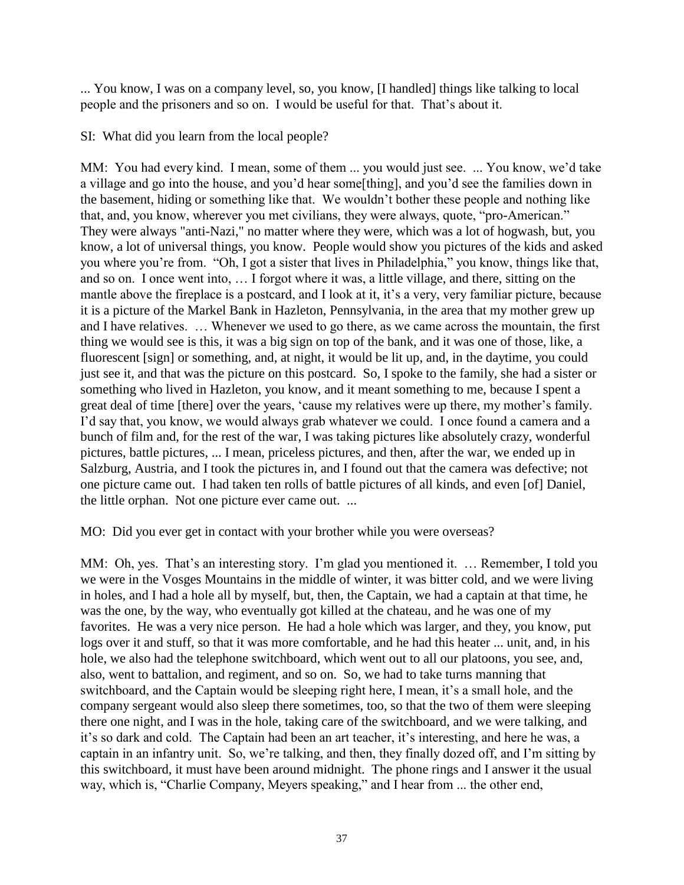... You know, I was on a company level, so, you know, [I handled] things like talking to local people and the prisoners and so on. I would be useful for that. That's about it.

SI: What did you learn from the local people?

MM: You had every kind. I mean, some of them ... you would just see. ... You know, we'd take a village and go into the house, and you'd hear some[thing], and you'd see the families down in the basement, hiding or something like that. We wouldn't bother these people and nothing like that, and, you know, wherever you met civilians, they were always, quote, "pro-American." They were always "anti-Nazi," no matter where they were, which was a lot of hogwash, but, you know, a lot of universal things, you know. People would show you pictures of the kids and asked you where you're from. "Oh, I got a sister that lives in Philadelphia," you know, things like that, and so on. I once went into, … I forgot where it was, a little village, and there, sitting on the mantle above the fireplace is a postcard, and I look at it, it's a very, very familiar picture, because it is a picture of the Markel Bank in Hazleton, Pennsylvania, in the area that my mother grew up and I have relatives. … Whenever we used to go there, as we came across the mountain, the first thing we would see is this, it was a big sign on top of the bank, and it was one of those, like, a fluorescent [sign] or something, and, at night, it would be lit up, and, in the daytime, you could just see it, and that was the picture on this postcard. So, I spoke to the family, she had a sister or something who lived in Hazleton, you know, and it meant something to me, because I spent a great deal of time [there] over the years, 'cause my relatives were up there, my mother's family. I'd say that, you know, we would always grab whatever we could. I once found a camera and a bunch of film and, for the rest of the war, I was taking pictures like absolutely crazy, wonderful pictures, battle pictures, ... I mean, priceless pictures, and then, after the war, we ended up in Salzburg, Austria, and I took the pictures in, and I found out that the camera was defective; not one picture came out. I had taken ten rolls of battle pictures of all kinds, and even [of] Daniel, the little orphan. Not one picture ever came out. ...

MO: Did you ever get in contact with your brother while you were overseas?

MM: Oh, yes. That's an interesting story. I'm glad you mentioned it. … Remember, I told you we were in the Vosges Mountains in the middle of winter, it was bitter cold, and we were living in holes, and I had a hole all by myself, but, then, the Captain, we had a captain at that time, he was the one, by the way, who eventually got killed at the chateau, and he was one of my favorites. He was a very nice person. He had a hole which was larger, and they, you know, put logs over it and stuff, so that it was more comfortable, and he had this heater ... unit, and, in his hole, we also had the telephone switchboard, which went out to all our platoons, you see, and, also, went to battalion, and regiment, and so on. So, we had to take turns manning that switchboard, and the Captain would be sleeping right here, I mean, it's a small hole, and the company sergeant would also sleep there sometimes, too, so that the two of them were sleeping there one night, and I was in the hole, taking care of the switchboard, and we were talking, and it's so dark and cold. The Captain had been an art teacher, it's interesting, and here he was, a captain in an infantry unit. So, we're talking, and then, they finally dozed off, and I'm sitting by this switchboard, it must have been around midnight. The phone rings and I answer it the usual way, which is, "Charlie Company, Meyers speaking," and I hear from ... the other end,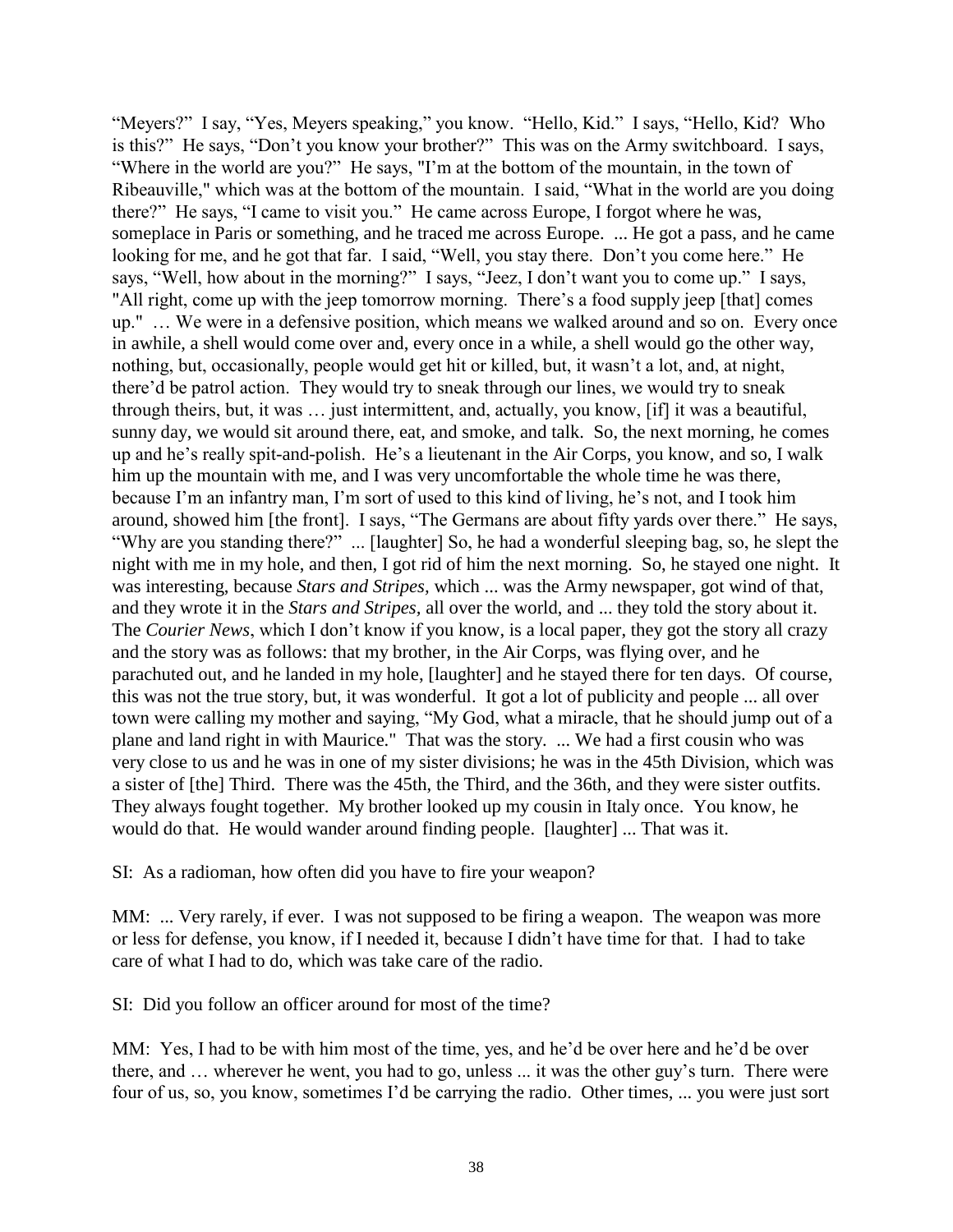"Meyers?" I say, "Yes, Meyers speaking," you know. "Hello, Kid." I says, "Hello, Kid? Who is this?" He says, "Don't you know your brother?" This was on the Army switchboard. I says, "Where in the world are you?" He says, "I'm at the bottom of the mountain, in the town of Ribeauville," which was at the bottom of the mountain. I said, "What in the world are you doing there?" He says, "I came to visit you." He came across Europe, I forgot where he was, someplace in Paris or something, and he traced me across Europe. ... He got a pass, and he came looking for me, and he got that far. I said, "Well, you stay there. Don't you come here." He says, "Well, how about in the morning?" I says, "Jeez, I don't want you to come up." I says, "All right, come up with the jeep tomorrow morning. There's a food supply jeep [that] comes up." … We were in a defensive position, which means we walked around and so on. Every once in awhile, a shell would come over and, every once in a while, a shell would go the other way, nothing, but, occasionally, people would get hit or killed, but, it wasn't a lot, and, at night, there'd be patrol action. They would try to sneak through our lines, we would try to sneak through theirs, but, it was … just intermittent, and, actually, you know, [if] it was a beautiful, sunny day, we would sit around there, eat, and smoke, and talk. So, the next morning, he comes up and he's really spit-and-polish. He's a lieutenant in the Air Corps, you know, and so, I walk him up the mountain with me, and I was very uncomfortable the whole time he was there, because I'm an infantry man, I'm sort of used to this kind of living, he's not, and I took him around, showed him [the front]. I says, "The Germans are about fifty yards over there." He says, "Why are you standing there?" ... [laughter] So, he had a wonderful sleeping bag, so, he slept the night with me in my hole, and then, I got rid of him the next morning. So, he stayed one night. It was interesting, because *Stars and Stripes,* which ... was the Army newspaper, got wind of that, and they wrote it in the *Stars and Stripes,* all over the world, and ... they told the story about it. The *Courier News*, which I don't know if you know, is a local paper, they got the story all crazy and the story was as follows: that my brother, in the Air Corps, was flying over, and he parachuted out, and he landed in my hole, [laughter] and he stayed there for ten days. Of course, this was not the true story, but, it was wonderful. It got a lot of publicity and people ... all over town were calling my mother and saying, "My God, what a miracle, that he should jump out of a plane and land right in with Maurice." That was the story. ... We had a first cousin who was very close to us and he was in one of my sister divisions; he was in the 45th Division, which was a sister of [the] Third. There was the 45th, the Third, and the 36th, and they were sister outfits. They always fought together. My brother looked up my cousin in Italy once. You know, he would do that. He would wander around finding people. [laughter] ... That was it.

SI: As a radioman, how often did you have to fire your weapon?

MM: ... Very rarely, if ever. I was not supposed to be firing a weapon. The weapon was more or less for defense, you know, if I needed it, because I didn't have time for that. I had to take care of what I had to do, which was take care of the radio.

SI: Did you follow an officer around for most of the time?

MM: Yes, I had to be with him most of the time, yes, and he'd be over here and he'd be over there, and … wherever he went, you had to go, unless ... it was the other guy's turn. There were four of us, so, you know, sometimes I'd be carrying the radio. Other times, ... you were just sort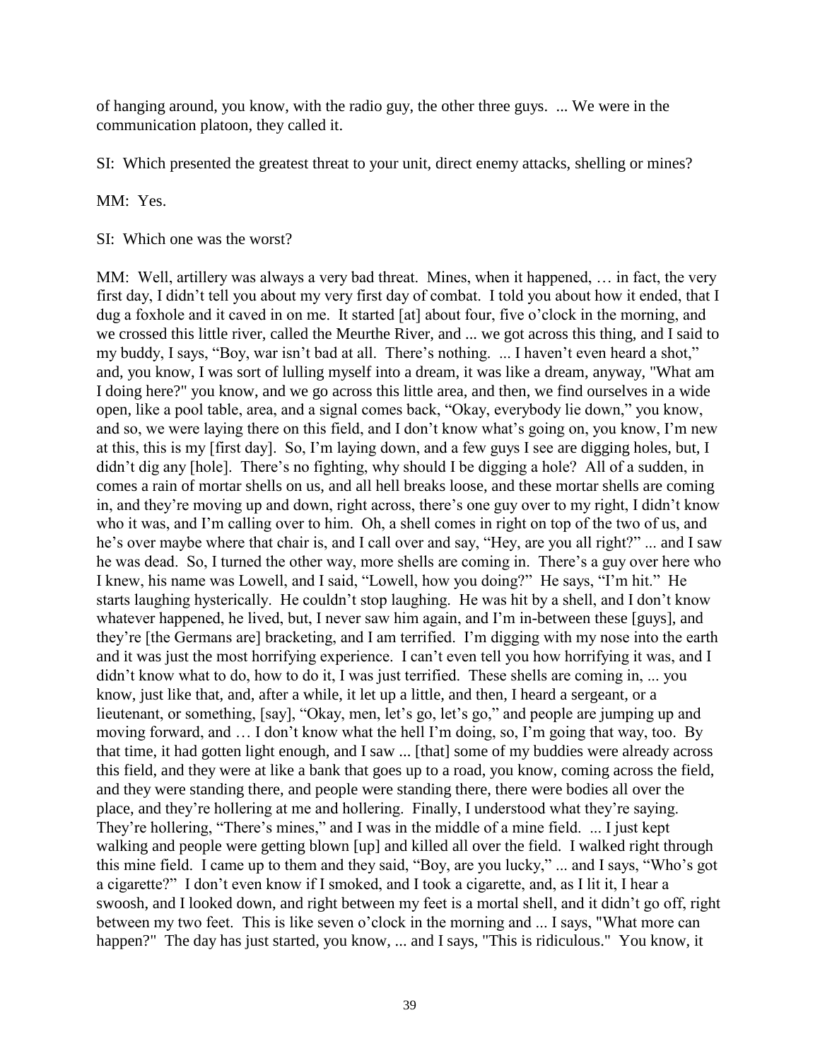of hanging around, you know, with the radio guy, the other three guys. ... We were in the communication platoon, they called it.

SI: Which presented the greatest threat to your unit, direct enemy attacks, shelling or mines?

MM: Yes.

SI: Which one was the worst?

MM: Well, artillery was always a very bad threat. Mines, when it happened, … in fact, the very first day, I didn't tell you about my very first day of combat. I told you about how it ended, that I dug a foxhole and it caved in on me. It started [at] about four, five o'clock in the morning, and we crossed this little river, called the Meurthe River, and ... we got across this thing, and I said to my buddy, I says, "Boy, war isn't bad at all. There's nothing. ... I haven't even heard a shot," and, you know, I was sort of lulling myself into a dream, it was like a dream, anyway, "What am I doing here?" you know, and we go across this little area, and then, we find ourselves in a wide open, like a pool table, area, and a signal comes back, "Okay, everybody lie down," you know, and so, we were laying there on this field, and I don't know what's going on, you know, I'm new at this, this is my [first day]. So, I'm laying down, and a few guys I see are digging holes, but, I didn't dig any [hole]. There's no fighting, why should I be digging a hole? All of a sudden, in comes a rain of mortar shells on us, and all hell breaks loose, and these mortar shells are coming in, and they're moving up and down, right across, there's one guy over to my right, I didn't know who it was, and I'm calling over to him. Oh, a shell comes in right on top of the two of us, and he's over maybe where that chair is, and I call over and say, "Hey, are you all right?" ... and I saw he was dead. So, I turned the other way, more shells are coming in. There's a guy over here who I knew, his name was Lowell, and I said, "Lowell, how you doing?" He says, "I'm hit." He starts laughing hysterically. He couldn't stop laughing. He was hit by a shell, and I don't know whatever happened, he lived, but, I never saw him again, and I'm in-between these [guys], and they're [the Germans are] bracketing, and I am terrified. I'm digging with my nose into the earth and it was just the most horrifying experience. I can't even tell you how horrifying it was, and I didn't know what to do, how to do it, I was just terrified. These shells are coming in, ... you know, just like that, and, after a while, it let up a little, and then, I heard a sergeant, or a lieutenant, or something, [say], "Okay, men, let's go, let's go," and people are jumping up and moving forward, and … I don't know what the hell I'm doing, so, I'm going that way, too. By that time, it had gotten light enough, and I saw ... [that] some of my buddies were already across this field, and they were at like a bank that goes up to a road, you know, coming across the field, and they were standing there, and people were standing there, there were bodies all over the place, and they're hollering at me and hollering. Finally, I understood what they're saying. They're hollering, "There's mines," and I was in the middle of a mine field. ... I just kept walking and people were getting blown [up] and killed all over the field. I walked right through this mine field. I came up to them and they said, "Boy, are you lucky," ... and I says, "Who's got a cigarette?" I don't even know if I smoked, and I took a cigarette, and, as I lit it, I hear a swoosh, and I looked down, and right between my feet is a mortal shell, and it didn't go off, right between my two feet. This is like seven o'clock in the morning and ... I says, "What more can happen?" The day has just started, you know, ... and I says, "This is ridiculous." You know, it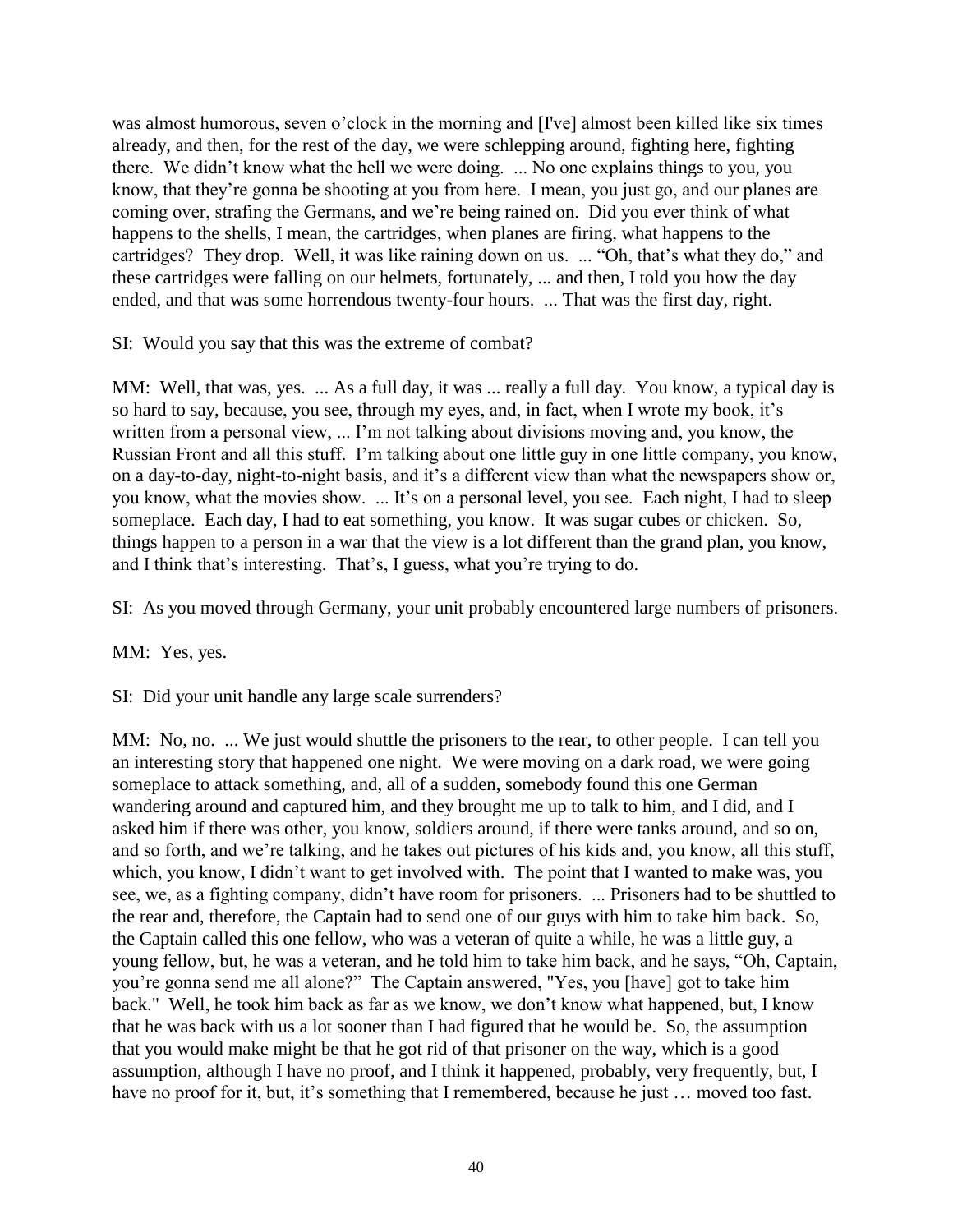was almost humorous, seven o'clock in the morning and [I've] almost been killed like six times already, and then, for the rest of the day, we were schlepping around, fighting here, fighting there. We didn't know what the hell we were doing. ... No one explains things to you, you know, that they're gonna be shooting at you from here. I mean, you just go, and our planes are coming over, strafing the Germans, and we're being rained on. Did you ever think of what happens to the shells, I mean, the cartridges, when planes are firing, what happens to the cartridges? They drop. Well, it was like raining down on us. ... "Oh, that's what they do," and these cartridges were falling on our helmets, fortunately, ... and then, I told you how the day ended, and that was some horrendous twenty-four hours. ... That was the first day, right.

SI: Would you say that this was the extreme of combat?

MM: Well, that was, yes. ... As a full day, it was ... really a full day. You know, a typical day is so hard to say, because, you see, through my eyes, and, in fact, when I wrote my book, it's written from a personal view, ... I'm not talking about divisions moving and, you know, the Russian Front and all this stuff. I'm talking about one little guy in one little company, you know, on a day-to-day, night-to-night basis, and it's a different view than what the newspapers show or, you know, what the movies show. ... It's on a personal level, you see. Each night, I had to sleep someplace. Each day, I had to eat something, you know. It was sugar cubes or chicken. So, things happen to a person in a war that the view is a lot different than the grand plan, you know, and I think that's interesting. That's, I guess, what you're trying to do.

SI: As you moved through Germany, your unit probably encountered large numbers of prisoners.

MM: Yes, yes.

SI: Did your unit handle any large scale surrenders?

MM: No, no. ... We just would shuttle the prisoners to the rear, to other people. I can tell you an interesting story that happened one night. We were moving on a dark road, we were going someplace to attack something, and, all of a sudden, somebody found this one German wandering around and captured him, and they brought me up to talk to him, and I did, and I asked him if there was other, you know, soldiers around, if there were tanks around, and so on, and so forth, and we're talking, and he takes out pictures of his kids and, you know, all this stuff, which, you know, I didn't want to get involved with. The point that I wanted to make was, you see, we, as a fighting company, didn't have room for prisoners. ... Prisoners had to be shuttled to the rear and, therefore, the Captain had to send one of our guys with him to take him back. So, the Captain called this one fellow, who was a veteran of quite a while, he was a little guy, a young fellow, but, he was a veteran, and he told him to take him back, and he says, "Oh, Captain, you're gonna send me all alone?" The Captain answered, "Yes, you [have] got to take him back." Well, he took him back as far as we know, we don't know what happened, but, I know that he was back with us a lot sooner than I had figured that he would be. So, the assumption that you would make might be that he got rid of that prisoner on the way, which is a good assumption, although I have no proof, and I think it happened, probably, very frequently, but, I have no proof for it, but, it's something that I remembered, because he just … moved too fast.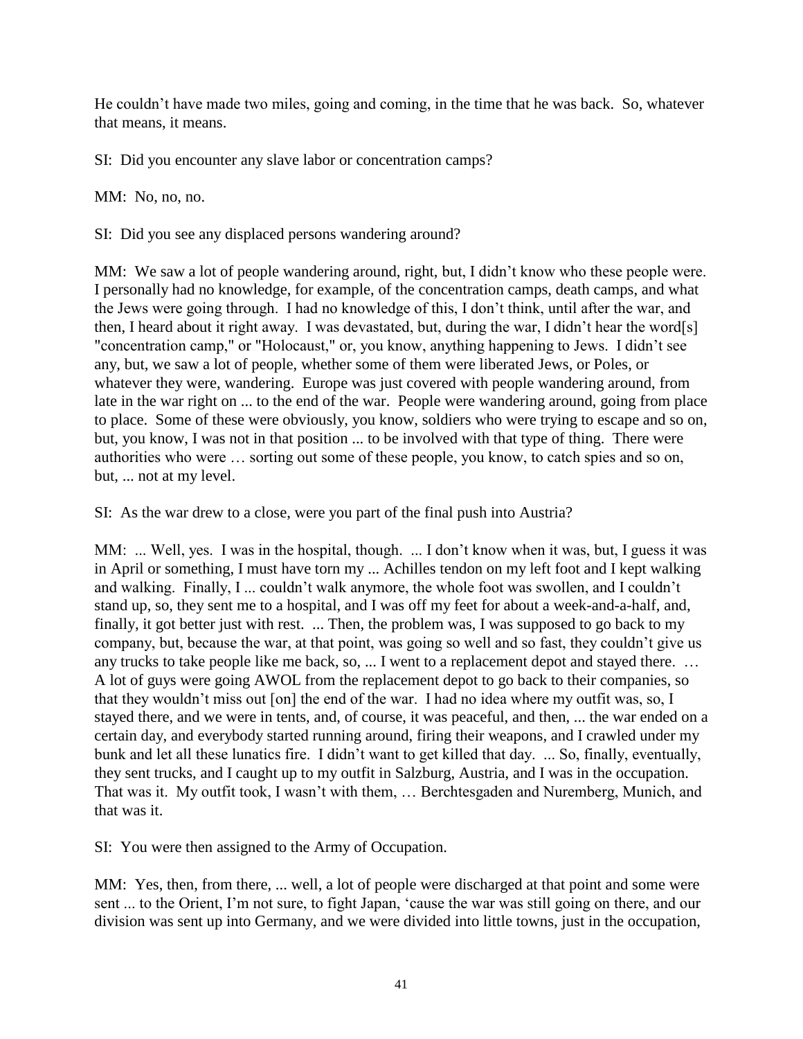He couldn't have made two miles, going and coming, in the time that he was back. So, whatever that means, it means.

SI: Did you encounter any slave labor or concentration camps?

MM: No, no, no.

SI: Did you see any displaced persons wandering around?

MM: We saw a lot of people wandering around, right, but, I didn't know who these people were. I personally had no knowledge, for example, of the concentration camps, death camps, and what the Jews were going through. I had no knowledge of this, I don't think, until after the war, and then, I heard about it right away. I was devastated, but, during the war, I didn't hear the word[s] "concentration camp," or "Holocaust," or, you know, anything happening to Jews. I didn't see any, but, we saw a lot of people, whether some of them were liberated Jews, or Poles, or whatever they were, wandering. Europe was just covered with people wandering around, from late in the war right on ... to the end of the war. People were wandering around, going from place to place. Some of these were obviously, you know, soldiers who were trying to escape and so on, but, you know, I was not in that position ... to be involved with that type of thing. There were authorities who were … sorting out some of these people, you know, to catch spies and so on, but, ... not at my level.

SI: As the war drew to a close, were you part of the final push into Austria?

MM: ... Well, yes. I was in the hospital, though. ... I don't know when it was, but, I guess it was in April or something, I must have torn my ... Achilles tendon on my left foot and I kept walking and walking. Finally, I ... couldn't walk anymore, the whole foot was swollen, and I couldn't stand up, so, they sent me to a hospital, and I was off my feet for about a week-and-a-half, and, finally, it got better just with rest. ... Then, the problem was, I was supposed to go back to my company, but, because the war, at that point, was going so well and so fast, they couldn't give us any trucks to take people like me back, so, ... I went to a replacement depot and stayed there. … A lot of guys were going AWOL from the replacement depot to go back to their companies, so that they wouldn't miss out [on] the end of the war. I had no idea where my outfit was, so, I stayed there, and we were in tents, and, of course, it was peaceful, and then, ... the war ended on a certain day, and everybody started running around, firing their weapons, and I crawled under my bunk and let all these lunatics fire. I didn't want to get killed that day. ... So, finally, eventually, they sent trucks, and I caught up to my outfit in Salzburg, Austria, and I was in the occupation. That was it. My outfit took, I wasn't with them, … Berchtesgaden and Nuremberg, Munich, and that was it.

SI: You were then assigned to the Army of Occupation.

MM: Yes, then, from there, ... well, a lot of people were discharged at that point and some were sent ... to the Orient, I'm not sure, to fight Japan, 'cause the war was still going on there, and our division was sent up into Germany, and we were divided into little towns, just in the occupation,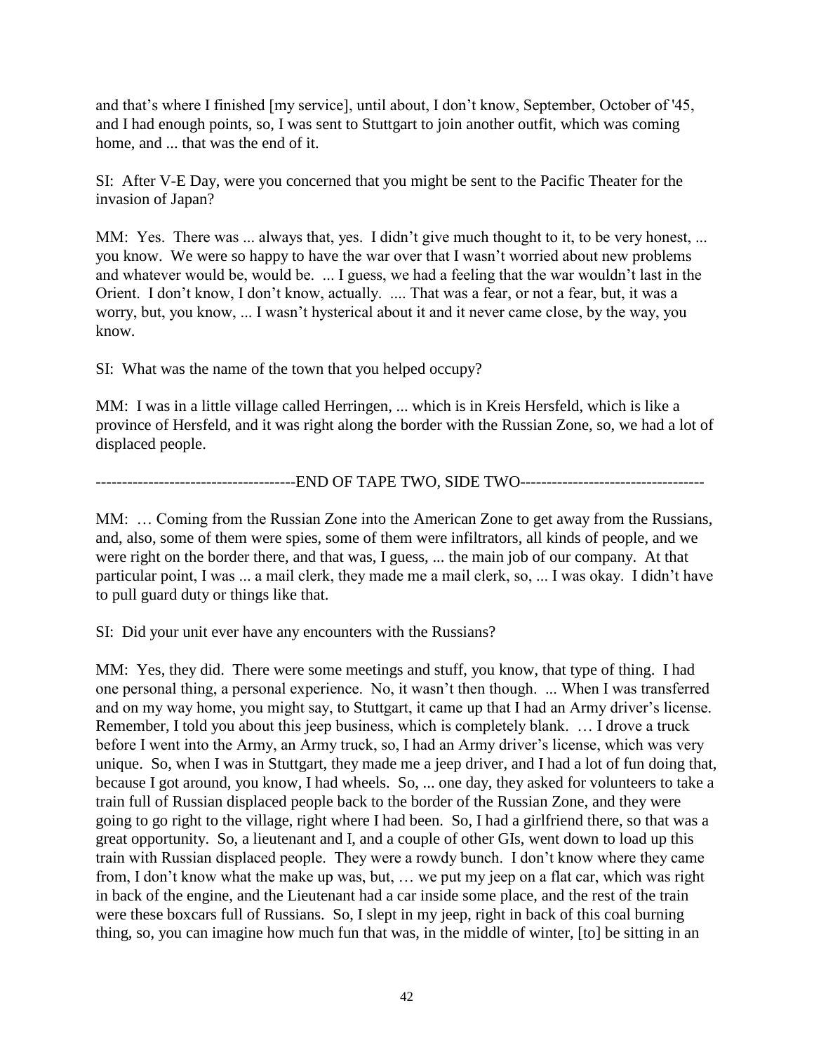and that's where I finished [my service], until about, I don't know, September, October of '45, and I had enough points, so, I was sent to Stuttgart to join another outfit, which was coming home, and ... that was the end of it.

SI: After V-E Day, were you concerned that you might be sent to the Pacific Theater for the invasion of Japan?

MM: Yes. There was ... always that, yes. I didn't give much thought to it, to be very honest, ... you know. We were so happy to have the war over that I wasn't worried about new problems and whatever would be, would be. ... I guess, we had a feeling that the war wouldn't last in the Orient. I don't know, I don't know, actually. .... That was a fear, or not a fear, but, it was a worry, but, you know, ... I wasn't hysterical about it and it never came close, by the way, you know.

SI: What was the name of the town that you helped occupy?

MM: I was in a little village called Herringen, ... which is in Kreis Hersfeld, which is like a province of Hersfeld, and it was right along the border with the Russian Zone, so, we had a lot of displaced people.

-------------------------------------END OF TAPE TWO, SIDE TWO----------------------------------

MM: … Coming from the Russian Zone into the American Zone to get away from the Russians, and, also, some of them were spies, some of them were infiltrators, all kinds of people, and we were right on the border there, and that was, I guess, ... the main job of our company. At that particular point, I was ... a mail clerk, they made me a mail clerk, so, ... I was okay. I didn't have to pull guard duty or things like that.

SI: Did your unit ever have any encounters with the Russians?

MM: Yes, they did. There were some meetings and stuff, you know, that type of thing. I had one personal thing, a personal experience. No, it wasn't then though. ... When I was transferred and on my way home, you might say, to Stuttgart, it came up that I had an Army driver's license. Remember, I told you about this jeep business, which is completely blank. … I drove a truck before I went into the Army, an Army truck, so, I had an Army driver's license, which was very unique. So, when I was in Stuttgart, they made me a jeep driver, and I had a lot of fun doing that, because I got around, you know, I had wheels. So, ... one day, they asked for volunteers to take a train full of Russian displaced people back to the border of the Russian Zone, and they were going to go right to the village, right where I had been. So, I had a girlfriend there, so that was a great opportunity. So, a lieutenant and I, and a couple of other GIs, went down to load up this train with Russian displaced people. They were a rowdy bunch. I don't know where they came from, I don't know what the make up was, but, … we put my jeep on a flat car, which was right in back of the engine, and the Lieutenant had a car inside some place, and the rest of the train were these boxcars full of Russians. So, I slept in my jeep, right in back of this coal burning thing, so, you can imagine how much fun that was, in the middle of winter, [to] be sitting in an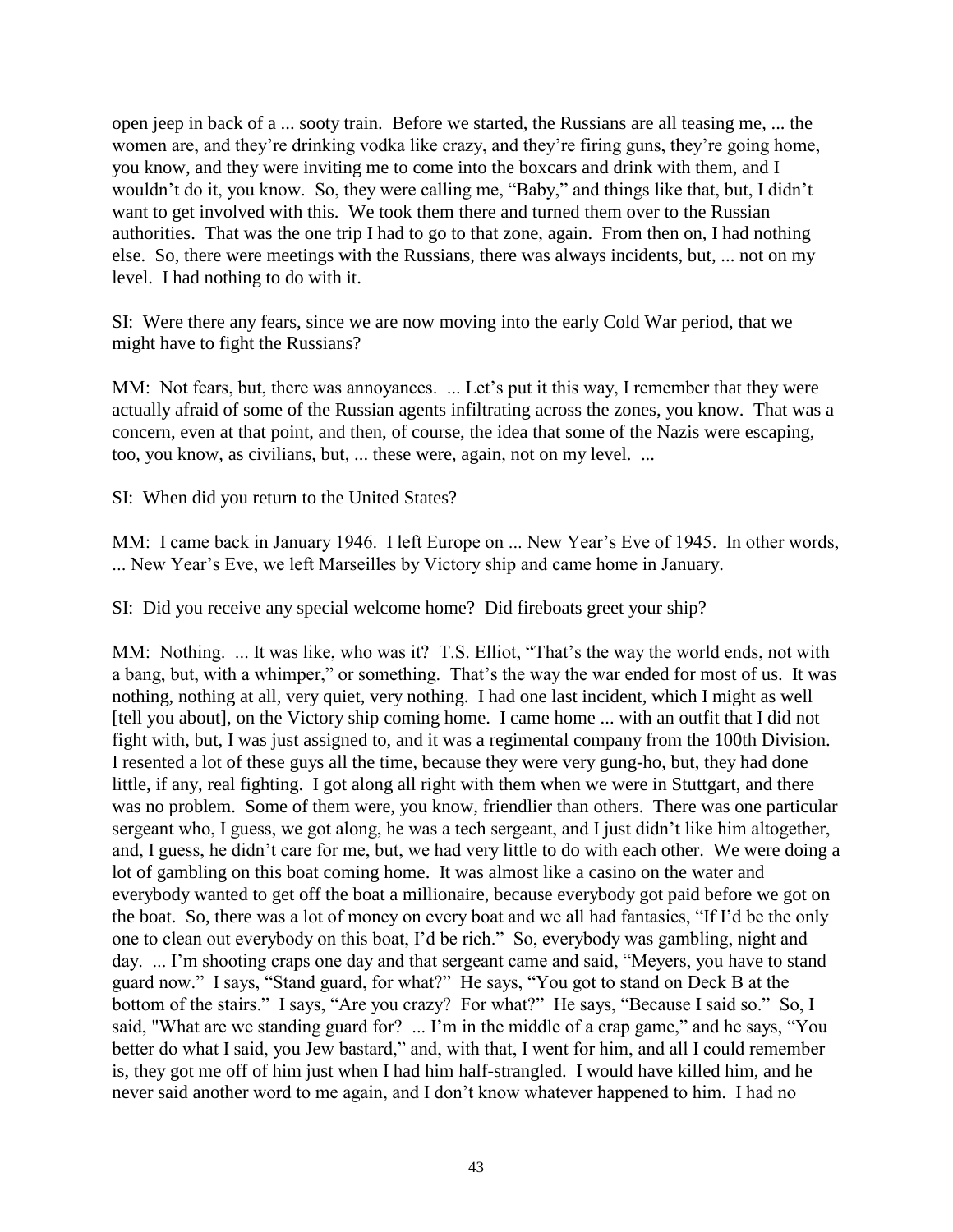open jeep in back of a ... sooty train. Before we started, the Russians are all teasing me, ... the women are, and they're drinking vodka like crazy, and they're firing guns, they're going home, you know, and they were inviting me to come into the boxcars and drink with them, and I wouldn't do it, you know. So, they were calling me, "Baby," and things like that, but, I didn't want to get involved with this. We took them there and turned them over to the Russian authorities. That was the one trip I had to go to that zone, again. From then on, I had nothing else. So, there were meetings with the Russians, there was always incidents, but, ... not on my level. I had nothing to do with it.

SI: Were there any fears, since we are now moving into the early Cold War period, that we might have to fight the Russians?

MM: Not fears, but, there was annoyances. ... Let's put it this way, I remember that they were actually afraid of some of the Russian agents infiltrating across the zones, you know. That was a concern, even at that point, and then, of course, the idea that some of the Nazis were escaping, too, you know, as civilians, but, ... these were, again, not on my level. ...

SI: When did you return to the United States?

MM: I came back in January 1946. I left Europe on ... New Year's Eve of 1945. In other words, ... New Year's Eve, we left Marseilles by Victory ship and came home in January.

SI: Did you receive any special welcome home? Did fireboats greet your ship?

MM: Nothing. ... It was like, who was it? T.S. Elliot, "That's the way the world ends, not with a bang, but, with a whimper," or something. That's the way the war ended for most of us. It was nothing, nothing at all, very quiet, very nothing. I had one last incident, which I might as well [tell you about], on the Victory ship coming home. I came home ... with an outfit that I did not fight with, but, I was just assigned to, and it was a regimental company from the 100th Division. I resented a lot of these guys all the time, because they were very gung-ho, but, they had done little, if any, real fighting. I got along all right with them when we were in Stuttgart, and there was no problem. Some of them were, you know, friendlier than others. There was one particular sergeant who, I guess, we got along, he was a tech sergeant, and I just didn't like him altogether, and, I guess, he didn't care for me, but, we had very little to do with each other. We were doing a lot of gambling on this boat coming home. It was almost like a casino on the water and everybody wanted to get off the boat a millionaire, because everybody got paid before we got on the boat. So, there was a lot of money on every boat and we all had fantasies, "If I'd be the only one to clean out everybody on this boat, I'd be rich." So, everybody was gambling, night and day. ... I'm shooting craps one day and that sergeant came and said, "Meyers, you have to stand guard now." I says, "Stand guard, for what?" He says, "You got to stand on Deck B at the bottom of the stairs." I says, "Are you crazy? For what?" He says, "Because I said so." So, I said, "What are we standing guard for? ... I'm in the middle of a crap game," and he says, "You better do what I said, you Jew bastard," and, with that, I went for him, and all I could remember is, they got me off of him just when I had him half-strangled. I would have killed him, and he never said another word to me again, and I don't know whatever happened to him. I had no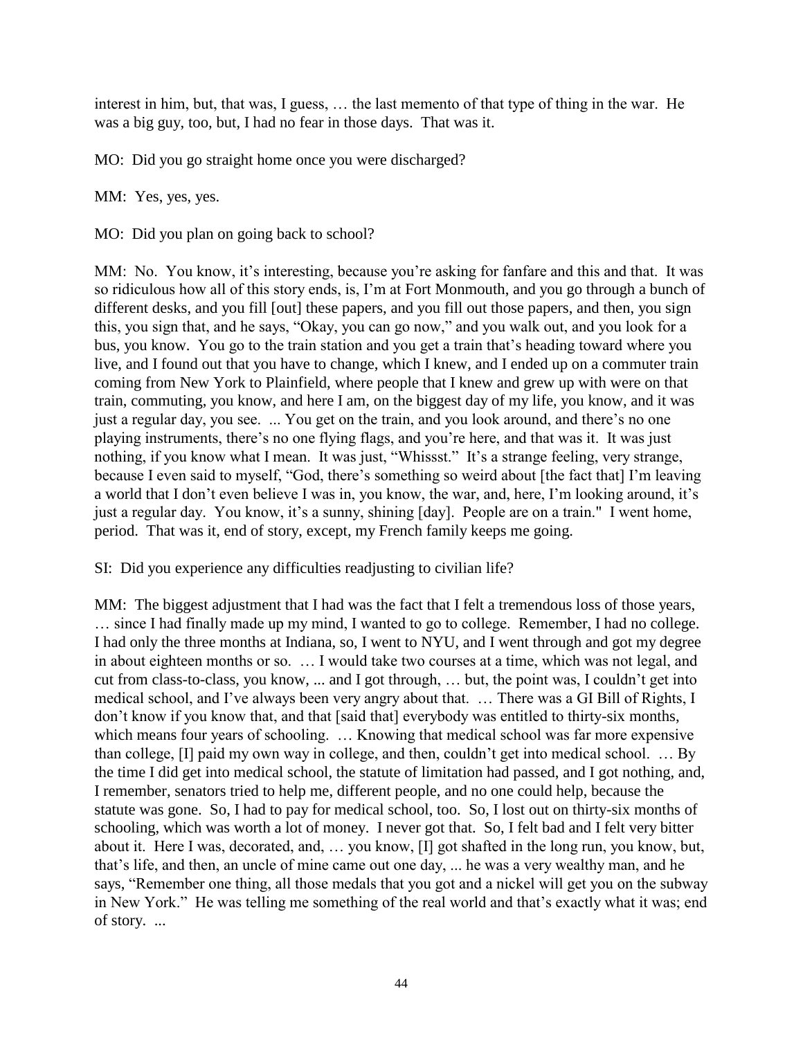interest in him, but, that was, I guess, … the last memento of that type of thing in the war. He was a big guy, too, but, I had no fear in those days. That was it.

MO: Did you go straight home once you were discharged?

MM: Yes, yes, yes.

MO: Did you plan on going back to school?

MM: No. You know, it's interesting, because you're asking for fanfare and this and that. It was so ridiculous how all of this story ends, is, I'm at Fort Monmouth, and you go through a bunch of different desks, and you fill [out] these papers, and you fill out those papers, and then, you sign this, you sign that, and he says, "Okay, you can go now," and you walk out, and you look for a bus, you know. You go to the train station and you get a train that's heading toward where you live, and I found out that you have to change, which I knew, and I ended up on a commuter train coming from New York to Plainfield, where people that I knew and grew up with were on that train, commuting, you know, and here I am, on the biggest day of my life, you know, and it was just a regular day, you see. ... You get on the train, and you look around, and there's no one playing instruments, there's no one flying flags, and you're here, and that was it. It was just nothing, if you know what I mean. It was just, "Whissst." It's a strange feeling, very strange, because I even said to myself, "God, there's something so weird about [the fact that] I'm leaving a world that I don't even believe I was in, you know, the war, and, here, I'm looking around, it's just a regular day. You know, it's a sunny, shining [day]. People are on a train." I went home, period. That was it, end of story, except, my French family keeps me going.

SI: Did you experience any difficulties readjusting to civilian life?

MM: The biggest adjustment that I had was the fact that I felt a tremendous loss of those years, … since I had finally made up my mind, I wanted to go to college. Remember, I had no college. I had only the three months at Indiana, so, I went to NYU, and I went through and got my degree in about eighteen months or so. … I would take two courses at a time, which was not legal, and cut from class-to-class, you know, ... and I got through, … but, the point was, I couldn't get into medical school, and I've always been very angry about that. … There was a GI Bill of Rights, I don't know if you know that, and that [said that] everybody was entitled to thirty-six months, which means four years of schooling. … Knowing that medical school was far more expensive than college, [I] paid my own way in college, and then, couldn't get into medical school. … By the time I did get into medical school, the statute of limitation had passed, and I got nothing, and, I remember, senators tried to help me, different people, and no one could help, because the statute was gone. So, I had to pay for medical school, too. So, I lost out on thirty-six months of schooling, which was worth a lot of money. I never got that. So, I felt bad and I felt very bitter about it. Here I was, decorated, and, … you know, [I] got shafted in the long run, you know, but, that's life, and then, an uncle of mine came out one day, ... he was a very wealthy man, and he says, "Remember one thing, all those medals that you got and a nickel will get you on the subway in New York." He was telling me something of the real world and that's exactly what it was; end of story. ...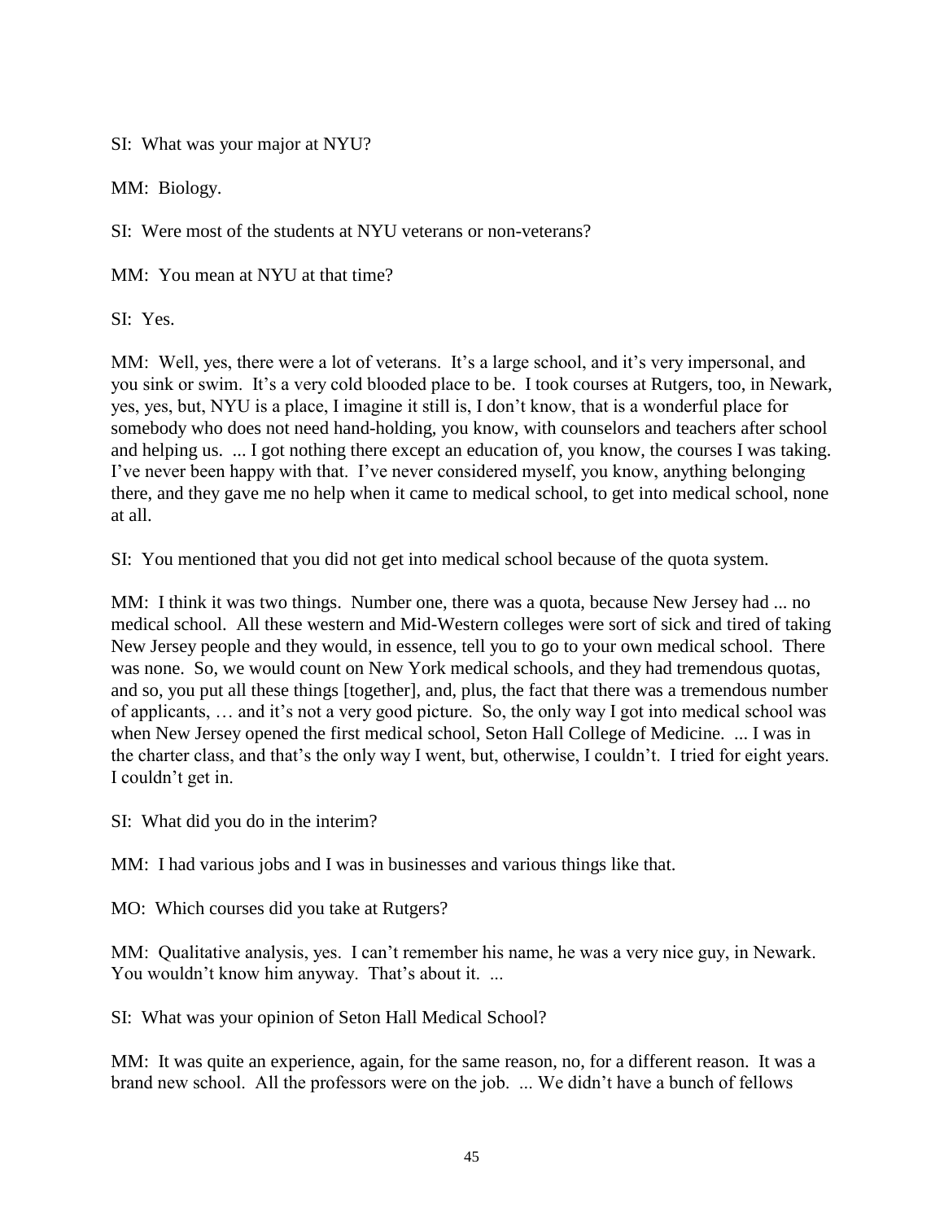SI: What was your major at NYU?

MM: Biology.

SI: Were most of the students at NYU veterans or non-veterans?

MM: You mean at NYU at that time?

SI: Yes.

MM: Well, yes, there were a lot of veterans. It's a large school, and it's very impersonal, and you sink or swim. It's a very cold blooded place to be. I took courses at Rutgers, too, in Newark, yes, yes, but, NYU is a place, I imagine it still is, I don't know, that is a wonderful place for somebody who does not need hand-holding, you know, with counselors and teachers after school and helping us. ... I got nothing there except an education of, you know, the courses I was taking. I've never been happy with that. I've never considered myself, you know, anything belonging there, and they gave me no help when it came to medical school, to get into medical school, none at all.

SI: You mentioned that you did not get into medical school because of the quota system.

MM: I think it was two things. Number one, there was a quota, because New Jersey had ... no medical school. All these western and Mid-Western colleges were sort of sick and tired of taking New Jersey people and they would, in essence, tell you to go to your own medical school. There was none. So, we would count on New York medical schools, and they had tremendous quotas, and so, you put all these things [together], and, plus, the fact that there was a tremendous number of applicants, … and it's not a very good picture. So, the only way I got into medical school was when New Jersey opened the first medical school, Seton Hall College of Medicine. ... I was in the charter class, and that's the only way I went, but, otherwise, I couldn't. I tried for eight years. I couldn't get in.

SI: What did you do in the interim?

MM: I had various jobs and I was in businesses and various things like that.

MO: Which courses did you take at Rutgers?

MM: Qualitative analysis, yes. I can't remember his name, he was a very nice guy, in Newark. You wouldn't know him anyway. That's about it. ...

SI: What was your opinion of Seton Hall Medical School?

MM: It was quite an experience, again, for the same reason, no, for a different reason. It was a brand new school. All the professors were on the job. ... We didn't have a bunch of fellows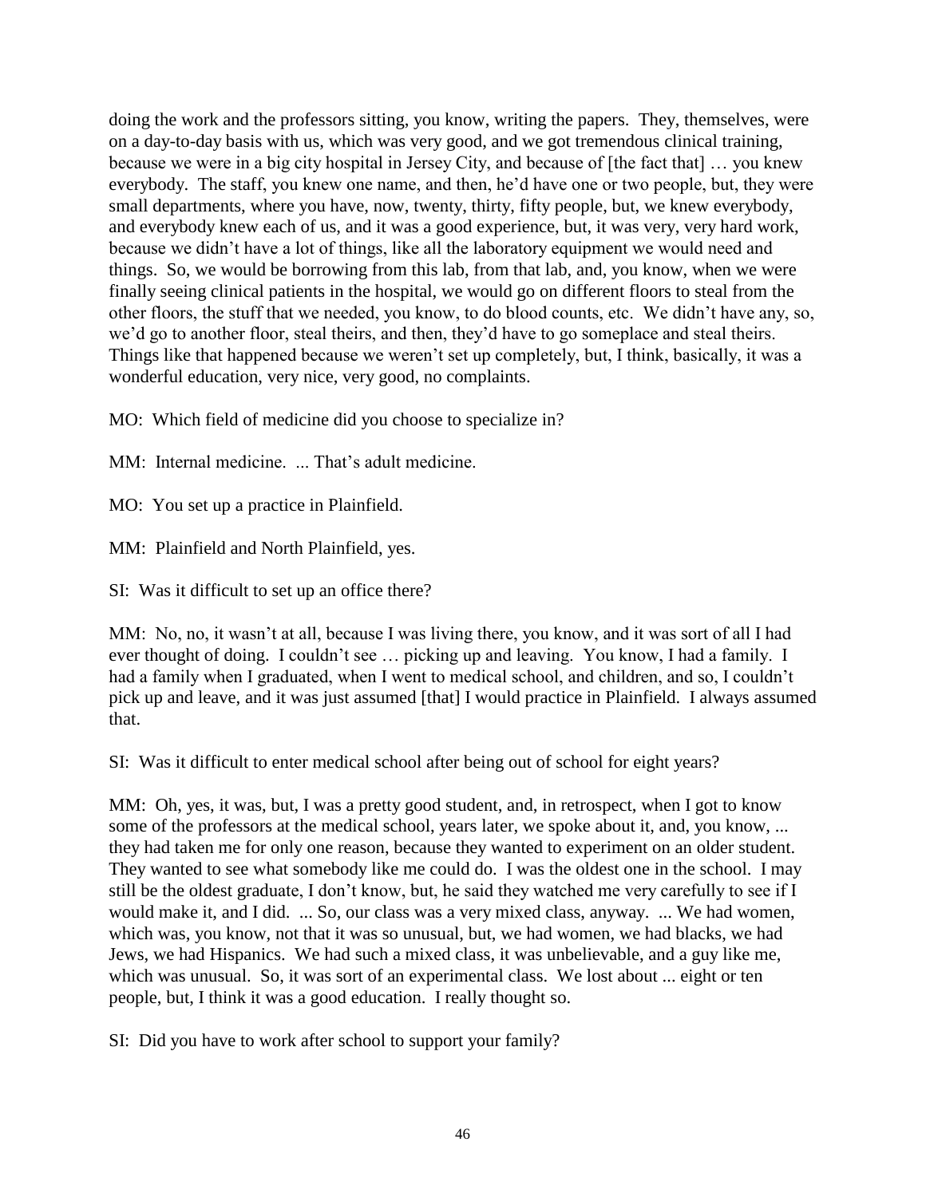doing the work and the professors sitting, you know, writing the papers. They, themselves, were on a day-to-day basis with us, which was very good, and we got tremendous clinical training, because we were in a big city hospital in Jersey City, and because of [the fact that] … you knew everybody. The staff, you knew one name, and then, he'd have one or two people, but, they were small departments, where you have, now, twenty, thirty, fifty people, but, we knew everybody, and everybody knew each of us, and it was a good experience, but, it was very, very hard work, because we didn't have a lot of things, like all the laboratory equipment we would need and things. So, we would be borrowing from this lab, from that lab, and, you know, when we were finally seeing clinical patients in the hospital, we would go on different floors to steal from the other floors, the stuff that we needed, you know, to do blood counts, etc. We didn't have any, so, we'd go to another floor, steal theirs, and then, they'd have to go someplace and steal theirs. Things like that happened because we weren't set up completely, but, I think, basically, it was a wonderful education, very nice, very good, no complaints.

MO: Which field of medicine did you choose to specialize in?

MM: Internal medicine. ... That's adult medicine.

MO: You set up a practice in Plainfield.

MM: Plainfield and North Plainfield, yes.

SI: Was it difficult to set up an office there?

MM: No, no, it wasn't at all, because I was living there, you know, and it was sort of all I had ever thought of doing. I couldn't see … picking up and leaving. You know, I had a family. I had a family when I graduated, when I went to medical school, and children, and so, I couldn't pick up and leave, and it was just assumed [that] I would practice in Plainfield. I always assumed that.

SI: Was it difficult to enter medical school after being out of school for eight years?

MM: Oh, yes, it was, but, I was a pretty good student, and, in retrospect, when I got to know some of the professors at the medical school, years later, we spoke about it, and, you know, ... they had taken me for only one reason, because they wanted to experiment on an older student. They wanted to see what somebody like me could do. I was the oldest one in the school. I may still be the oldest graduate, I don't know, but, he said they watched me very carefully to see if I would make it, and I did. ... So, our class was a very mixed class, anyway. ... We had women, which was, you know, not that it was so unusual, but, we had women, we had blacks, we had Jews, we had Hispanics. We had such a mixed class, it was unbelievable, and a guy like me, which was unusual. So, it was sort of an experimental class. We lost about ... eight or ten people, but, I think it was a good education. I really thought so.

SI: Did you have to work after school to support your family?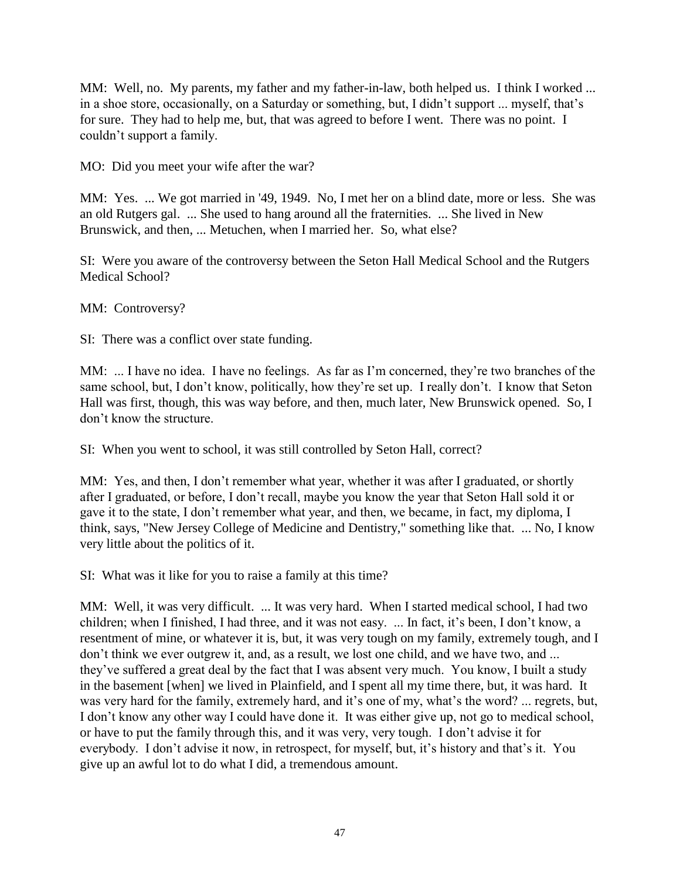MM: Well, no. My parents, my father and my father-in-law, both helped us. I think I worked ... in a shoe store, occasionally, on a Saturday or something, but, I didn't support ... myself, that's for sure. They had to help me, but, that was agreed to before I went. There was no point. I couldn't support a family.

MO: Did you meet your wife after the war?

MM: Yes. ... We got married in '49, 1949. No, I met her on a blind date, more or less. She was an old Rutgers gal. ... She used to hang around all the fraternities. ... She lived in New Brunswick, and then, ... Metuchen, when I married her. So, what else?

SI: Were you aware of the controversy between the Seton Hall Medical School and the Rutgers Medical School?

MM: Controversy?

SI: There was a conflict over state funding.

MM: ... I have no idea. I have no feelings. As far as I'm concerned, they're two branches of the same school, but, I don't know, politically, how they're set up. I really don't. I know that Seton Hall was first, though, this was way before, and then, much later, New Brunswick opened. So, I don't know the structure.

SI: When you went to school, it was still controlled by Seton Hall, correct?

MM: Yes, and then, I don't remember what year, whether it was after I graduated, or shortly after I graduated, or before, I don't recall, maybe you know the year that Seton Hall sold it or gave it to the state, I don't remember what year, and then, we became, in fact, my diploma, I think, says, "New Jersey College of Medicine and Dentistry," something like that. ... No, I know very little about the politics of it.

SI: What was it like for you to raise a family at this time?

MM: Well, it was very difficult. ... It was very hard. When I started medical school, I had two children; when I finished, I had three, and it was not easy. ... In fact, it's been, I don't know, a resentment of mine, or whatever it is, but, it was very tough on my family, extremely tough, and I don't think we ever outgrew it, and, as a result, we lost one child, and we have two, and ... they've suffered a great deal by the fact that I was absent very much. You know, I built a study in the basement [when] we lived in Plainfield, and I spent all my time there, but, it was hard. It was very hard for the family, extremely hard, and it's one of my, what's the word? ... regrets, but, I don't know any other way I could have done it. It was either give up, not go to medical school, or have to put the family through this, and it was very, very tough. I don't advise it for everybody. I don't advise it now, in retrospect, for myself, but, it's history and that's it. You give up an awful lot to do what I did, a tremendous amount.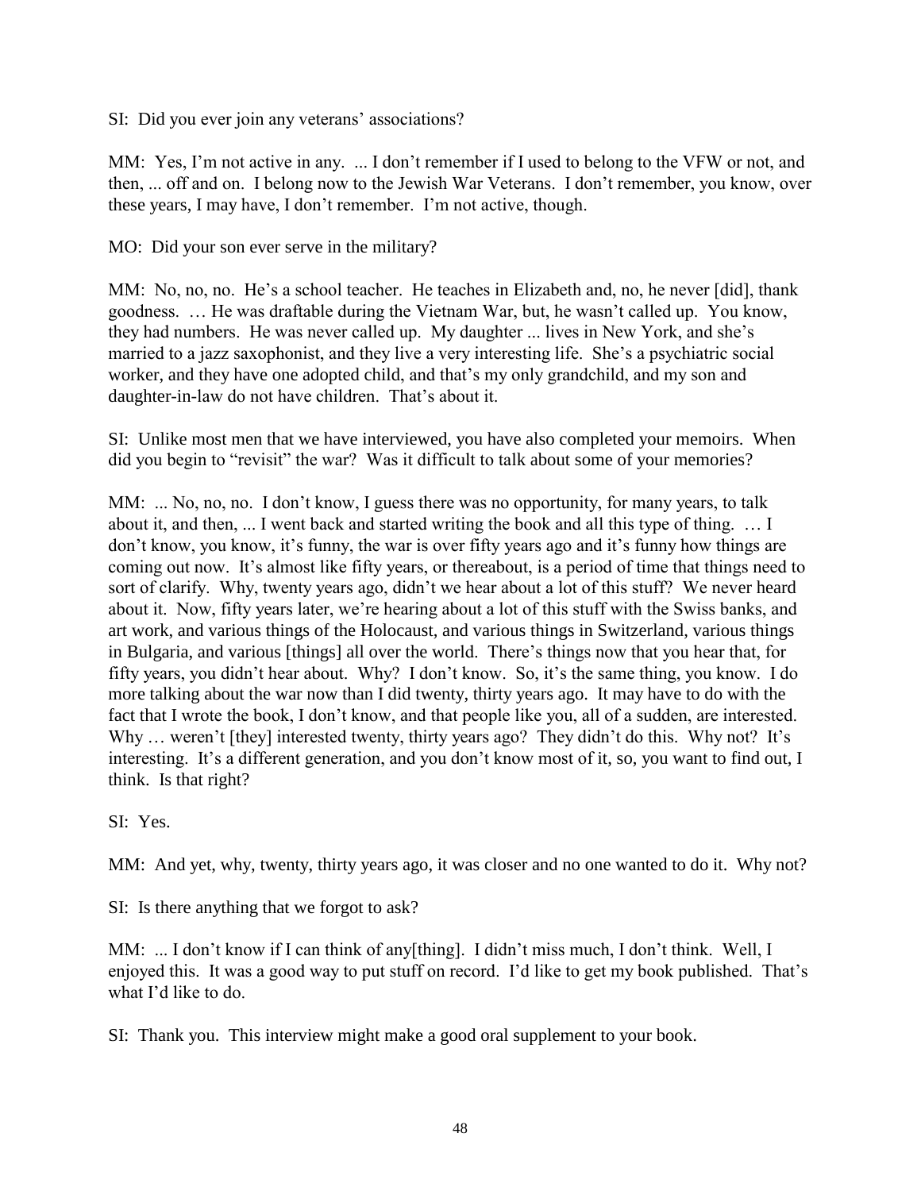SI: Did you ever join any veterans' associations?

MM: Yes, I'm not active in any. ... I don't remember if I used to belong to the VFW or not, and then, ... off and on. I belong now to the Jewish War Veterans. I don't remember, you know, over these years, I may have, I don't remember. I'm not active, though.

MO: Did your son ever serve in the military?

MM: No, no, no. He's a school teacher. He teaches in Elizabeth and, no, he never [did], thank goodness. … He was draftable during the Vietnam War, but, he wasn't called up. You know, they had numbers. He was never called up. My daughter ... lives in New York, and she's married to a jazz saxophonist, and they live a very interesting life. She's a psychiatric social worker, and they have one adopted child, and that's my only grandchild, and my son and daughter-in-law do not have children. That's about it.

SI: Unlike most men that we have interviewed, you have also completed your memoirs. When did you begin to "revisit" the war? Was it difficult to talk about some of your memories?

MM: ... No, no, no. I don't know, I guess there was no opportunity, for many years, to talk about it, and then, ... I went back and started writing the book and all this type of thing. … I don't know, you know, it's funny, the war is over fifty years ago and it's funny how things are coming out now. It's almost like fifty years, or thereabout, is a period of time that things need to sort of clarify. Why, twenty years ago, didn't we hear about a lot of this stuff? We never heard about it. Now, fifty years later, we're hearing about a lot of this stuff with the Swiss banks, and art work, and various things of the Holocaust, and various things in Switzerland, various things in Bulgaria, and various [things] all over the world. There's things now that you hear that, for fifty years, you didn't hear about. Why? I don't know. So, it's the same thing, you know. I do more talking about the war now than I did twenty, thirty years ago. It may have to do with the fact that I wrote the book, I don't know, and that people like you, all of a sudden, are interested. Why … weren't [they] interested twenty, thirty years ago? They didn't do this. Why not? It's interesting. It's a different generation, and you don't know most of it, so, you want to find out, I think. Is that right?

SI: Yes.

MM: And yet, why, twenty, thirty years ago, it was closer and no one wanted to do it. Why not?

SI: Is there anything that we forgot to ask?

MM: ... I don't know if I can think of any[thing]. I didn't miss much, I don't think. Well, I enjoyed this. It was a good way to put stuff on record. I'd like to get my book published. That's what I'd like to do.

SI: Thank you. This interview might make a good oral supplement to your book.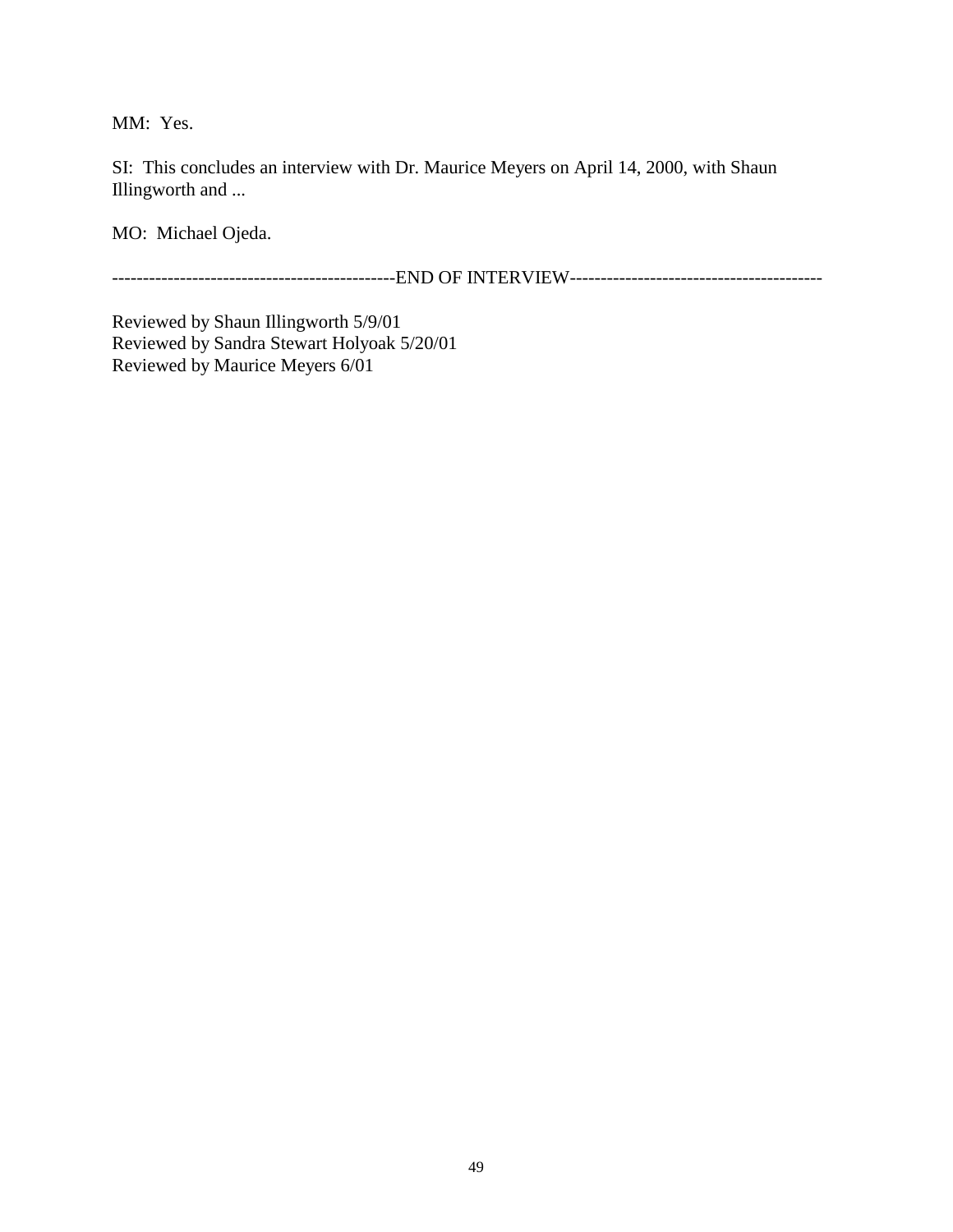MM: Yes.

SI: This concludes an interview with Dr. Maurice Meyers on April 14, 2000, with Shaun Illingworth and ...

MO: Michael Ojeda.

---------------------------------------------END OF INTERVIEW----------------------------------------

Reviewed by Shaun Illingworth 5/9/01
Reviewed by Sandra Stewart Holyoak 5/20/01
Reviewed by Maurice Meyers 6/01